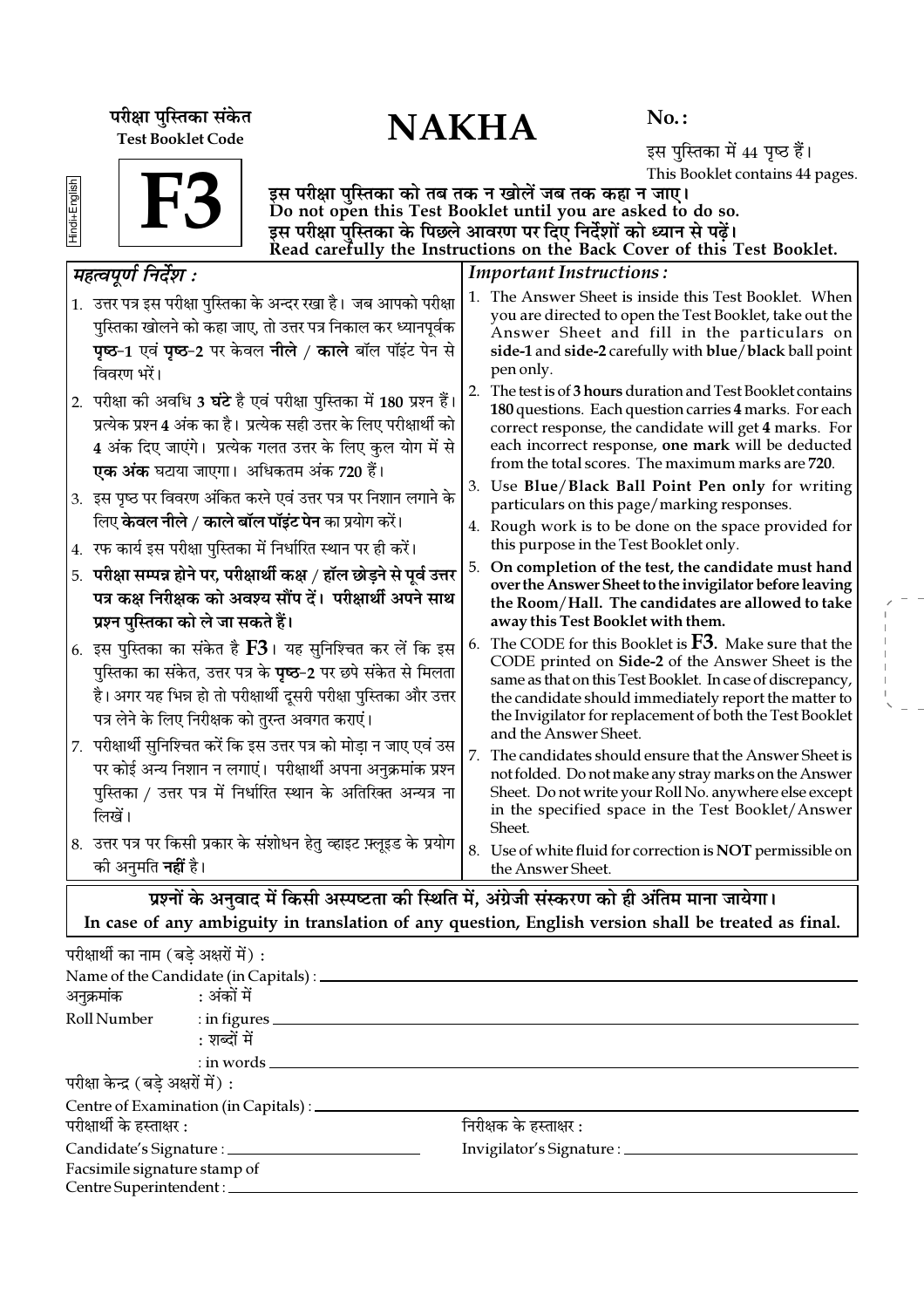परीक्षा पुस्तिका संकेत
**Test Booklet Code**

# NAKHA

**No. :**

इस पुस्तिका में 44 पृष्ठ हैं।
This Booklet contains 44 pages.

Hindi+English

# F3

**इस परीक्षा पुस्तिका को तब तक न खोलें जब तक कहा न जाए।**
**Do not open this Test Booklet until you are asked to do so.**
**इस परीक्षा पुस्तिका के पिछले आवरण पर दिए निर्देशों को ध्यान से पढ़ें।**
**Read carefully the Instructions on the Back Cover of this Test Booklet.**

## *महत्वपूर्ण निर्देश :*

1. उत्तर पत्र इस परीक्षा पुस्तिका के अन्दर रखा है। जब आपको परीक्षा पुस्तिका खोलने को कहा जाए, तो उत्तर पत्र निकाल कर ध्यानपूर्वक **पृष्ठ-1** एवं **पृष्ठ-2** पर केवल **नीले** / **काले** बॉल पॉइंट पेन से विवरण भरें।
2. परीक्षा की अवधि **3 घंटे** है एवं परीक्षा पुस्तिका में **180** प्रश्न हैं। प्रत्येक प्रश्न **4** अंक का है। प्रत्येक सही उत्तर के लिए परीक्षार्थी को **4** अंक दिए जाएंगे। प्रत्येक गलत उत्तर के लिए कुल योग में से **एक अंक** घटाया जाएगा। अधिकतम अंक **720** हैं।
3. इस पृष्ठ पर विवरण अंकित करने एवं उत्तर पत्र पर निशान लगाने के लिए **केवल नीले** / **काले बॉल पॉइंट पेन** का प्रयोग करें।
4. रफ कार्य इस परीक्षा पुस्तिका में निर्धारित स्थान पर ही करें।
5. **परीक्षा सम्पन्न होने पर, परीक्षार्थी कक्ष / हॉल छोड़ने से पूर्व उत्तर पत्र कक्ष निरीक्षक को अवश्य सौंप दें। परीक्षार्थी अपने साथ प्रश्न पुस्तिका को ले जा सकते हैं।**
6. इस पुस्तिका का संकेत है **F3**। यह सुनिश्चित कर लें कि इस पुस्तिका का संकेत, उत्तर पत्र के **पृष्ठ-2** पर छपे संकेत से मिलता है। अगर यह भिन्न हो तो परीक्षार्थी दूसरी परीक्षा पुस्तिका और उत्तर पत्र लेने के लिए निरीक्षक को तुरन्त अवगत कराएं।
7. परीक्षार्थी सुनिश्चित करें कि इस उत्तर पत्र को मोड़ा न जाए एवं उस पर कोई अन्य निशान न लगाएं। परीक्षार्थी अपना अनुक्रमांक प्रश्न पुस्तिका / उत्तर पत्र में निर्धारित स्थान के अतिरिक्त अन्यत्र ना लिखें।
8. उत्तर पत्र पर किसी प्रकार के संशोधन हेतु व्हाइट फ़्लूइड के प्रयोग की अनुमति **नहीं** है।

## *Important Instructions :*

1. The Answer Sheet is inside this Test Booklet. When you are directed to open the Test Booklet, take out the Answer Sheet and fill in the particulars on **side-1** and **side-2** carefully with **blue/black** ball point pen only.
2. The test is of **3 hours** duration and Test Booklet contains **180** questions. Each question carries **4** marks. For each correct response, the candidate will get **4** marks. For each incorrect response, **one mark** will be deducted from the total scores. The maximum marks are **720**.
3. Use **Blue/Black Ball Point Pen only** for writing particulars on this page/marking responses.
4. Rough work is to be done on the space provided for this purpose in the Test Booklet only.
5. **On completion of the test, the candidate must hand over the Answer Sheet to the invigilator before leaving the Room/Hall. The candidates are allowed to take away this Test Booklet with them.**
6. The CODE for this Booklet is **F3**. Make sure that the CODE printed on **Side-2** of the Answer Sheet is the same as that on this Test Booklet. In case of discrepancy, the candidate should immediately report the matter to the Invigilator for replacement of both the Test Booklet and the Answer Sheet.
7. The candidates should ensure that the Answer Sheet is not folded. Do not make any stray marks on the Answer Sheet. Do not write your Roll No. anywhere else except in the specified space in the Test Booklet/Answer Sheet.
8. Use of white fluid for correction is **NOT** permissible on the Answer Sheet.

**प्रश्नों के अनुवाद में किसी अस्पष्टता की स्थिति में, अंग्रेजी संस्करण को ही अंतिम माना जायेगा।**
**In case of any ambiguity in translation of any question, English version shall be treated as final.**

परीक्षार्थी का नाम (बड़े अक्षरों में) :
Name of the Candidate (in Capitals) : ____________________

अनुक्रमांक : अंकों में
Roll Number : in figures ____________________
: शब्दों में
: in words ____________________

परीक्षा केन्द्र (बड़े अक्षरों में) :
Centre of Examination (in Capitals) : ____________________

परीक्षार्थी के हस्ताक्षर :
Candidate's Signature : ____________________

निरीक्षक के हस्ताक्षर :
Invigilator's Signature : ____________________

Facsimile signature stamp of
Centre Superintendent : ____________________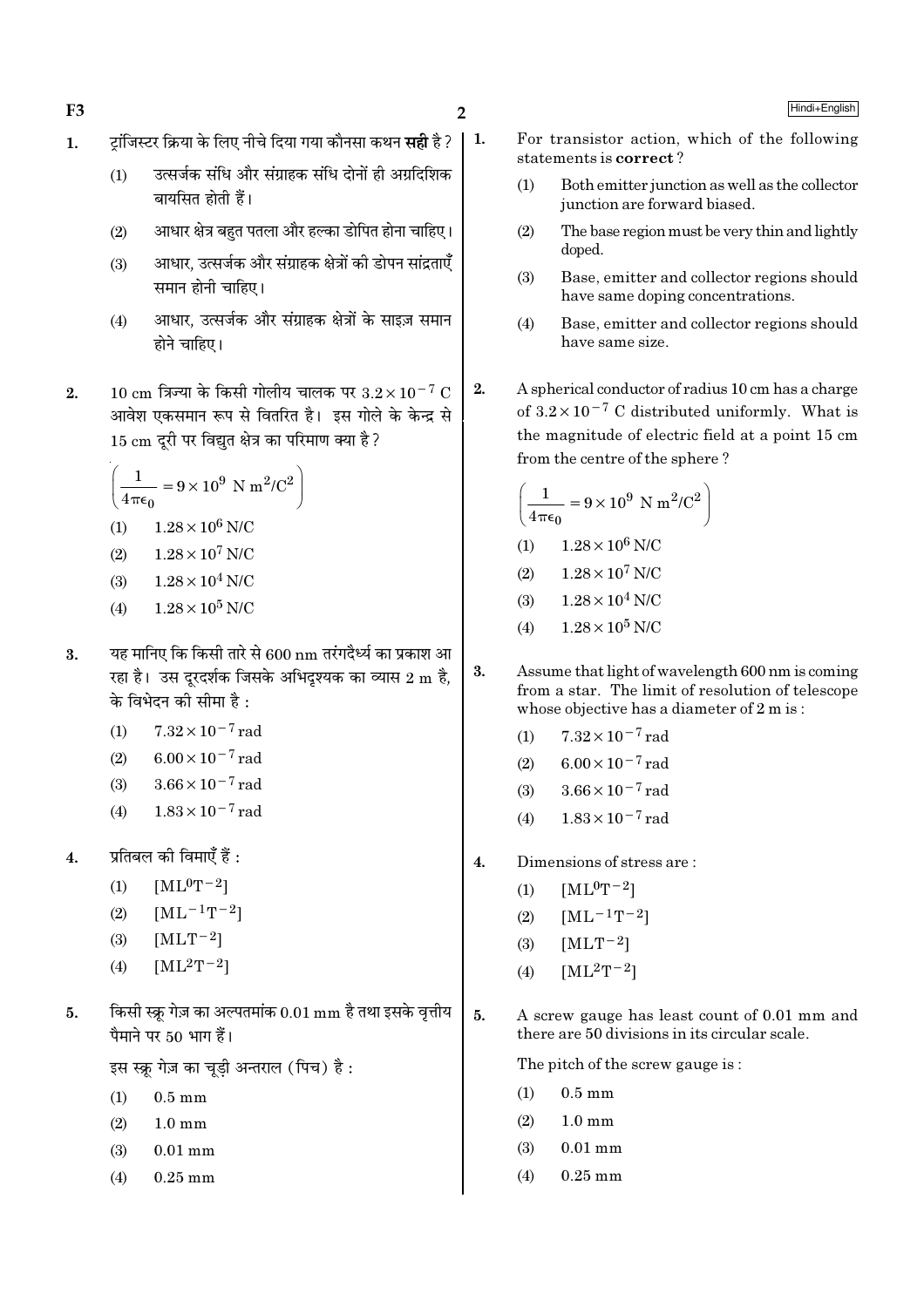1. ट्रांजिस्टर क्रिया के लिए नीचे दिया गया कौनसा कथन **सही** है ?
   (1) उत्सर्जक संधि और संग्राहक संधि दोनों ही अग्रदिशिक बायसित होती हैं।
   (2) आधार क्षेत्र बहुत पतला और हल्का डोपित होना चाहिए।
   (3) आधार, उत्सर्जक और संग्राहक क्षेत्रों की डोपन सांद्रताएँ समान होनी चाहिए।
   (4) आधार, उत्सर्जक और संग्राहक क्षेत्रों के साइज़ समान होने चाहिए।

2. 10 cm त्रिज्या के किसी गोलीय चालक पर $3.2 \times 10^{-7}$ C आवेश एकसमान रूप से वितरित है। इस गोले के केन्द्र से 15 cm दूरी पर विद्युत क्षेत्र का परिमाण क्या है ?

   $\left(\frac{1}{4\pi\epsilon_0} = 9 \times 10^9 \text{ N m}^2/\text{C}^2\right)$

   (1) $1.28 \times 10^6$ N/C
   (2) $1.28 \times 10^7$ N/C
   (3) $1.28 \times 10^4$ N/C
   (4) $1.28 \times 10^5$ N/C

3. यह मानिए कि किसी तारे से 600 nm तरंगदैर्ध्य का प्रकाश आ रहा है। उस दूरदर्शक जिसके अभिदृश्यक का व्यास 2 m है, के विभेदन की सीमा है :
   (1) $7.32 \times 10^{-7}$ rad
   (2) $6.00 \times 10^{-7}$ rad
   (3) $3.66 \times 10^{-7}$ rad
   (4) $1.83 \times 10^{-7}$ rad

4. प्रतिबल की विमाएँ हैं :
   (1) $[ML^0T^{-2}]$
   (2) $[ML^{-1}T^{-2}]$
   (3) $[MLT^{-2}]$
   (4) $[ML^2T^{-2}]$

5. किसी स्क्रू गेज़ का अल्पतमांक 0.01 mm है तथा इसके वृत्तीय पैमाने पर 50 भाग हैं।

   इस स्क्रू गेज़ का चूड़ी अन्तराल (पिच) है :
   (1) 0.5 mm
   (2) 1.0 mm
   (3) 0.01 mm
   (4) 0.25 mm

1. For transistor action, which of the following statements is **correct** ?
   (1) Both emitter junction as well as the collector junction are forward biased.
   (2) The base region must be very thin and lightly doped.
   (3) Base, emitter and collector regions should have same doping concentrations.
   (4) Base, emitter and collector regions should have same size.

2. A spherical conductor of radius 10 cm has a charge of $3.2 \times 10^{-7}$ C distributed uniformly. What is the magnitude of electric field at a point 15 cm from the centre of the sphere ?

   $\left(\frac{1}{4\pi\epsilon_0} = 9 \times 10^9 \text{ N m}^2/\text{C}^2\right)$

   (1) $1.28 \times 10^6$ N/C
   (2) $1.28 \times 10^7$ N/C
   (3) $1.28 \times 10^4$ N/C
   (4) $1.28 \times 10^5$ N/C

3. Assume that light of wavelength 600 nm is coming from a star. The limit of resolution of telescope whose objective has a diameter of 2 m is :
   (1) $7.32 \times 10^{-7}$ rad
   (2) $6.00 \times 10^{-7}$ rad
   (3) $3.66 \times 10^{-7}$ rad
   (4) $1.83 \times 10^{-7}$ rad

4. Dimensions of stress are :
   (1) $[ML^0T^{-2}]$
   (2) $[ML^{-1}T^{-2}]$
   (3) $[MLT^{-2}]$
   (4) $[ML^2T^{-2}]$

5. A screw gauge has least count of 0.01 mm and there are 50 divisions in its circular scale.

   The pitch of the screw gauge is :
   (1) 0.5 mm
   (2) 1.0 mm
   (3) 0.01 mm
   (4) 0.25 mm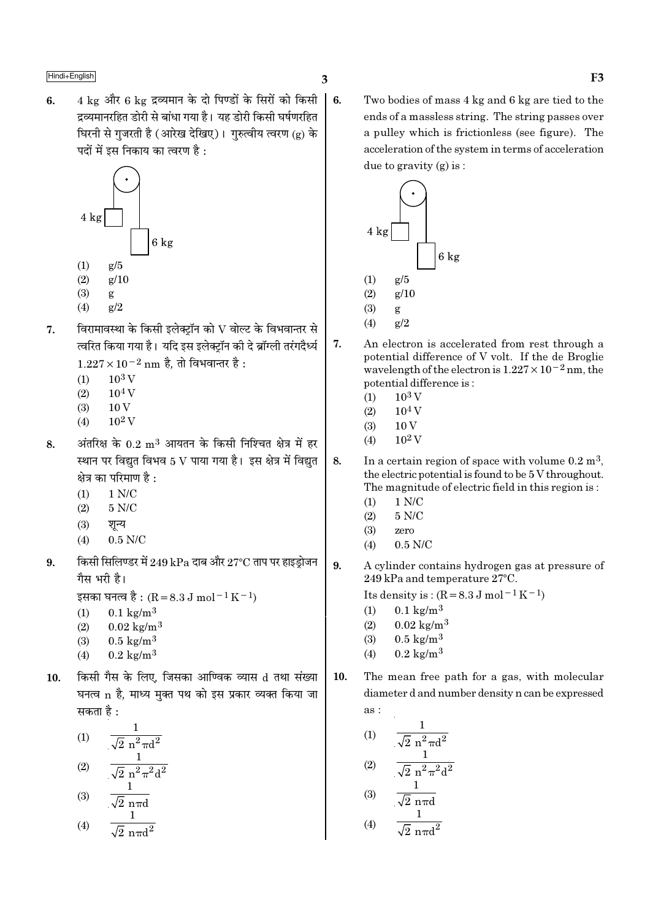6. 4 kg और 6 kg द्रव्यमान के दो पिण्डों के सिरों को किसी द्रव्यमानरहित डोरी से बांधा गया है। यह डोरी किसी घर्षणरहित घिरनी से गुजरती है (आरेख देखिए)। गुरुत्वीय त्वरण (g) के पदों में इस निकाय का त्वरण है :

(1) g/5
(2) g/10
(3) g
(4) g/2

7. विरामावस्था के किसी इलेक्ट्रॉन को V वोल्ट के विभवान्तर से त्वरित किया गया है। यदि इस इलेक्ट्रॉन की दे ब्रॉग्ली तरंगदैर्ध्य $1.227 \times 10^{-2}$ nm है, तो विभवान्तर है :

(1) $10^3$ V
(2) $10^4$ V
(3) 10 V
(4) $10^2$ V

8. अंतरिक्ष के 0.2 $m^3$ आयतन के किसी निश्चित क्षेत्र में हर स्थान पर विद्युत विभव 5 V पाया गया है। इस क्षेत्र में विद्युत क्षेत्र का परिमाण है :

(1) 1 N/C
(2) 5 N/C
(3) शून्य
(4) 0.5 N/C

9. किसी सिलिण्डर में 249 kPa दाब और 27°C ताप पर हाइड्रोजन गैस भरी है।
इसका घनत्व है : ($R = 8.3$ J $mol^{-1}$ $K^{-1}$)

(1) 0.1 $kg/m^3$
(2) 0.02 $kg/m^3$
(3) 0.5 $kg/m^3$
(4) 0.2 $kg/m^3$

10. किसी गैस के लिए, जिसका आण्विक व्यास d तथा संख्या घनत्व n है, माध्य मुक्त पथ को इस प्रकार व्यक्त किया जा सकता है :

(1) $\dfrac{1}{\sqrt{2}\, n^2 \pi d^2}$
(2) $\dfrac{1}{\sqrt{2}\, n^2 \pi^2 d^2}$
(3) $\dfrac{1}{\sqrt{2}\, n \pi d}$
(4) $\dfrac{1}{\sqrt{2}\, n \pi d^2}$

6. Two bodies of mass 4 kg and 6 kg are tied to the ends of a massless string. The string passes over a pulley which is frictionless (see figure). The acceleration of the system in terms of acceleration due to gravity (g) is :

(1) g/5
(2) g/10
(3) g
(4) g/2

7. An electron is accelerated from rest through a potential difference of V volt. If the de Broglie wavelength of the electron is $1.227 \times 10^{-2}$ nm, the potential difference is :

(1) $10^3$ V
(2) $10^4$ V
(3) 10 V
(4) $10^2$ V

8. In a certain region of space with volume 0.2 $m^3$, the electric potential is found to be 5 V throughout. The magnitude of electric field in this region is :

(1) 1 N/C
(2) 5 N/C
(3) zero
(4) 0.5 N/C

9. A cylinder contains hydrogen gas at pressure of 249 kPa and temperature 27°C.
Its density is : ($R = 8.3$ J $mol^{-1}$ $K^{-1}$)

(1) 0.1 $kg/m^3$
(2) 0.02 $kg/m^3$
(3) 0.5 $kg/m^3$
(4) 0.2 $kg/m^3$

10. The mean free path for a gas, with molecular diameter d and number density n can be expressed as :

(1) $\dfrac{1}{\sqrt{2}\, n^2 \pi d^2}$
(2) $\dfrac{1}{\sqrt{2}\, n^2 \pi^2 d^2}$
(3) $\dfrac{1}{\sqrt{2}\, n \pi d}$
(4) $\dfrac{1}{\sqrt{2}\, n \pi d^2}$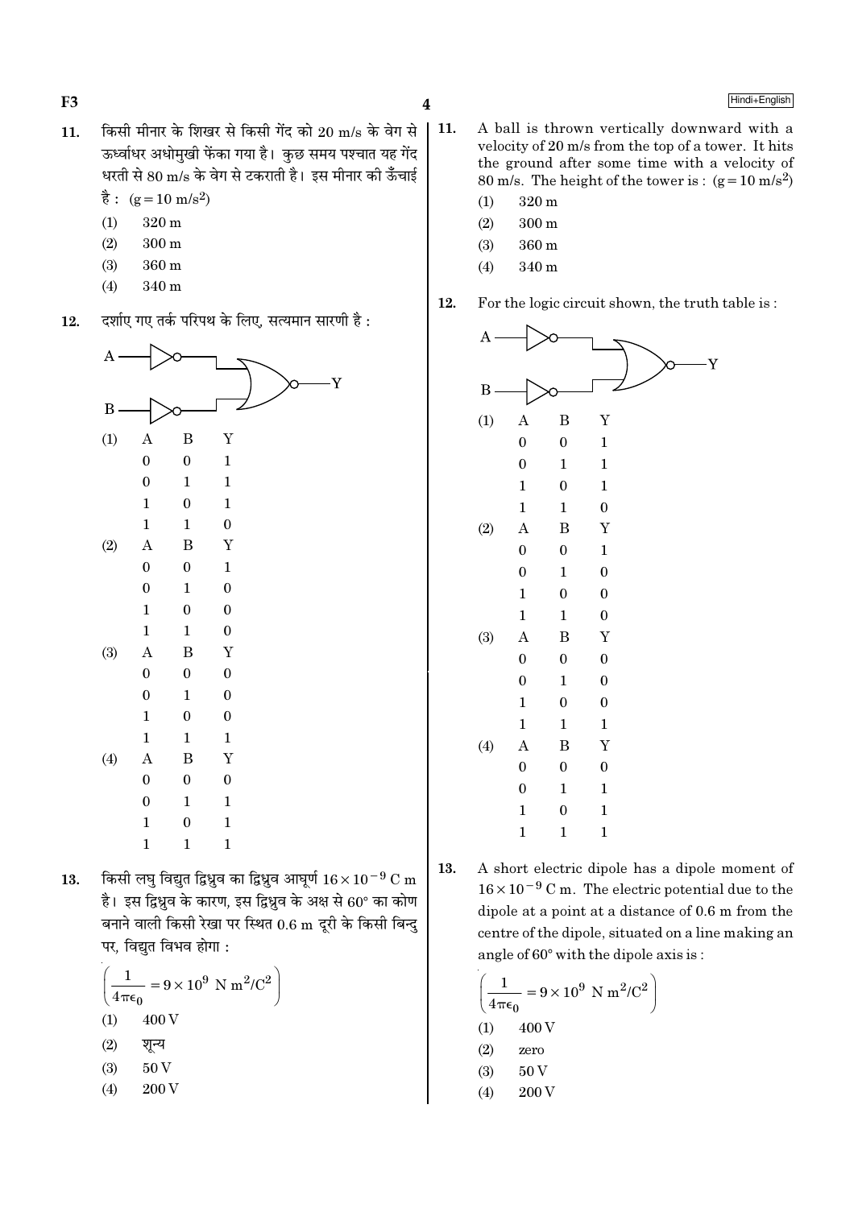11. किसी मीनार के शिखर से किसी गेंद को 20 m/s के वेग से ऊर्ध्वाधर अधोमुखी फेंका गया है। कुछ समय पश्चात यह गेंद धरती से 80 m/s के वेग से टकराती है। इस मीनार की ऊँचाई है : $(g = 10\ m/s^2)$

(1) 320 m
(2) 300 m
(3) 360 m
(4) 340 m

12. दर्शाए गए तर्क परिपथ के लिए, सत्यमान सारणी है :

(1)

| A | B | Y |
|---|---|---|
| 0 | 0 | 1 |
| 0 | 1 | 1 |
| 1 | 0 | 1 |
| 1 | 1 | 0 |

(2)

| A | B | Y |
|---|---|---|
| 0 | 0 | 1 |
| 0 | 1 | 0 |
| 1 | 0 | 0 |
| 1 | 1 | 0 |

(3)

| A | B | Y |
|---|---|---|
| 0 | 0 | 0 |
| 0 | 1 | 0 |
| 1 | 0 | 0 |
| 1 | 1 | 1 |

(4)

| A | B | Y |
|---|---|---|
| 0 | 0 | 0 |
| 0 | 1 | 1 |
| 1 | 0 | 1 |
| 1 | 1 | 1 |

13. किसी लघु विद्युत द्विध्रुव का द्विध्रुव आघूर्ण $16 \times 10^{-9}$ C m है। इस द्विध्रुव के कारण, इस द्विध्रुव के अक्ष से 60° का कोण बनाने वाली किसी रेखा पर स्थित 0.6 m दूरी के किसी बिन्दु पर, विद्युत विभव होगा :

$$\left(\frac{1}{4\pi\epsilon_0} = 9 \times 10^9\ N\ m^2/C^2\right)$$

(1) 400 V
(2) शून्य
(3) 50 V
(4) 200 V

11. A ball is thrown vertically downward with a velocity of 20 m/s from the top of a tower. It hits the ground after some time with a velocity of 80 m/s. The height of the tower is : $(g = 10\ m/s^2)$

(1) 320 m
(2) 300 m
(3) 360 m
(4) 340 m

12. For the logic circuit shown, the truth table is :

(1)

| A | B | Y |
|---|---|---|
| 0 | 0 | 1 |
| 0 | 1 | 1 |
| 1 | 0 | 1 |
| 1 | 1 | 0 |

(2)

| A | B | Y |
|---|---|---|
| 0 | 0 | 1 |
| 0 | 1 | 0 |
| 1 | 0 | 0 |
| 1 | 1 | 0 |

(3)

| A | B | Y |
|---|---|---|
| 0 | 0 | 0 |
| 0 | 1 | 0 |
| 1 | 0 | 0 |
| 1 | 1 | 1 |

(4)

| A | B | Y |
|---|---|---|
| 0 | 0 | 0 |
| 0 | 1 | 1 |
| 1 | 0 | 1 |
| 1 | 1 | 1 |

13. A short electric dipole has a dipole moment of $16 \times 10^{-9}$ C m. The electric potential due to the dipole at a point at a distance of 0.6 m from the centre of the dipole, situated on a line making an angle of 60° with the dipole axis is :

$$\left(\frac{1}{4\pi\epsilon_0} = 9 \times 10^9\ N\ m^2/C^2\right)$$

(1) 400 V
(2) zero
(3) 50 V
(4) 200 V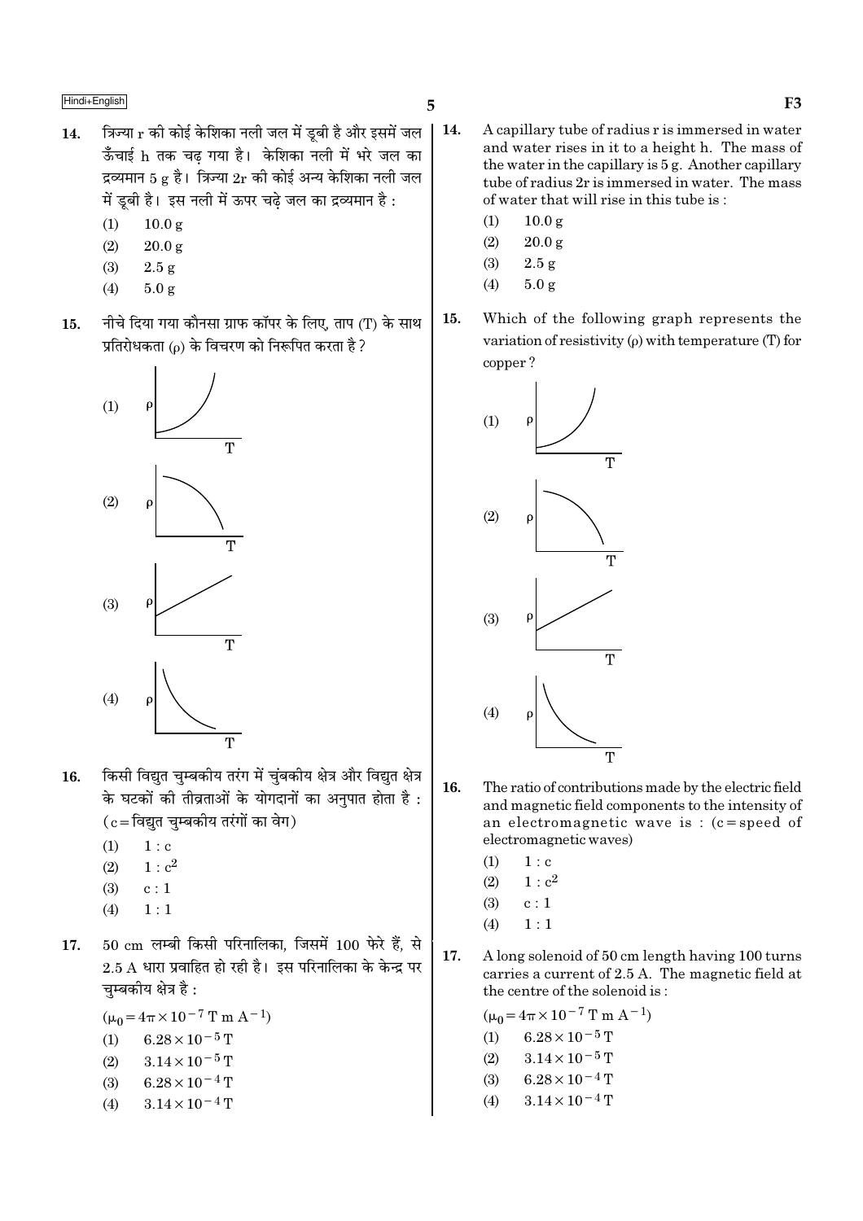14. त्रिज्या r की कोई केशिका नली जल में डूबी है और इसमें जल ऊँचाई h तक चढ़ गया है। केशिका नली में भरे जल का द्रव्यमान 5 g है। त्रिज्या 2r की कोई अन्य केशिका नली जल में डूबी है। इस नली में ऊपर चढ़े जल का द्रव्यमान है :

(1) 10.0 g
(2) 20.0 g
(3) 2.5 g
(4) 5.0 g

15. नीचे दिया गया कौनसा ग्राफ कॉपर के लिए, ताप (T) के साथ प्रतिरोधकता (ρ) के विचरण को निरूपित करता है ?

(1) ρ vs T
(2) ρ vs T
(3) ρ vs T
(4) ρ vs T

16. किसी विद्युत चुम्बकीय तरंग में चुंबकीय क्षेत्र और विद्युत क्षेत्र के घटकों की तीव्रताओं के योगदानों का अनुपात होता है : (c = विद्युत चुम्बकीय तरंगों का वेग)

(1) $1 : c$
(2) $1 : c^2$
(3) $c : 1$
(4) $1 : 1$

17. 50 cm लम्बी किसी परिनालिका, जिसमें 100 फेरे हैं, से 2.5 A धारा प्रवाहित हो रही है। इस परिनालिका के केन्द्र पर चुम्बकीय क्षेत्र है :

($\mu_0 = 4\pi \times 10^{-7}$ T m $A^{-1}$)

(1) $6.28 \times 10^{-5}$ T
(2) $3.14 \times 10^{-5}$ T
(3) $6.28 \times 10^{-4}$ T
(4) $3.14 \times 10^{-4}$ T

14. A capillary tube of radius r is immersed in water and water rises in it to a height h. The mass of the water in the capillary is 5 g. Another capillary tube of radius 2r is immersed in water. The mass of water that will rise in this tube is :

(1) 10.0 g
(2) 20.0 g
(3) 2.5 g
(4) 5.0 g

15. Which of the following graph represents the variation of resistivity (ρ) with temperature (T) for copper ?

(1) ρ vs T
(2) ρ vs T
(3) ρ vs T
(4) ρ vs T

16. The ratio of contributions made by the electric field and magnetic field components to the intensity of an electromagnetic wave is : (c = speed of electromagnetic waves)

(1) $1 : c$
(2) $1 : c^2$
(3) $c : 1$
(4) $1 : 1$

17. A long solenoid of 50 cm length having 100 turns carries a current of 2.5 A. The magnetic field at the centre of the solenoid is :

($\mu_0 = 4\pi \times 10^{-7}$ T m $A^{-1}$)

(1) $6.28 \times 10^{-5}$ T
(2) $3.14 \times 10^{-5}$ T
(3) $6.28 \times 10^{-4}$ T
(4) $3.14 \times 10^{-4}$ T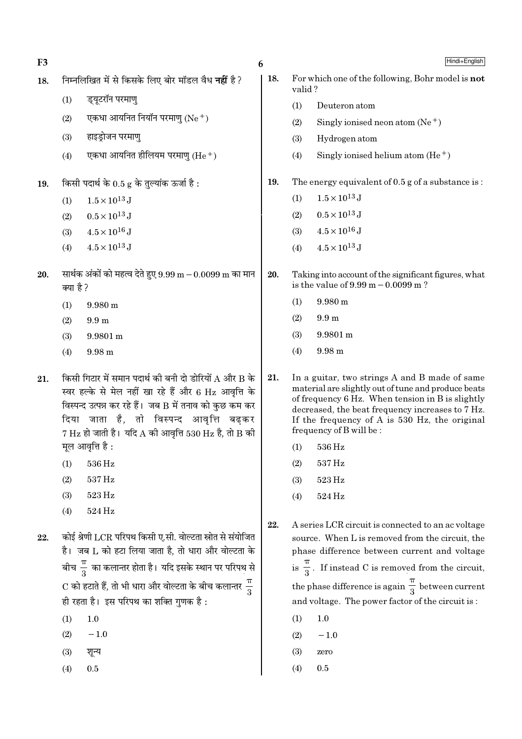18. निम्नलिखित में से किसके लिए बोर मॉडल वैध **नहीं** है ?

    (1) ड्यूटरॉन परमाणु

    (2) एकधा आयनित नियॉन परमाणु ($Ne^+$)

    (3) हाइड्रोजन परमाणु

    (4) एकधा आयनित हीलियम परमाणु ($He^+$)

19. किसी पदार्थ के 0.5 g के तुल्यांक ऊर्जा है :

    (1) $1.5 \times 10^{13}$ J

    (2) $0.5 \times 10^{13}$ J

    (3) $4.5 \times 10^{16}$ J

    (4) $4.5 \times 10^{13}$ J

20. सार्थक अंकों को महत्व देते हुए 9.99 m − 0.0099 m का मान क्या है ?

    (1) 9.980 m

    (2) 9.9 m

    (3) 9.9801 m

    (4) 9.98 m

21. किसी गिटार में समान पदार्थ की बनी दो डोरियों A और B के स्वर हल्के से मेल नहीं खा रहे हैं और 6 Hz आवृत्ति के विस्पन्द उत्पन्न कर रहे हैं। जब B में तनाव को कुछ कम कर दिया जाता है, तो विस्पन्द आवृत्ति बढ़कर 7 Hz हो जाती है। यदि A की आवृत्ति 530 Hz है, तो B की मूल आवृत्ति है :

    (1) 536 Hz

    (2) 537 Hz

    (3) 523 Hz

    (4) 524 Hz

22. कोई श्रेणी LCR परिपथ किसी ए.सी. वोल्टता स्रोत से संयोजित है। जब L को हटा लिया जाता है, तो धारा और वोल्टता के बीच $\frac{\pi}{3}$ का कलान्तर होता है। यदि इसके स्थान पर परिपथ से C को हटाते हैं, तो भी धारा और वोल्टता के बीच कलान्तर $\frac{\pi}{3}$ ही रहता है। इस परिपथ का शक्ति गुणक है :

    (1) 1.0

    (2) −1.0

    (3) शून्य

    (4) 0.5

18. For which one of the following, Bohr model is **not** valid ?

    (1) Deuteron atom

    (2) Singly ionised neon atom ($Ne^+$)

    (3) Hydrogen atom

    (4) Singly ionised helium atom ($He^+$)

19. The energy equivalent of 0.5 g of a substance is :

    (1) $1.5 \times 10^{13}$ J

    (2) $0.5 \times 10^{13}$ J

    (3) $4.5 \times 10^{16}$ J

    (4) $4.5 \times 10^{13}$ J

20. Taking into account of the significant figures, what is the value of 9.99 m − 0.0099 m ?

    (1) 9.980 m

    (2) 9.9 m

    (3) 9.9801 m

    (4) 9.98 m

21. In a guitar, two strings A and B made of same material are slightly out of tune and produce beats of frequency 6 Hz. When tension in B is slightly decreased, the beat frequency increases to 7 Hz. If the frequency of A is 530 Hz, the original frequency of B will be :

    (1) 536 Hz

    (2) 537 Hz

    (3) 523 Hz

    (4) 524 Hz

22. A series LCR circuit is connected to an ac voltage source. When L is removed from the circuit, the phase difference between current and voltage is $\frac{\pi}{3}$. If instead C is removed from the circuit, the phase difference is again $\frac{\pi}{3}$ between current and voltage. The power factor of the circuit is :

    (1) 1.0

    (2) −1.0

    (3) zero

    (4) 0.5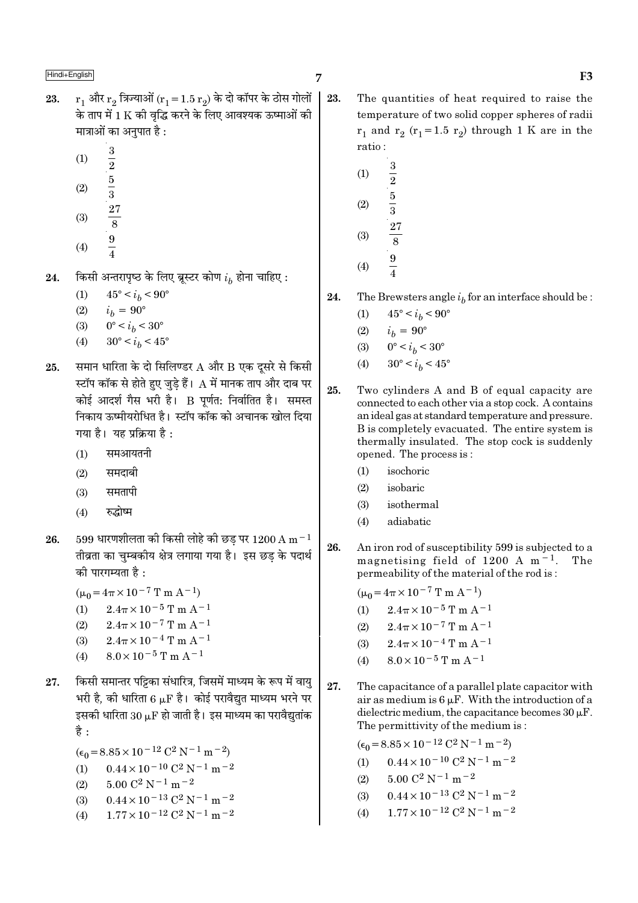23. $r_1$ और $r_2$ त्रिज्याओं ($r_1 = 1.5\, r_2$) के दो कॉपर के ठोस गोलों के ताप में 1 K की वृद्धि करने के लिए आवश्यक ऊष्माओं की मात्राओं का अनुपात है :

(1) $\frac{3}{2}$

(2) $\frac{5}{3}$

(3) $\frac{27}{8}$

(4) $\frac{9}{4}$

24. किसी अन्तरापृष्ठ के लिए ब्रूस्टर कोण $i_b$ होना चाहिए :

(1) $45° < i_b < 90°$

(2) $i_b = 90°$

(3) $0° < i_b < 30°$

(4) $30° < i_b < 45°$

25. समान धारिता के दो सिलिण्डर A और B एक दूसरे से किसी स्टॉप कॉक से होते हुए जुड़े हैं। A में मानक ताप और दाब पर कोई आदर्श गैस भरी है। B पूर्णतः निर्वातित है। समस्त निकाय ऊष्मीयरोधित है। स्टॉप कॉक को अचानक खोल दिया गया है। यह प्रक्रिया है :

(1) समआयतनी

(2) समदाबी

(3) समतापी

(4) रुद्धोष्म

26. 599 धारणशीलता की किसी लोहे की छड़ पर $1200\ A\ m^{-1}$ तीव्रता का चुम्बकीय क्षेत्र लगाया गया है। इस छड़ के पदार्थ की पारगम्यता है :

($\mu_0 = 4\pi \times 10^{-7}\ T\ m\ A^{-1}$)

(1) $2.4\pi \times 10^{-5}\ T\ m\ A^{-1}$

(2) $2.4\pi \times 10^{-7}\ T\ m\ A^{-1}$

(3) $2.4\pi \times 10^{-4}\ T\ m\ A^{-1}$

(4) $8.0 \times 10^{-5}\ T\ m\ A^{-1}$

27. किसी समान्तर पट्टिका संधारित्र, जिसमें माध्यम के रूप में वायु भरी है, की धारिता $6\ \mu F$ है। कोई परावैद्युत माध्यम भरने पर इसकी धारिता $30\ \mu F$ हो जाती है। इस माध्यम का परावैद्युतांक है :

($\epsilon_0 = 8.85 \times 10^{-12}\ C^2\ N^{-1}\ m^{-2}$)

(1) $0.44 \times 10^{-10}\ C^2\ N^{-1}\ m^{-2}$

(2) $5.00\ C^2\ N^{-1}\ m^{-2}$

(3) $0.44 \times 10^{-13}\ C^2\ N^{-1}\ m^{-2}$

(4) $1.77 \times 10^{-12}\ C^2\ N^{-1}\ m^{-2}$

23. The quantities of heat required to raise the temperature of two solid copper spheres of radii $r_1$ and $r_2$ ($r_1 = 1.5\, r_2$) through 1 K are in the ratio :

(1) $\frac{3}{2}$

(2) $\frac{5}{3}$

(3) $\frac{27}{8}$

(4) $\frac{9}{4}$

24. The Brewsters angle $i_b$ for an interface should be :

(1) $45° < i_b < 90°$

(2) $i_b = 90°$

(3) $0° < i_b < 30°$

(4) $30° < i_b < 45°$

25. Two cylinders A and B of equal capacity are connected to each other via a stop cock. A contains an ideal gas at standard temperature and pressure. B is completely evacuated. The entire system is thermally insulated. The stop cock is suddenly opened. The process is :

(1) isochoric

(2) isobaric

(3) isothermal

(4) adiabatic

26. An iron rod of susceptibility 599 is subjected to a magnetising field of $1200\ A\ m^{-1}$. The permeability of the material of the rod is :

($\mu_0 = 4\pi \times 10^{-7}\ T\ m\ A^{-1}$)

(1) $2.4\pi \times 10^{-5}\ T\ m\ A^{-1}$

(2) $2.4\pi \times 10^{-7}\ T\ m\ A^{-1}$

(3) $2.4\pi \times 10^{-4}\ T\ m\ A^{-1}$

(4) $8.0 \times 10^{-5}\ T\ m\ A^{-1}$

27. The capacitance of a parallel plate capacitor with air as medium is $6\ \mu F$. With the introduction of a dielectric medium, the capacitance becomes $30\ \mu F$. The permittivity of the medium is :

($\epsilon_0 = 8.85 \times 10^{-12}\ C^2\ N^{-1}\ m^{-2}$)

(1) $0.44 \times 10^{-10}\ C^2\ N^{-1}\ m^{-2}$

(2) $5.00\ C^2\ N^{-1}\ m^{-2}$

(3) $0.44 \times 10^{-13}\ C^2\ N^{-1}\ m^{-2}$

(4) $1.77 \times 10^{-12}\ C^2\ N^{-1}\ m^{-2}$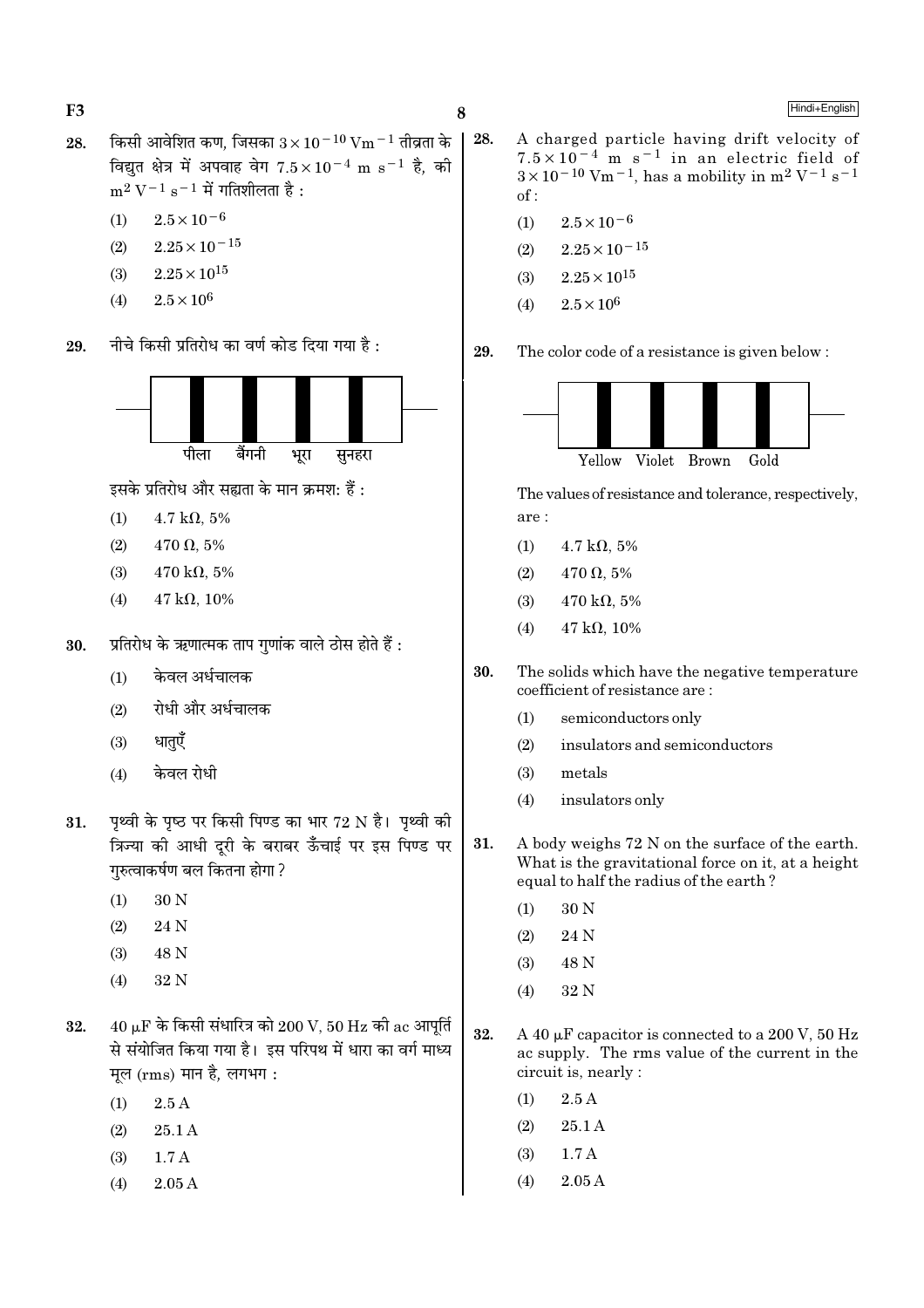28. किसी आवेशित कण, जिसका $3 \times 10^{-10}\ \text{Vm}^{-1}$ तीव्रता के विद्युत क्षेत्र में अपवाह वेग $7.5 \times 10^{-4}\ \text{m s}^{-1}$ है, की $\text{m}^2\ \text{V}^{-1}\ \text{s}^{-1}$ में गतिशीलता है :

(1) $2.5 \times 10^{-6}$

(2) $2.25 \times 10^{-15}$

(3) $2.25 \times 10^{15}$

(4) $2.5 \times 10^{6}$

29. नीचे किसी प्रतिरोध का वर्ण कोड दिया गया है :

पीला बैंगनी भूरा सुनहरा

इसके प्रतिरोध और सह्यता के मान क्रमशः हैं :

(1) 4.7 kΩ, 5%

(2) 470 Ω, 5%

(3) 470 kΩ, 5%

(4) 47 kΩ, 10%

30. प्रतिरोध के ऋणात्मक ताप गुणांक वाले ठोस होते हैं :

(1) केवल अर्धचालक

(2) रोधी और अर्धचालक

(3) धातुएँ

(4) केवल रोधी

31. पृथ्वी के पृष्ठ पर किसी पिण्ड का भार 72 N है। पृथ्वी की त्रिज्या की आधी दूरी के बराबर ऊँचाई पर इस पिण्ड पर गुरुत्वाकर्षण बल कितना होगा ?

(1) 30 N

(2) 24 N

(3) 48 N

(4) 32 N

32. $40\ \mu\text{F}$ के किसी संधारित्र को 200 V, 50 Hz की ac आपूर्ति से संयोजित किया गया है। इस परिपथ में धारा का वर्ग माध्य मूल (rms) मान है, लगभग :

(1) 2.5 A

(2) 25.1 A

(3) 1.7 A

(4) 2.05 A

28. A charged particle having drift velocity of $7.5 \times 10^{-4}\ \text{m s}^{-1}$ in an electric field of $3 \times 10^{-10}\ \text{Vm}^{-1}$, has a mobility in $\text{m}^2\ \text{V}^{-1}\ \text{s}^{-1}$ of :

(1) $2.5 \times 10^{-6}$

(2) $2.25 \times 10^{-15}$

(3) $2.25 \times 10^{15}$

(4) $2.5 \times 10^{6}$

29. The color code of a resistance is given below :

Yellow Violet Brown Gold

The values of resistance and tolerance, respectively, are :

(1) 4.7 kΩ, 5%

(2) 470 Ω, 5%

(3) 470 kΩ, 5%

(4) 47 kΩ, 10%

30. The solids which have the negative temperature coefficient of resistance are :

(1) semiconductors only

(2) insulators and semiconductors

(3) metals

(4) insulators only

31. A body weighs 72 N on the surface of the earth. What is the gravitational force on it, at a height equal to half the radius of the earth ?

(1) 30 N

(2) 24 N

(3) 48 N

(4) 32 N

32. A $40\ \mu\text{F}$ capacitor is connected to a 200 V, 50 Hz ac supply. The rms value of the current in the circuit is, nearly :

(1) 2.5 A

(2) 25.1 A

(3) 1.7 A

(4) 2.05 A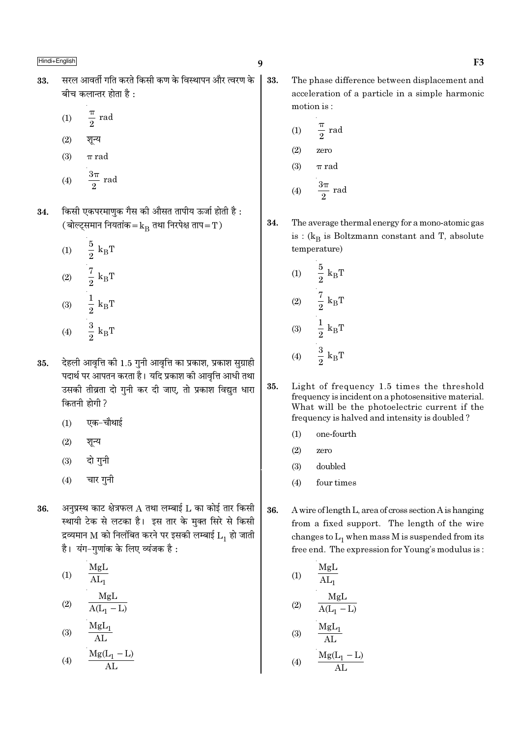33. सरल आवर्ती गति करते किसी कण के विस्थापन और त्वरण के बीच कलान्तर होता है :

(1) $\frac{\pi}{2}$ rad

(2) शून्य

(3) $\pi$ rad

(4) $\frac{3\pi}{2}$ rad

34. किसी एकपरमाणुक गैस की औसत तापीय ऊर्जा होती है : (बोल्ट्समान नियतांक = $k_B$ तथा निरपेक्ष ताप = T)

(1) $\frac{5}{2}$ $k_BT$

(2) $\frac{7}{2}$ $k_BT$

(3) $\frac{1}{2}$ $k_BT$

(4) $\frac{3}{2}$ $k_BT$

35. देहली आवृत्ति की 1.5 गुनी आवृत्ति का प्रकाश, प्रकाश सुग्राही पदार्थ पर आपतन करता है। यदि प्रकाश की आवृत्ति आधी तथा उसकी तीव्रता दो गुनी कर दी जाए, तो प्रकाश विद्युत धारा कितनी होगी ?

(1) एक-चौथाई

(2) शून्य

(3) दो गुनी

(4) चार गुनी

36. अनुप्रस्थ काट क्षेत्रफल A तथा लम्बाई L का कोई तार किसी स्थायी टेक से लटका है। इस तार के मुक्त सिरे से किसी द्रव्यमान M को निलंबित करने पर इसकी लम्बाई $L_1$ हो जाती है। यंग-गुणांक के लिए व्यंजक है :

(1) $\frac{MgL}{AL_1}$

(2) $\frac{MgL}{A(L_1 - L)}$

(3) $\frac{MgL_1}{AL}$

(4) $\frac{Mg(L_1 - L)}{AL}$

33. The phase difference between displacement and acceleration of a particle in a simple harmonic motion is :

(1) $\frac{\pi}{2}$ rad

(2) zero

(3) $\pi$ rad

(4) $\frac{3\pi}{2}$ rad

34. The average thermal energy for a mono-atomic gas is : ($k_B$ is Boltzmann constant and T, absolute temperature)

(1) $\frac{5}{2}$ $k_BT$

(2) $\frac{7}{2}$ $k_BT$

(3) $\frac{1}{2}$ $k_BT$

(4) $\frac{3}{2}$ $k_BT$

35. Light of frequency 1.5 times the threshold frequency is incident on a photosensitive material. What will be the photoelectric current if the frequency is halved and intensity is doubled ?

(1) one-fourth

(2) zero

(3) doubled

(4) four times

36. A wire of length L, area of cross section A is hanging from a fixed support. The length of the wire changes to $L_1$ when mass M is suspended from its free end. The expression for Young's modulus is :

(1) $\frac{MgL}{AL_1}$

(2) $\frac{MgL}{A(L_1 - L)}$

(3) $\frac{MgL_1}{AL}$

(4) $\frac{Mg(L_1 - L)}{AL}$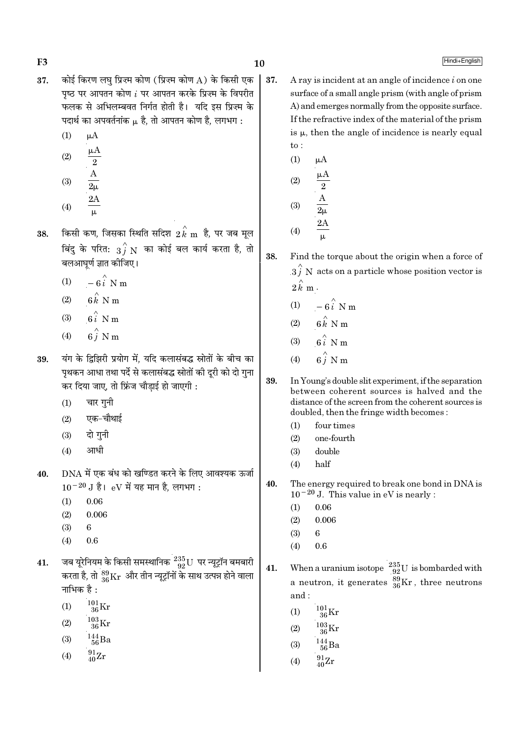37. कोई किरण लघु प्रिज़्म कोण (प्रिज़्म कोण A) के किसी एक पृष्ठ पर आपतन कोण $i$ पर आपतन करके प्रिज़्म के विपरीत फलक से अभिलम्बवत निर्गत होती है। यदि इस प्रिज़्म के पदार्थ का अपवर्तनांक $\mu$ है, तो आपतन कोण है, लगभग :

(1) $\mu A$

(2) $\frac{\mu A}{2}$

(3) $\frac{A}{2\mu}$

(4) $\frac{2A}{\mu}$

38. किसी कण, जिसका स्थिति सदिश $2\hat{k}$ m है, पर जब मूल बिंदु के परितः $3\hat{j}$ N का कोई बल कार्य करता है, तो बलआघूर्ण ज्ञात कीजिए।

(1) $-6\hat{i}$ N m

(2) $6\hat{k}$ N m

(3) $6\hat{i}$ N m

(4) $6\hat{j}$ N m

39. यंग के द्विझिरी प्रयोग में, यदि कलासंबद्ध स्रोतों के बीच का पृथकन आधा तथा पर्दे से कलासंबद्ध स्रोतों की दूरी को दो गुना कर दिया जाए, तो फ्रिंज चौड़ाई हो जाएगी :

(1) चार गुनी

(2) एक-चौथाई

(3) दो गुनी

(4) आधी

40. DNA में एक बंध को खण्डित करने के लिए आवश्यक ऊर्जा $10^{-20}$ J है। eV में यह मान है, लगभग :

(1) 0.06

(2) 0.006

(3) 6

(4) 0.6

41. जब यूरेनियम के किसी समस्थानिक $^{235}_{92}U$ पर न्यूट्रॉन बमबारी करता है, तो $^{89}_{36}Kr$ और तीन न्यूट्रॉनों के साथ उत्पन्न होने वाला नाभिक है :

(1) $^{101}_{36}Kr$

(2) $^{103}_{36}Kr$

(3) $^{144}_{56}Ba$

(4) $^{91}_{40}Zr$

37. A ray is incident at an angle of incidence $i$ on one surface of a small angle prism (with angle of prism A) and emerges normally from the opposite surface. If the refractive index of the material of the prism is $\mu$, then the angle of incidence is nearly equal to :

(1) $\mu A$

(2) $\frac{\mu A}{2}$

(3) $\frac{A}{2\mu}$

(4) $\frac{2A}{\mu}$

38. Find the torque about the origin when a force of $3\hat{j}$ N acts on a particle whose position vector is $2\hat{k}$ m.

(1) $-6\hat{i}$ N m

(2) $6\hat{k}$ N m

(3) $6\hat{i}$ N m

(4) $6\hat{j}$ N m

39. In Young's double slit experiment, if the separation between coherent sources is halved and the distance of the screen from the coherent sources is doubled, then the fringe width becomes :

(1) four times

(2) one-fourth

(3) double

(4) half

40. The energy required to break one bond in DNA is $10^{-20}$ J. This value in eV is nearly :

(1) 0.06

(2) 0.006

(3) 6

(4) 0.6

41. When a uranium isotope $^{235}_{92}U$ is bombarded with a neutron, it generates $^{89}_{36}Kr$, three neutrons and :

(1) $^{101}_{36}Kr$

(2) $^{103}_{36}Kr$

(3) $^{144}_{56}Ba$

(4) $^{91}_{40}Zr$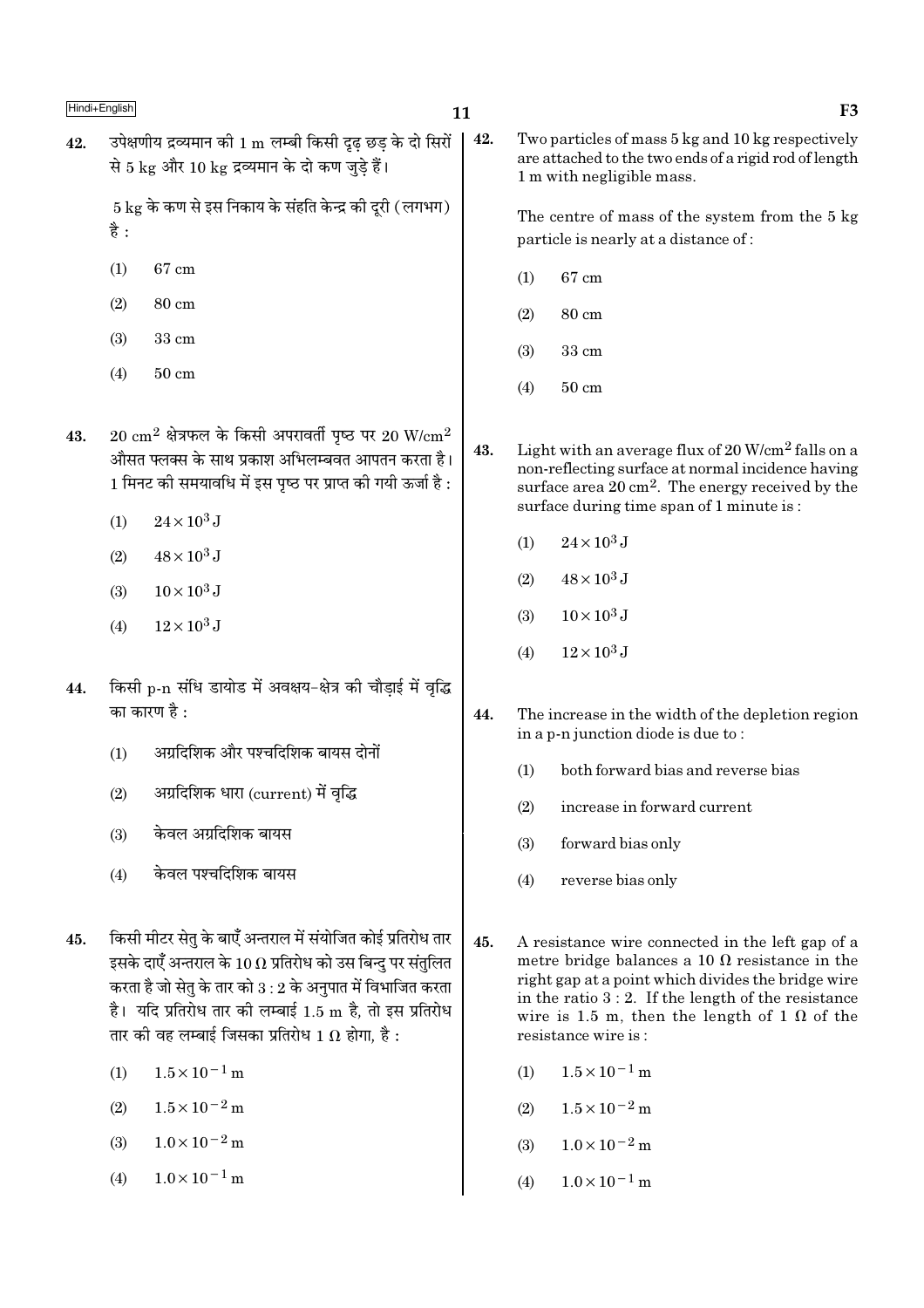42. उपेक्षणीय द्रव्यमान की 1 m लम्बी किसी दृढ़ छड़ के दो सिरों से 5 kg और 10 kg द्रव्यमान के दो कण जुड़े हैं।

5 kg के कण से इस निकाय के संहति केन्द्र की दूरी (लगभग) है :

(1) 67 cm

(2) 80 cm

(3) 33 cm

(4) 50 cm

43. $20\ cm^2$ क्षेत्रफल के किसी अपरावर्ती पृष्ठ पर $20\ W/cm^2$ औसत फ्लक्स के साथ प्रकाश अभिलम्बवत आपतन करता है। 1 मिनट की समयावधि में इस पृष्ठ पर प्राप्त की गयी ऊर्जा है :

(1) $24 \times 10^3\ J$

(2) $48 \times 10^3\ J$

(3) $10 \times 10^3\ J$

(4) $12 \times 10^3\ J$

44. किसी p-n संधि डायोड में अवक्षय-क्षेत्र की चौड़ाई में वृद्धि का कारण है :

(1) अग्रदिशिक और पश्चदिशिक बायस दोनों

(2) अग्रदिशिक धारा (current) में वृद्धि

(3) केवल अग्रदिशिक बायस

(4) केवल पश्चदिशिक बायस

45. किसी मीटर सेतु के बाएँ अन्तराल में संयोजित कोई प्रतिरोध तार इसके दाएँ अन्तराल के $10\ \Omega$ प्रतिरोध को उस बिन्दु पर संतुलित करता है जो सेतु के तार को 3 : 2 के अनुपात में विभाजित करता है। यदि प्रतिरोध तार की लम्बाई 1.5 m है, तो इस प्रतिरोध तार की वह लम्बाई जिसका प्रतिरोध $1\ \Omega$ होगा, है :

(1) $1.5 \times 10^{-1}\ m$

(2) $1.5 \times 10^{-2}\ m$

(3) $1.0 \times 10^{-2}\ m$

(4) $1.0 \times 10^{-1}\ m$

42. Two particles of mass 5 kg and 10 kg respectively are attached to the two ends of a rigid rod of length 1 m with negligible mass.

The centre of mass of the system from the 5 kg particle is nearly at a distance of :

(1) 67 cm

(2) 80 cm

(3) 33 cm

(4) 50 cm

43. Light with an average flux of $20\ W/cm^2$ falls on a non-reflecting surface at normal incidence having surface area $20\ cm^2$. The energy received by the surface during time span of 1 minute is :

(1) $24 \times 10^3\ J$

(2) $48 \times 10^3\ J$

(3) $10 \times 10^3\ J$

(4) $12 \times 10^3\ J$

44. The increase in the width of the depletion region in a p-n junction diode is due to :

(1) both forward bias and reverse bias

(2) increase in forward current

(3) forward bias only

(4) reverse bias only

45. A resistance wire connected in the left gap of a metre bridge balances a $10\ \Omega$ resistance in the right gap at a point which divides the bridge wire in the ratio 3 : 2. If the length of the resistance wire is 1.5 m, then the length of $1\ \Omega$ of the resistance wire is :

(1) $1.5 \times 10^{-1}\ m$

(2) $1.5 \times 10^{-2}\ m$

(3) $1.0 \times 10^{-2}\ m$

(4) $1.0 \times 10^{-1}\ m$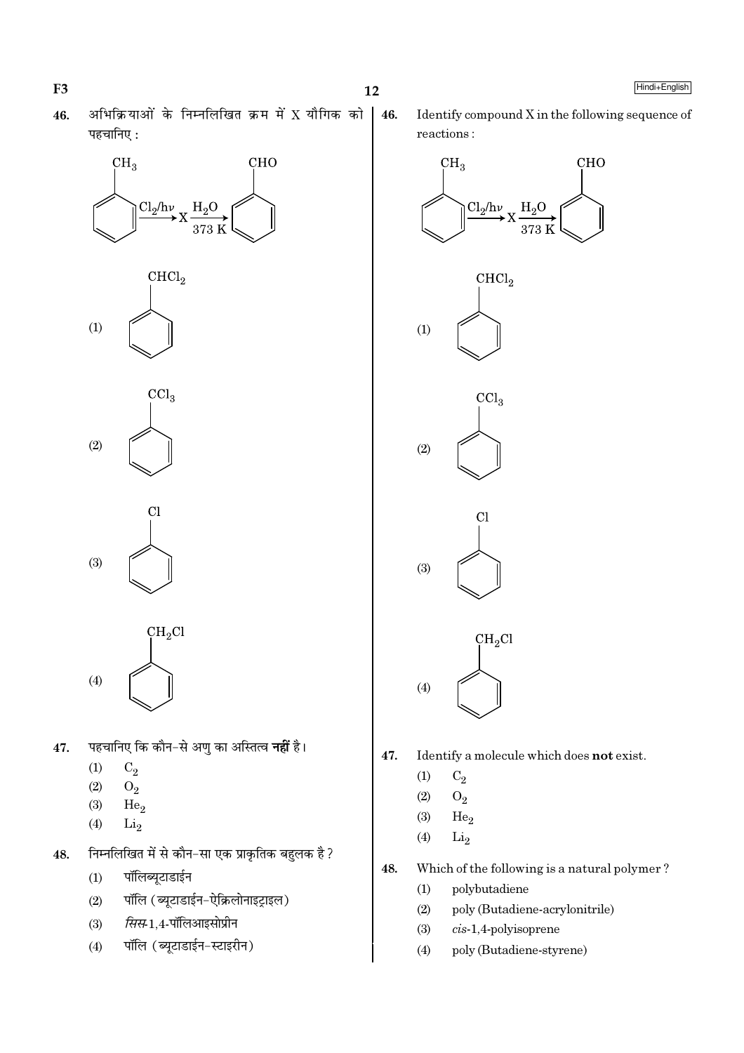46. अभिक्रियाओं के निम्नलिखित क्रम में X यौगिक को पहचानिए :

$$C_6H_5CH_3 \xrightarrow{Cl_2/h\nu} X \xrightarrow[373\ K]{H_2O} C_6H_5CHO$$

(1) $C_6H_5CHCl_2$

(2) $C_6H_5CCl_3$

(3) $C_6H_5Cl$

(4) $C_6H_5CH_2Cl$

47. पहचानिए कि कौन-से अणु का अस्तित्व **नहीं** है।

(1) $C_2$

(2) $O_2$

(3) $He_2$

(4) $Li_2$

48. निम्नलिखित में से कौन-सा एक प्राकृतिक बहुलक है ?

(1) पॉलिब्यूटाडाईन

(2) पॉलि (ब्यूटाडाईन-ऐक्रिलोनाइट्राइल)

(3) *सिस*-1,4-पॉलिआइसोप्रीन

(4) पॉलि (ब्यूटाडाईन-स्टाइरीन)

46. Identify compound X in the following sequence of reactions :

$$C_6H_5CH_3 \xrightarrow{Cl_2/h\nu} X \xrightarrow[373\ K]{H_2O} C_6H_5CHO$$

(1) $C_6H_5CHCl_2$

(2) $C_6H_5CCl_3$

(3) $C_6H_5Cl$

(4) $C_6H_5CH_2Cl$

47. Identify a molecule which does **not** exist.

(1) $C_2$

(2) $O_2$

(3) $He_2$

(4) $Li_2$

48. Which of the following is a natural polymer ?

(1) polybutadiene

(2) poly (Butadiene-acrylonitrile)

(3) *cis*-1,4-polyisoprene

(4) poly (Butadiene-styrene)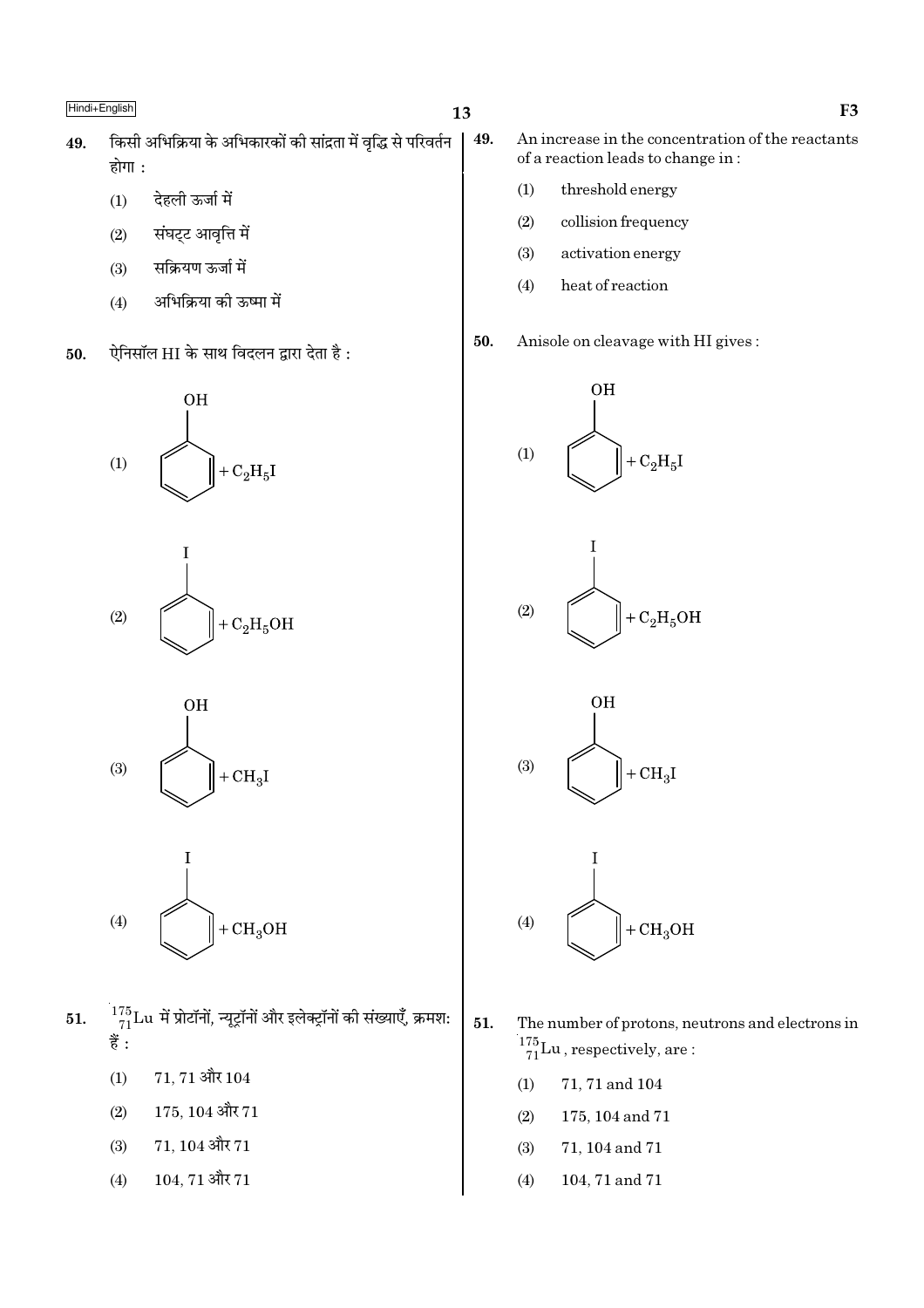49. किसी अभिक्रिया के अभिकारकों की सांद्रता में वृद्धि से परिवर्तन होगा :

(1) देहली ऊर्जा में

(2) संघट्ट आवृत्ति में

(3) सक्रियण ऊर्जा में

(4) अभिक्रिया की ऊष्मा में

50. ऐनिसॉल HI के साथ विदलन द्वारा देता है :

(1) $C_6H_5OH + C_2H_5I$

(2) $C_6H_5I + C_2H_5OH$

(3) $C_6H_5OH + CH_3I$

(4) $C_6H_5I + CH_3OH$

51. $^{175}_{71}Lu$ में प्रोटॉनों, न्यूट्रॉनों और इलेक्ट्रॉनों की संख्याएँ, क्रमशः हैं :

(1) 71, 71 और 104

(2) 175, 104 और 71

(3) 71, 104 और 71

(4) 104, 71 और 71

49. An increase in the concentration of the reactants of a reaction leads to change in :

(1) threshold energy

(2) collision frequency

(3) activation energy

(4) heat of reaction

50. Anisole on cleavage with HI gives :

(1) $C_6H_5OH + C_2H_5I$

(2) $C_6H_5I + C_2H_5OH$

(3) $C_6H_5OH + CH_3I$

(4) $C_6H_5I + CH_3OH$

51. The number of protons, neutrons and electrons in $^{175}_{71}Lu$, respectively, are :

(1) 71, 71 and 104

(2) 175, 104 and 71

(3) 71, 104 and 71

(4) 104, 71 and 71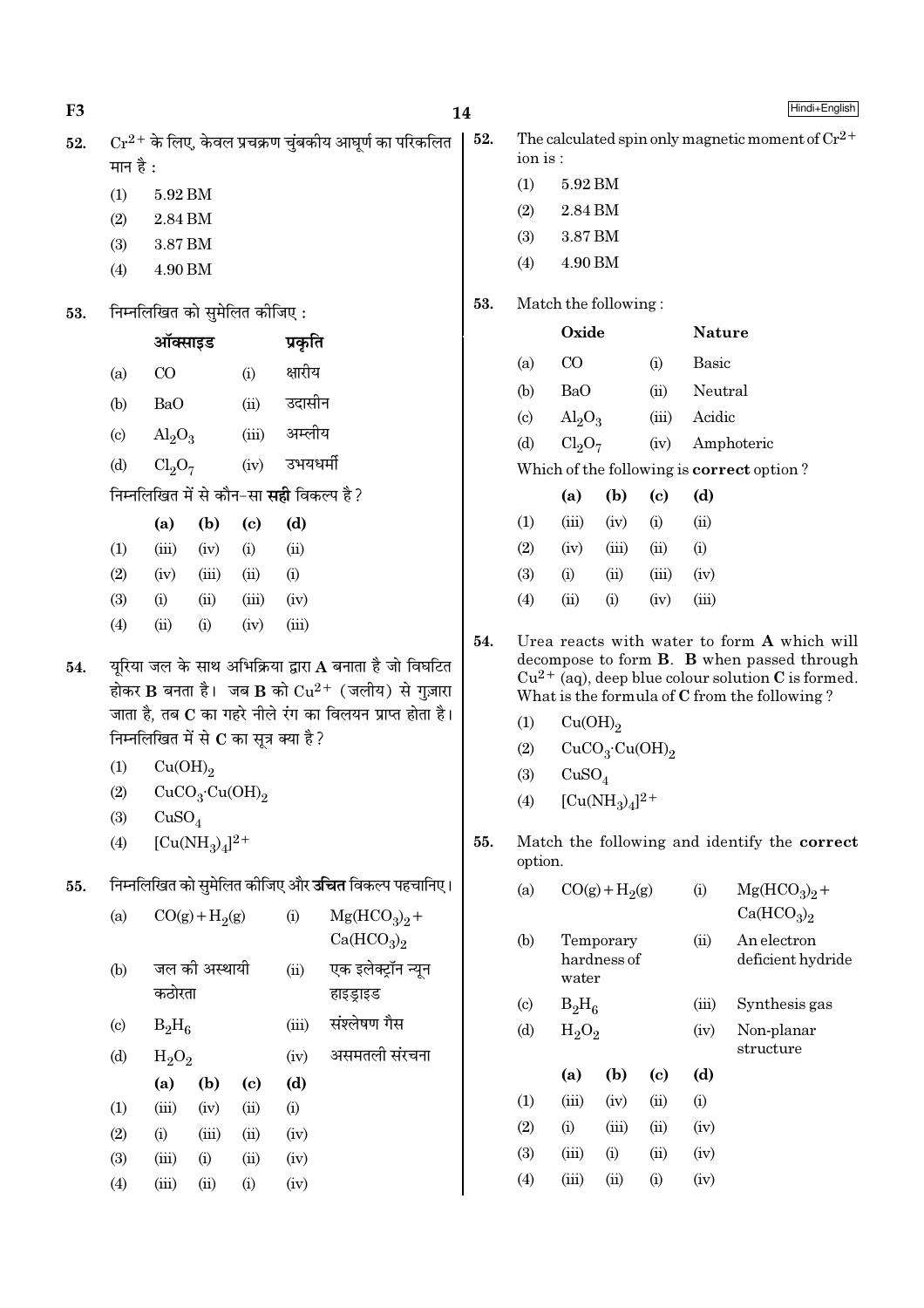**52.** $Cr^{2+}$ के लिए, केवल प्रचक्रण चुंबकीय आघूर्ण का परिकलित मान है :

(1) 5.92 BM

(2) 2.84 BM

(3) 3.87 BM

(4) 4.90 BM

**53.** निम्नलिखित को सुमेलित कीजिए :

| | ऑक्साइड | | प्रकृति |
|---|---|---|---|
| (a) | CO | (i) | क्षारीय |
| (b) | BaO | (ii) | उदासीन |
| (c) | $Al_2O_3$ | (iii) | अम्लीय |
| (d) | $Cl_2O_7$ | (iv) | उभयधर्मी |

निम्नलिखित में से कौन-सा **सही** विकल्प है ?

| | (a) | (b) | (c) | (d) |
|---|---|---|---|---|
| (1) | (iii) | (iv) | (i) | (ii) |
| (2) | (iv) | (iii) | (ii) | (i) |
| (3) | (i) | (ii) | (iii) | (iv) |
| (4) | (ii) | (i) | (iv) | (iii) |

**54.** यूरिया जल के साथ अभिक्रिया द्वारा **A** बनाता है जो विघटित होकर **B** बनता है। जब **B** को $Cu^{2+}$ (जलीय) से गुज़ारा जाता है, तब **C** का गहरे नीले रंग का विलयन प्राप्त होता है। निम्नलिखित में से **C** का सूत्र क्या है ?

(1) $Cu(OH)_2$

(2) $CuCO_3 \cdot Cu(OH)_2$

(3) $CuSO_4$

(4) $[Cu(NH_3)_4]^{2+}$

**55.** निम्नलिखित को सुमेलित कीजिए और **उचित** विकल्प पहचानिए।

| | | | |
|---|---|---|---|
| (a) | $CO(g) + H_2(g)$ | (i) | $Mg(HCO_3)_2 + Ca(HCO_3)_2$ |
| (b) | जल की अस्थायी कठोरता | (ii) | एक इलेक्ट्रॉन न्यून हाइड्राइड |
| (c) | $B_2H_6$ | (iii) | संश्लेषण गैस |
| (d) | $H_2O_2$ | (iv) | असमतली संरचना |

| | (a) | (b) | (c) | (d) |
|---|---|---|---|---|
| (1) | (iii) | (iv) | (ii) | (i) |
| (2) | (i) | (iii) | (ii) | (iv) |
| (3) | (iii) | (i) | (ii) | (iv) |
| (4) | (iii) | (ii) | (i) | (iv) |

---

**52.** The calculated spin only magnetic moment of $Cr^{2+}$ ion is :

(1) 5.92 BM

(2) 2.84 BM

(3) 3.87 BM

(4) 4.90 BM

**53.** Match the following :

| | Oxide | | Nature |
|---|---|---|---|
| (a) | CO | (i) | Basic |
| (b) | BaO | (ii) | Neutral |
| (c) | $Al_2O_3$ | (iii) | Acidic |
| (d) | $Cl_2O_7$ | (iv) | Amphoteric |

Which of the following is **correct** option ?

| | (a) | (b) | (c) | (d) |
|---|---|---|---|---|
| (1) | (iii) | (iv) | (i) | (ii) |
| (2) | (iv) | (iii) | (ii) | (i) |
| (3) | (i) | (ii) | (iii) | (iv) |
| (4) | (ii) | (i) | (iv) | (iii) |

**54.** Urea reacts with water to form **A** which will decompose to form **B**. **B** when passed through $Cu^{2+}$ (aq), deep blue colour solution **C** is formed. What is the formula of **C** from the following ?

(1) $Cu(OH)_2$

(2) $CuCO_3 \cdot Cu(OH)_2$

(3) $CuSO_4$

(4) $[Cu(NH_3)_4]^{2+}$

**55.** Match the following and identify the **correct** option.

| | | | |
|---|---|---|---|
| (a) | $CO(g) + H_2(g)$ | (i) | $Mg(HCO_3)_2 + Ca(HCO_3)_2$ |
| (b) | Temporary hardness of water | (ii) | An electron deficient hydride |
| (c) | $B_2H_6$ | (iii) | Synthesis gas |
| (d) | $H_2O_2$ | (iv) | Non-planar structure |

| | (a) | (b) | (c) | (d) |
|---|---|---|---|---|
| (1) | (iii) | (iv) | (ii) | (i) |
| (2) | (i) | (iii) | (ii) | (iv) |
| (3) | (iii) | (i) | (ii) | (iv) |
| (4) | (iii) | (ii) | (i) | (iv) |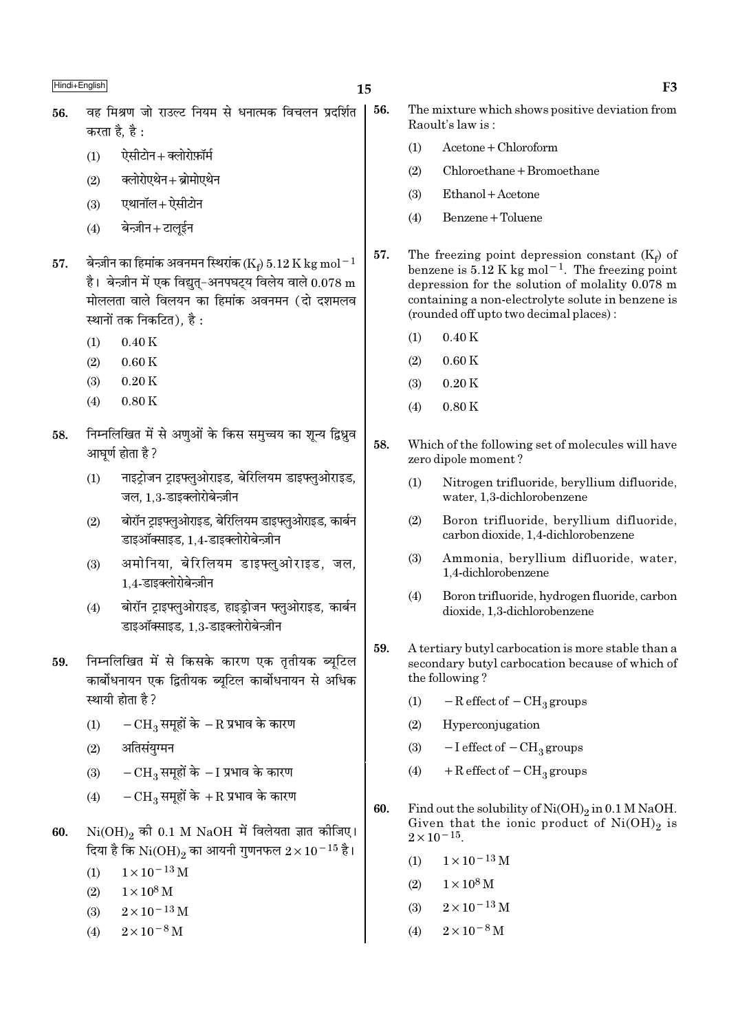56. वह मिश्रण जो राउल्ट नियम से धनात्मक विचलन प्रदर्शित करता है, है :

(1) ऐसीटोन + क्लोरोफ़ॉर्म

(2) क्लोरोएथेन + ब्रोमोएथेन

(3) एथानॉल + ऐसीटोन

(4) बेन्ज़ीन + टालूईन

57. बेन्ज़ीन का हिमांक अवनमन स्थिरांक ($K_f$) 5.12 K kg mol$^{-1}$ है। बेन्ज़ीन में एक विद्युत्-अनपघट्य विलेय वाले 0.078 m मोललता वाले विलयन का हिमांक अवनमन (दो दशमलव स्थानों तक निकटित), है :

(1) 0.40 K

(2) 0.60 K

(3) 0.20 K

(4) 0.80 K

58. निम्नलिखित में से अणुओं के किस समुच्चय का शून्य द्विध्रुव आघूर्ण होता है ?

(1) नाइट्रोजन ट्राइफ्लुओराइड, बेरिलियम डाइफ्लुओराइड, जल, 1,3-डाइक्लोरोबेन्ज़ीन

(2) बोरॉन ट्राइफ्लुओराइड, बेरिलियम डाइफ्लुओराइड, कार्बन डाइऑक्साइड, 1,4-डाइक्लोरोबेन्ज़ीन

(3) अमोनिया, बेरिलियम डाइफ्लुओराइड, जल, 1,4-डाइक्लोरोबेन्ज़ीन

(4) बोरॉन ट्राइफ्लुओराइड, हाइड्रोजन फ्लुओराइड, कार्बन डाइऑक्साइड, 1,3-डाइक्लोरोबेन्ज़ीन

59. निम्नलिखित में से किसके कारण एक तृतीयक ब्यूटिल कार्बोधनायन एक द्वितीयक ब्यूटिल कार्बोधनायन से अधिक स्थायी होता है ?

(1) $-CH_3$ समूहों के $-R$ प्रभाव के कारण

(2) अतिसंयुग्मन

(3) $-CH_3$ समूहों के $-I$ प्रभाव के कारण

(4) $-CH_3$ समूहों के $+R$ प्रभाव के कारण

60. $Ni(OH)_2$ की 0.1 M NaOH में विलेयता ज्ञात कीजिए। दिया है कि $Ni(OH)_2$ का आयनी गुणनफल $2 \times 10^{-15}$ है।

(1) $1 \times 10^{-13}$ M

(2) $1 \times 10^{8}$ M

(3) $2 \times 10^{-13}$ M

(4) $2 \times 10^{-8}$ M

56. The mixture which shows positive deviation from Raoult's law is :

(1) Acetone + Chloroform

(2) Chloroethane + Bromoethane

(3) Ethanol + Acetone

(4) Benzene + Toluene

57. The freezing point depression constant ($K_f$) of benzene is 5.12 K kg mol$^{-1}$. The freezing point depression for the solution of molality 0.078 m containing a non-electrolyte solute in benzene is (rounded off upto two decimal places) :

(1) 0.40 K

(2) 0.60 K

(3) 0.20 K

(4) 0.80 K

58. Which of the following set of molecules will have zero dipole moment ?

(1) Nitrogen trifluoride, beryllium difluoride, water, 1,3-dichlorobenzene

(2) Boron trifluoride, beryllium difluoride, carbon dioxide, 1,4-dichlorobenzene

(3) Ammonia, beryllium difluoride, water, 1,4-dichlorobenzene

(4) Boron trifluoride, hydrogen fluoride, carbon dioxide, 1,3-dichlorobenzene

59. A tertiary butyl carbocation is more stable than a secondary butyl carbocation because of which of the following ?

(1) $-R$ effect of $-CH_3$ groups

(2) Hyperconjugation

(3) $-I$ effect of $-CH_3$ groups

(4) $+R$ effect of $-CH_3$ groups

60. Find out the solubility of $Ni(OH)_2$ in 0.1 M NaOH. Given that the ionic product of $Ni(OH)_2$ is $2 \times 10^{-15}$.

(1) $1 \times 10^{-13}$ M

(2) $1 \times 10^{8}$ M

(3) $2 \times 10^{-13}$ M

(4) $2 \times 10^{-8}$ M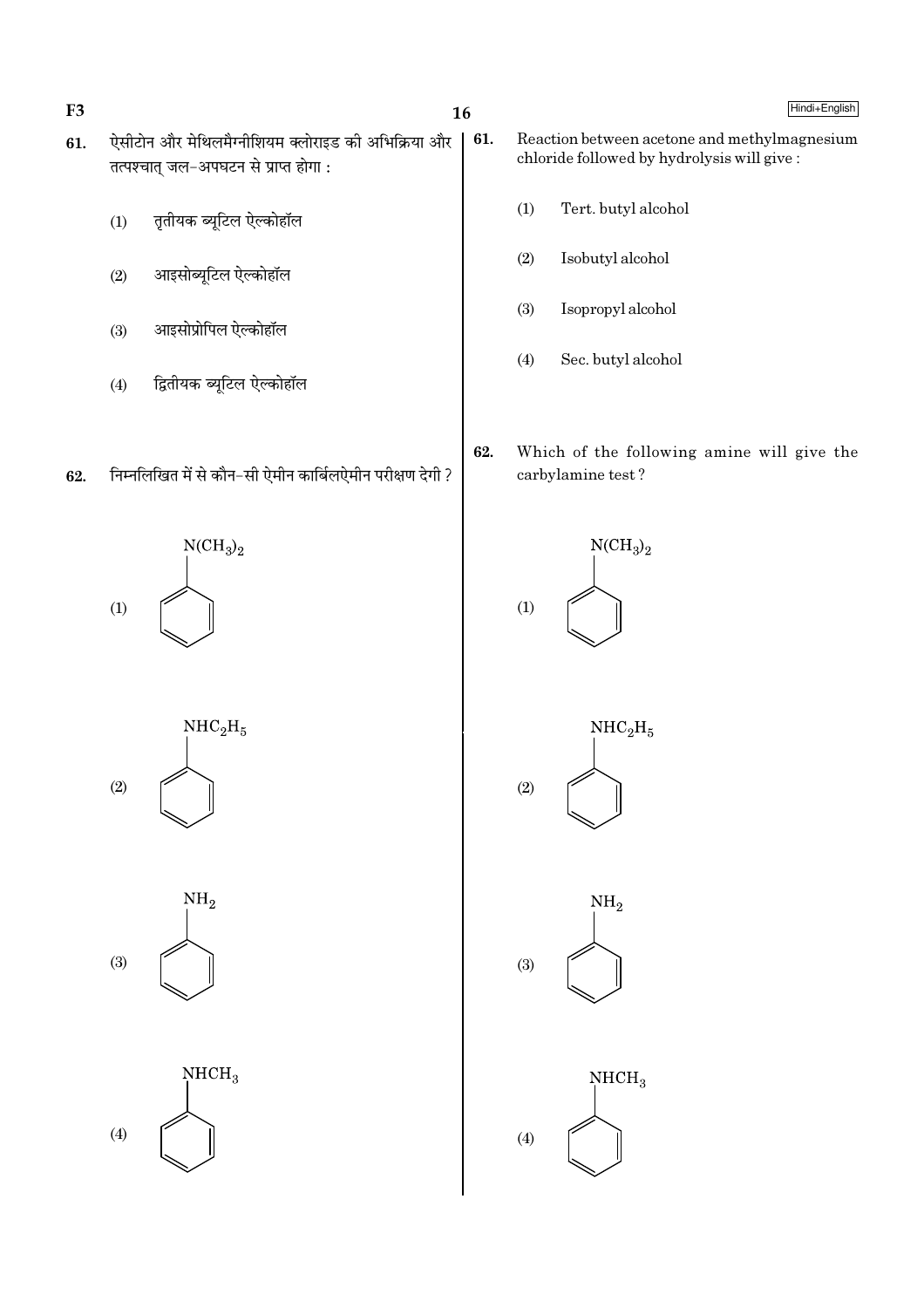61. ऐसीटोन और मेथिलमैग्नीशियम क्लोराइड की अभिक्रिया और तत्पश्चात् जल-अपघटन से प्राप्त होगा :

(1) तृतीयक ब्यूटिल ऐल्कोहॉल

(2) आइसोब्यूटिल ऐल्कोहॉल

(3) आइसोप्रोपिल ऐल्कोहॉल

(4) द्वितीयक ब्यूटिल ऐल्कोहॉल

62. निम्नलिखित में से कौन-सी ऐमीन कार्बिलऐमीन परीक्षण देगी ?

(1) $C_6H_5N(CH_3)_2$

(2) $C_6H_5NHC_2H_5$

(3) $C_6H_5NH_2$

(4) $C_6H_5NHCH_3$

61. Reaction between acetone and methylmagnesium chloride followed by hydrolysis will give :

(1) Tert. butyl alcohol

(2) Isobutyl alcohol

(3) Isopropyl alcohol

(4) Sec. butyl alcohol

62. Which of the following amine will give the carbylamine test ?

(1) $C_6H_5N(CH_3)_2$

(2) $C_6H_5NHC_2H_5$

(3) $C_6H_5NH_2$

(4) $C_6H_5NHCH_3$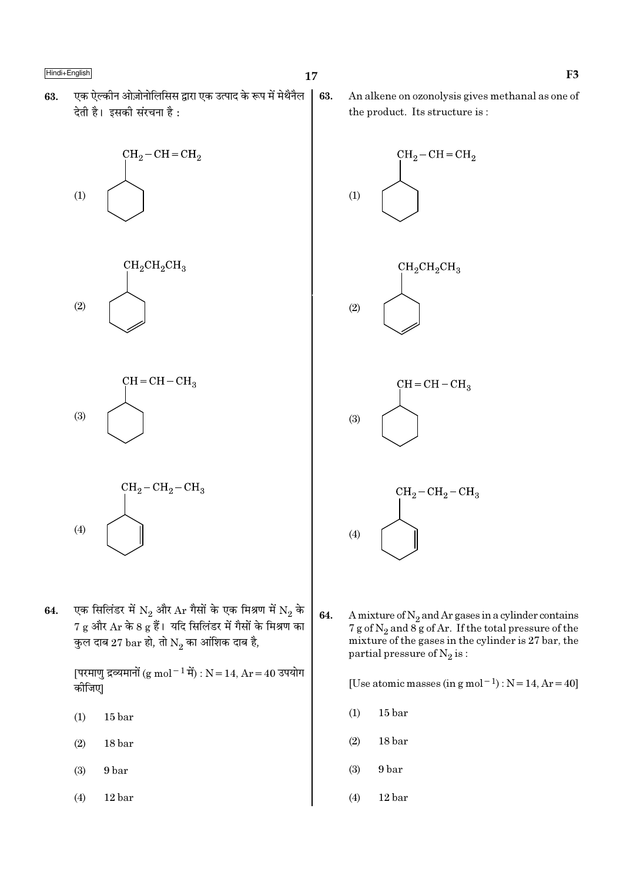63. एक ऐल्कीन ओज़ोनोलिसिस द्वारा एक उत्पाद के रूप में मेथैनैल देती है। इसकी संरचना है :

63. An alkene on ozonolysis gives methanal as one of the product. Its structure is :

(1) $CH_2-CH=CH_2$ attached to cyclohexane ring

(2) $CH_2CH_2CH_3$ attached to cyclohexene ring

(3) $CH=CH-CH_3$ attached to cyclohexane ring

(4) $CH_2-CH_2-CH_3$ attached to cyclohexene ring

64. एक सिलिंडर में $N_2$ और Ar गैसों के एक मिश्रण में $N_2$ के 7 g और Ar के 8 g हैं। यदि सिलिंडर में गैसों के मिश्रण का कुल दाब 27 bar हो, तो $N_2$ का आंशिक दाब है,

[परमाणु द्रव्यमानों ($g\ mol^{-1}$ में) : N = 14, Ar = 40 उपयोग कीजिए]

64. A mixture of $N_2$ and Ar gases in a cylinder contains 7 g of $N_2$ and 8 g of Ar. If the total pressure of the mixture of the gases in the cylinder is 27 bar, the partial pressure of $N_2$ is :

[Use atomic masses (in $g\ mol^{-1}$) : N = 14, Ar = 40]

(1) 15 bar

(2) 18 bar

(3) 9 bar

(4) 12 bar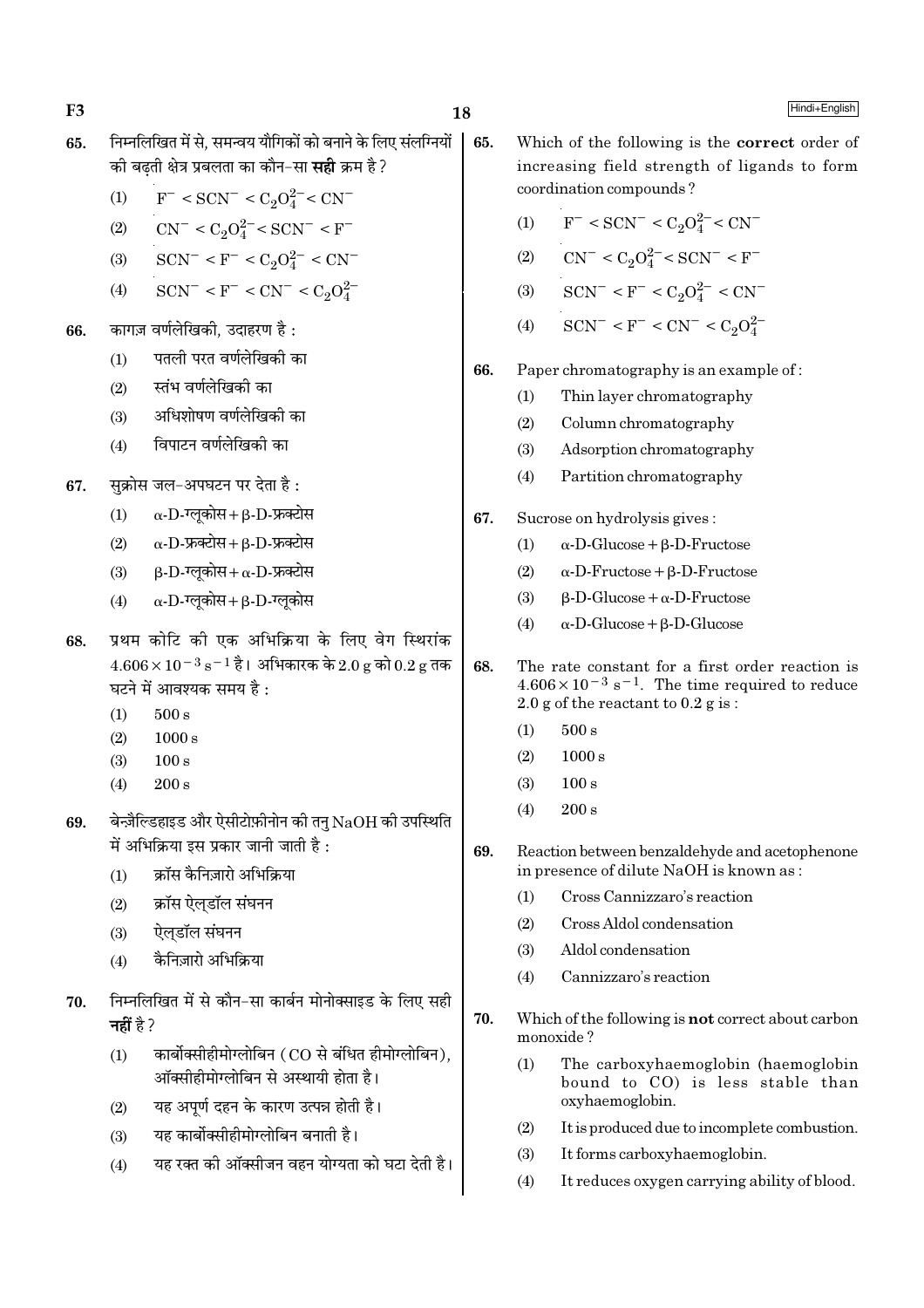65. निम्नलिखित में से, समन्वय यौगिकों को बनाने के लिए संलग्नियों की बढ़ती क्षेत्र प्रबलता का कौन-सा **सही** क्रम है ?

(1) $F^- < SCN^- < C_2O_4^{2-} < CN^-$

(2) $CN^- < C_2O_4^{2-} < SCN^- < F^-$

(3) $SCN^- < F^- < C_2O_4^{2-} < CN^-$

(4) $SCN^- < F^- < CN^- < C_2O_4^{2-}$

66. कागज़ वर्णलेखिकी, उदाहरण है :

(1) पतली परत वर्णलेखिकी का

(2) स्तंभ वर्णलेखिकी का

(3) अधिशोषण वर्णलेखिकी का

(4) विपाटन वर्णलेखिकी का

67. सुक्रोस जल-अपघटन पर देता है :

(1) α-D-ग्लूकोस + β-D-फ्रक्टोस

(2) α-D-फ्रक्टोस + β-D-फ्रक्टोस

(3) β-D-ग्लूकोस + α-D-फ्रक्टोस

(4) α-D-ग्लूकोस + β-D-ग्लूकोस

68. प्रथम कोटि की एक अभिक्रिया के लिए वेग स्थिरांक $4.606 \times 10^{-3}\ s^{-1}$ है। अभिकारक के 2.0 g को 0.2 g तक घटने में आवश्यक समय है :

(1) 500 s

(2) 1000 s

(3) 100 s

(4) 200 s

69. बेन्ज़ैल्डिहाइड और ऐसीटोफ़ीनोन की तनु NaOH की उपस्थिति में अभिक्रिया इस प्रकार जानी जाती है :

(1) क्रॉस कैनिज़ारो अभिक्रिया

(2) क्रॉस ऐल्डॉल संघनन

(3) ऐल्डॉल संघनन

(4) कैनिज़ारो अभिक्रिया

70. निम्नलिखित में से कौन-सा कार्बन मोनोक्साइड के लिए सही **नहीं** है ?

(1) कार्बोक्सीहीमोग्लोबिन (CO से बंधित हीमोग्लोबिन), ऑक्सीहीमोग्लोबिन से अस्थायी होता है।

(2) यह अपूर्ण दहन के कारण उत्पन्न होती है।

(3) यह कार्बोक्सीहीमोग्लोबिन बनाती है।

(4) यह रक्त की ऑक्सीजन वहन योग्यता को घटा देती है।

65. Which of the following is the **correct** order of increasing field strength of ligands to form coordination compounds ?

(1) $F^- < SCN^- < C_2O_4^{2-} < CN^-$

(2) $CN^- < C_2O_4^{2-} < SCN^- < F^-$

(3) $SCN^- < F^- < C_2O_4^{2-} < CN^-$

(4) $SCN^- < F^- < CN^- < C_2O_4^{2-}$

66. Paper chromatography is an example of :

(1) Thin layer chromatography

(2) Column chromatography

(3) Adsorption chromatography

(4) Partition chromatography

67. Sucrose on hydrolysis gives :

(1) α-D-Glucose + β-D-Fructose

(2) α-D-Fructose + β-D-Fructose

(3) β-D-Glucose + α-D-Fructose

(4) α-D-Glucose + β-D-Glucose

68. The rate constant for a first order reaction is $4.606 \times 10^{-3}\ s^{-1}$. The time required to reduce 2.0 g of the reactant to 0.2 g is :

(1) 500 s

(2) 1000 s

(3) 100 s

(4) 200 s

69. Reaction between benzaldehyde and acetophenone in presence of dilute NaOH is known as :

(1) Cross Cannizzaro's reaction

(2) Cross Aldol condensation

(3) Aldol condensation

(4) Cannizzaro's reaction

70. Which of the following is **not** correct about carbon monoxide ?

(1) The carboxyhaemoglobin (haemoglobin bound to CO) is less stable than oxyhaemoglobin.

(2) It is produced due to incomplete combustion.

(3) It forms carboxyhaemoglobin.

(4) It reduces oxygen carrying ability of blood.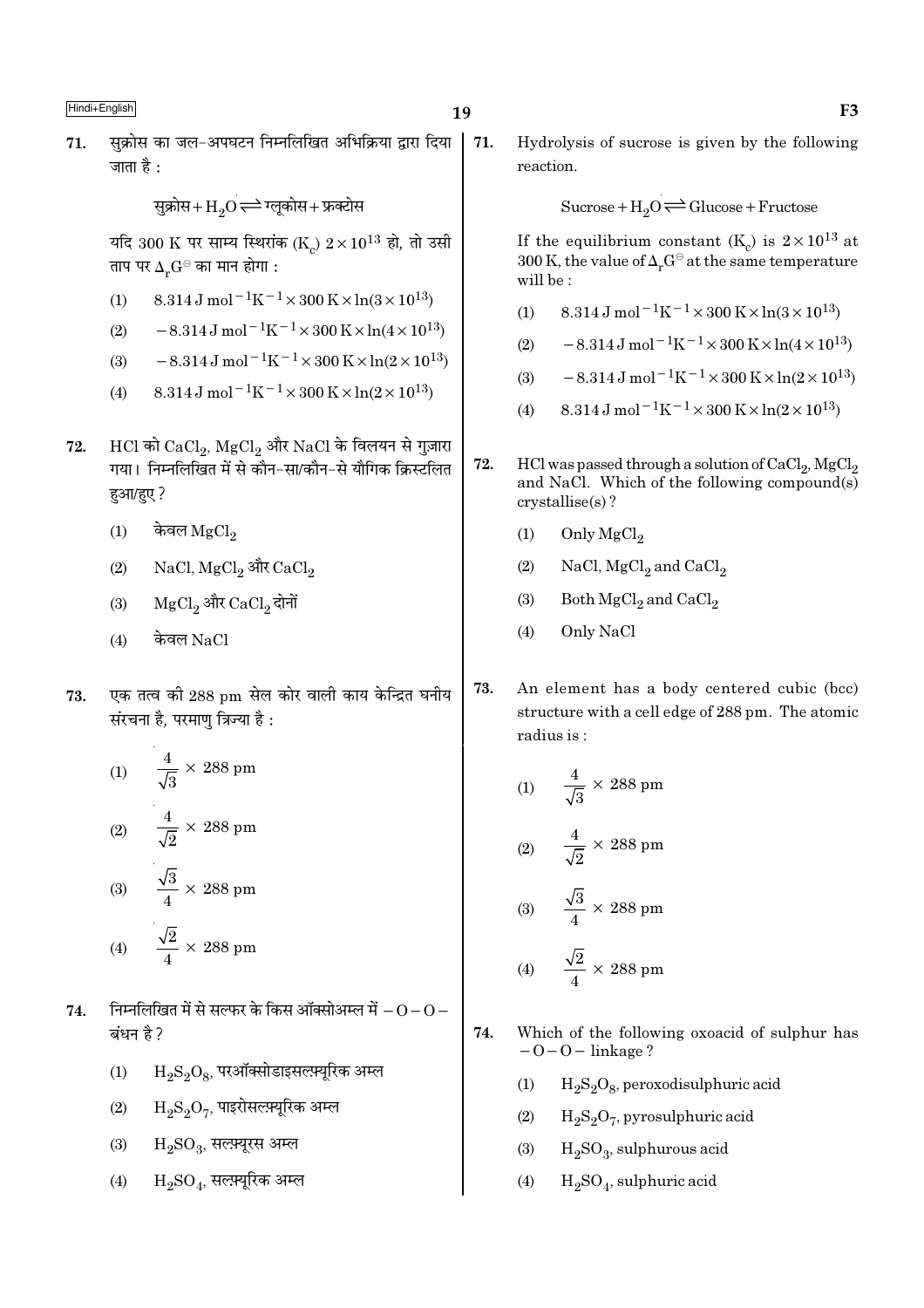71. सुक्रोस का जल-अपघटन निम्नलिखित अभिक्रिया द्वारा दिया जाता है :

$$\text{सुक्रोस} + H_2O \rightleftharpoons \text{ग्लूकोस} + \text{फ्रक्टोस}$$

यदि 300 K पर साम्य स्थिरांक ($K_c$) $2 \times 10^{13}$ हो, तो उसी ताप पर $\Delta_r G^\ominus$ का मान होगा :

(1) $8.314\ J\ mol^{-1}K^{-1} \times 300\ K \times \ln(3 \times 10^{13})$

(2) $-8.314\ J\ mol^{-1}K^{-1} \times 300\ K \times \ln(4 \times 10^{13})$

(3) $-8.314\ J\ mol^{-1}K^{-1} \times 300\ K \times \ln(2 \times 10^{13})$

(4) $8.314\ J\ mol^{-1}K^{-1} \times 300\ K \times \ln(2 \times 10^{13})$

72. HCl को $CaCl_2$, $MgCl_2$ और NaCl के विलयन से गुज़ारा गया। निम्नलिखित में से कौन-सा/कौन-से यौगिक क्रिस्टलित हुआ/हुए ?

(1) केवल $MgCl_2$

(2) NaCl, $MgCl_2$ और $CaCl_2$

(3) $MgCl_2$ और $CaCl_2$ दोनों

(4) केवल NaCl

73. एक तत्व की 288 pm सेल कोर वाली काय केन्द्रित घनीय संरचना है, परमाणु त्रिज्या है :

(1) $\frac{4}{\sqrt{3}} \times 288$ pm

(2) $\frac{4}{\sqrt{2}} \times 288$ pm

(3) $\frac{\sqrt{3}}{4} \times 288$ pm

(4) $\frac{\sqrt{2}}{4} \times 288$ pm

74. निम्नलिखित में से सल्फर के किस ऑक्सोअम्ल में $-O-O-$ बंधन है ?

(1) $H_2S_2O_8$, परऑक्सोडाइसल्फ़्यूरिक अम्ल

(2) $H_2S_2O_7$, पाइरोसल्फ़्यूरिक अम्ल

(3) $H_2SO_3$, सल्फ़्यूरस अम्ल

(4) $H_2SO_4$, सल्फ़्यूरिक अम्ल

71. Hydrolysis of sucrose is given by the following reaction.

$$\text{Sucrose} + H_2O \rightleftharpoons \text{Glucose} + \text{Fructose}$$

If the equilibrium constant ($K_c$) is $2 \times 10^{13}$ at 300 K, the value of $\Delta_r G^\ominus$ at the same temperature will be :

(1) $8.314\ J\ mol^{-1}K^{-1} \times 300\ K \times \ln(3 \times 10^{13})$

(2) $-8.314\ J\ mol^{-1}K^{-1} \times 300\ K \times \ln(4 \times 10^{13})$

(3) $-8.314\ J\ mol^{-1}K^{-1} \times 300\ K \times \ln(2 \times 10^{13})$

(4) $8.314\ J\ mol^{-1}K^{-1} \times 300\ K \times \ln(2 \times 10^{13})$

72. HCl was passed through a solution of $CaCl_2$, $MgCl_2$ and NaCl. Which of the following compound(s) crystallise(s) ?

(1) Only $MgCl_2$

(2) NaCl, $MgCl_2$ and $CaCl_2$

(3) Both $MgCl_2$ and $CaCl_2$

(4) Only NaCl

73. An element has a body centered cubic (bcc) structure with a cell edge of 288 pm. The atomic radius is :

(1) $\frac{4}{\sqrt{3}} \times 288$ pm

(2) $\frac{4}{\sqrt{2}} \times 288$ pm

(3) $\frac{\sqrt{3}}{4} \times 288$ pm

(4) $\frac{\sqrt{2}}{4} \times 288$ pm

74. Which of the following oxoacid of sulphur has $-O-O-$ linkage ?

(1) $H_2S_2O_8$, peroxodisulphuric acid

(2) $H_2S_2O_7$, pyrosulphuric acid

(3) $H_2SO_3$, sulphurous acid

(4) $H_2SO_4$, sulphuric acid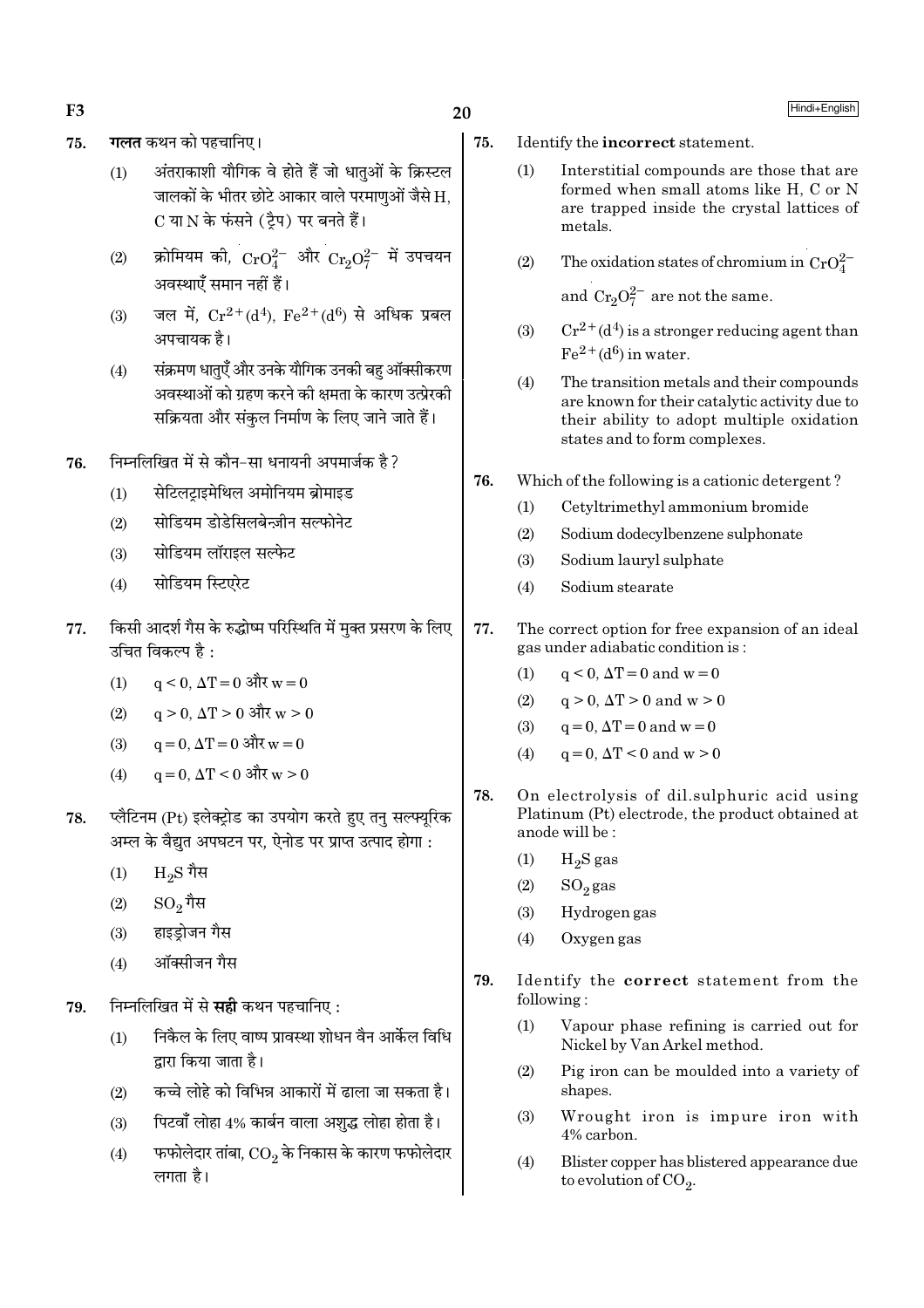75. **गलत** कथन को पहचानिए।

(1) अंतराकाशी यौगिक वे होते हैं जो धातुओं के क्रिस्टल जालकों के भीतर छोटे आकार वाले परमाणुओं जैसे H, C या N के फंसने (ट्रैप) पर बनते हैं।

(2) क्रोमियम की, $CrO_4^{2-}$ और $Cr_2O_7^{2-}$ में उपचयन अवस्थाएँ समान नहीं हैं।

(3) जल में, $Cr^{2+}(d^4)$, $Fe^{2+}(d^6)$ से अधिक प्रबल अपचायक है।

(4) संक्रमण धातुएँ और उनके यौगिक उनकी बहु ऑक्सीकरण अवस्थाओं को ग्रहण करने की क्षमता के कारण उत्प्रेरकी सक्रियता और संकुल निर्माण के लिए जाने जाते हैं।

76. निम्नलिखित में से कौन-सा धनायनी अपमार्जक है?

(1) सेटिलट्राइमेथिल अमोनियम ब्रोमाइड

(2) सोडियम डोडेसिलबेन्ज़ीन सल्फोनेट

(3) सोडियम लॉराइल सल्फेट

(4) सोडियम स्टिएरेट

77. किसी आदर्श गैस के रुद्धोष्म परिस्थिति में मुक्त प्रसरण के लिए उचित विकल्प है :

(1) $q < 0, \Delta T = 0$ और $w = 0$

(2) $q > 0, \Delta T > 0$ और $w > 0$

(3) $q = 0, \Delta T = 0$ और $w = 0$

(4) $q = 0, \Delta T < 0$ और $w > 0$

78. प्लैटिनम (Pt) इलेक्ट्रोड का उपयोग करते हुए तनु सल्फ्यूरिक अम्ल के वैद्युत अपघटन पर, ऐनोड पर प्राप्त उत्पाद होगा :

(1) $H_2S$ गैस

(2) $SO_2$ गैस

(3) हाइड्रोजन गैस

(4) ऑक्सीजन गैस

79. निम्नलिखित में से **सही** कथन पहचानिए :

(1) निकैल के लिए वाष्प प्रावस्था शोधन वैन आर्केल विधि द्वारा किया जाता है।

(2) कच्चे लोहे को विभिन्न आकारों में ढाला जा सकता है।

(3) पिटवाँ लोहा 4% कार्बन वाला अशुद्ध लोहा होता है।

(4) फफोलेदार तांबा, $CO_2$ के निकास के कारण फफोलेदार लगता है।

75. Identify the **incorrect** statement.

(1) Interstitial compounds are those that are formed when small atoms like H, C or N are trapped inside the crystal lattices of metals.

(2) The oxidation states of chromium in $CrO_4^{2-}$ and $Cr_2O_7^{2-}$ are not the same.

(3) $Cr^{2+}(d^4)$ is a stronger reducing agent than $Fe^{2+}(d^6)$ in water.

(4) The transition metals and their compounds are known for their catalytic activity due to their ability to adopt multiple oxidation states and to form complexes.

76. Which of the following is a cationic detergent?

(1) Cetyltrimethyl ammonium bromide

(2) Sodium dodecylbenzene sulphonate

(3) Sodium lauryl sulphate

(4) Sodium stearate

77. The correct option for free expansion of an ideal gas under adiabatic condition is :

(1) $q < 0, \Delta T = 0$ and $w = 0$

(2) $q > 0, \Delta T > 0$ and $w > 0$

(3) $q = 0, \Delta T = 0$ and $w = 0$

(4) $q = 0, \Delta T < 0$ and $w > 0$

78. On electrolysis of dil.sulphuric acid using Platinum (Pt) electrode, the product obtained at anode will be :

(1) $H_2S$ gas

(2) $SO_2$ gas

(3) Hydrogen gas

(4) Oxygen gas

79. Identify the **correct** statement from the following :

(1) Vapour phase refining is carried out for Nickel by Van Arkel method.

(2) Pig iron can be moulded into a variety of shapes.

(3) Wrought iron is impure iron with 4% carbon.

(4) Blister copper has blistered appearance due to evolution of $CO_2$.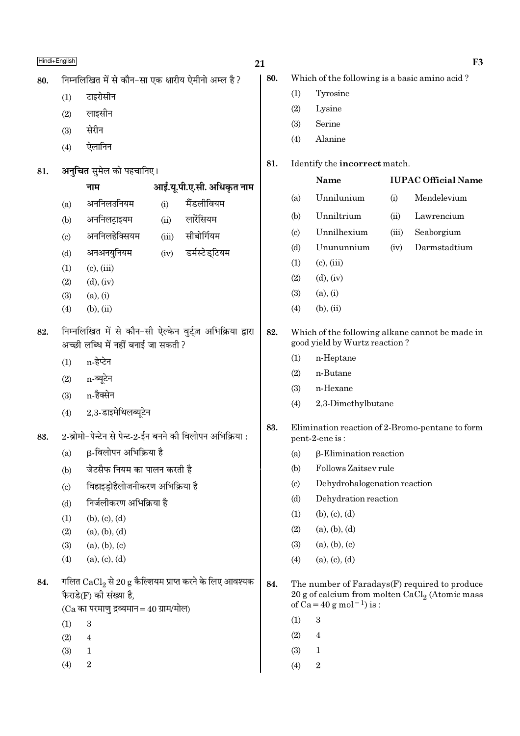80. निम्नलिखित में से कौन-सा एक क्षारीय ऐमीनो अम्ल है?

(1) टाइरोसीन
(2) लाइसीन
(3) सेरीन
(4) ऐलानिन

81. **अनुचित** सुमेल को पहचानिए।

| | नाम | | आई.यू.पी.ए.सी. अधिकृत नाम |
|---|---|---|---|
| (a) | अननिलउनियम | (i) | मैंडलीवियम |
| (b) | अननिलट्राइयम | (ii) | लारेंसियम |
| (c) | अननिलहेक्सियम | (iii) | सीबोर्गियम |
| (d) | अनअनयुनियम | (iv) | डर्मस्टेड्टियम |

(1) (c), (iii)
(2) (d), (iv)
(3) (a), (i)
(4) (b), (ii)

82. निम्नलिखित में से कौन-सी ऐल्केन वुर्ट्ज़ अभिक्रिया द्वारा अच्छी लब्धि में नहीं बनाई जा सकती?

(1) n-हेप्टेन
(2) n-ब्यूटेन
(3) n-हैक्सेन
(4) 2,3-डाइमेथिलब्यूटेन

83. 2-ब्रोमो-पेन्टेन से पेन्ट-2-ईन बनने की विलोपन अभिक्रिया :

(a) β-विलोपन अभिक्रिया है
(b) जेटसैफ नियम का पालन करती है
(c) विहाइड्रोहैलोजनीकरण अभिक्रिया है
(d) निर्जलीकरण अभिक्रिया है

(1) (b), (c), (d)
(2) (a), (b), (d)
(3) (a), (b), (c)
(4) (a), (c), (d)

84. गलित $CaCl_2$ से 20 g कैल्शियम प्राप्त करने के लिए आवश्यक फैराडे(F) की संख्या है,
(Ca का परमाणु द्रव्यमान = 40 ग्राम/मोल)

(1) 3
(2) 4
(3) 1
(4) 2

80. Which of the following is a basic amino acid?

(1) Tyrosine
(2) Lysine
(3) Serine
(4) Alanine

81. Identify the **incorrect** match.

| | Name | | IUPAC Official Name |
|---|---|---|---|
| (a) | Unnilunium | (i) | Mendelevium |
| (b) | Unniltrium | (ii) | Lawrencium |
| (c) | Unnilhexium | (iii) | Seaborgium |
| (d) | Unununnium | (iv) | Darmstadtium |

(1) (c), (iii)
(2) (d), (iv)
(3) (a), (i)
(4) (b), (ii)

82. Which of the following alkane cannot be made in good yield by Wurtz reaction?

(1) n-Heptane
(2) n-Butane
(3) n-Hexane
(4) 2,3-Dimethylbutane

83. Elimination reaction of 2-Bromo-pentane to form pent-2-ene is :

(a) β-Elimination reaction
(b) Follows Zaitsev rule
(c) Dehydrohalogenation reaction
(d) Dehydration reaction

(1) (b), (c), (d)
(2) (a), (b), (d)
(3) (a), (b), (c)
(4) (a), (c), (d)

84. The number of Faradays(F) required to produce 20 g of calcium from molten $CaCl_2$ (Atomic mass of Ca = 40 g mol$^{-1}$) is :

(1) 3
(2) 4
(3) 1
(4) 2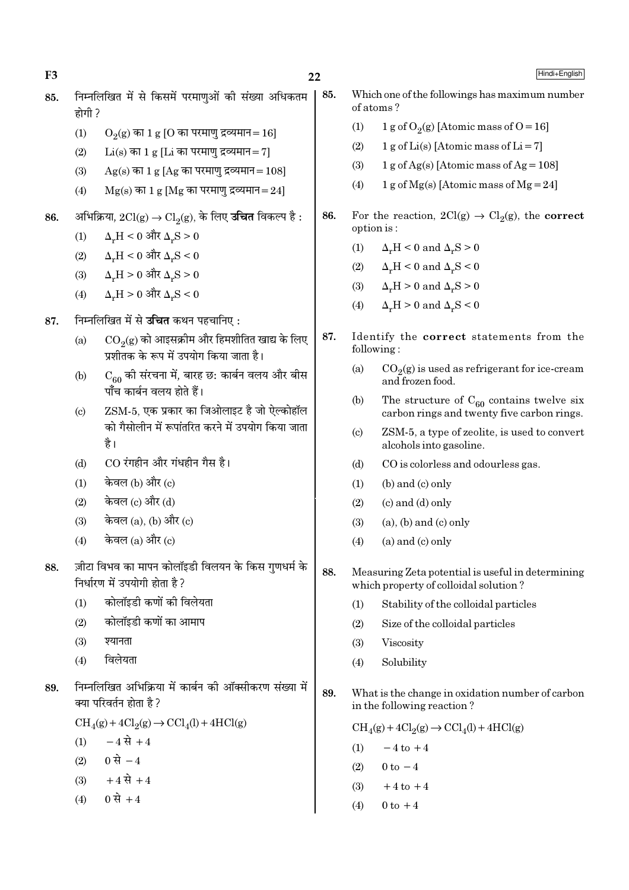85. निम्नलिखित में से किसमें परमाणुओं की संख्या अधिकतम होगी ?

(1) $O_2(g)$ का 1 g [O का परमाणु द्रव्यमान = 16]

(2) $Li(s)$ का 1 g [Li का परमाणु द्रव्यमान = 7]

(3) $Ag(s)$ का 1 g [Ag का परमाणु द्रव्यमान = 108]

(4) $Mg(s)$ का 1 g [Mg का परमाणु द्रव्यमान = 24]

86. अभिक्रिया, $2Cl(g) \rightarrow Cl_2(g)$, के लिए **उचित** विकल्प है :

(1) $\Delta_r H < 0$ और $\Delta_r S > 0$

(2) $\Delta_r H < 0$ और $\Delta_r S < 0$

(3) $\Delta_r H > 0$ और $\Delta_r S > 0$

(4) $\Delta_r H > 0$ और $\Delta_r S < 0$

87. निम्नलिखित में से **उचित** कथन पहचानिए :

(a) $CO_2(g)$ को आइसक्रीम और हिमशीतित खाद्य के लिए प्रशीतक के रूप में उपयोग किया जाता है।

(b) $C_{60}$ की संरचना में, बारह छः कार्बन वलय और बीस पाँच कार्बन वलय होते हैं।

(c) ZSM-5, एक प्रकार का जिओलाइट है जो ऐल्कोहॉल को गैसोलीन में रूपांतरित करने में उपयोग किया जाता है।

(d) CO रंगहीन और गंधहीन गैस है।

(1) केवल (b) और (c)

(2) केवल (c) और (d)

(3) केवल (a), (b) और (c)

(4) केवल (a) और (c)

88. ज़ीटा विभव का मापन कोलॉइडी विलयन के किस गुणधर्म के निर्धारण में उपयोगी होता है ?

(1) कोलॉइडी कणों की विलेयता

(2) कोलॉइडी कणों का आमाप

(3) श्यानता

(4) विलेयता

89. निम्नलिखित अभिक्रिया में कार्बन की ऑक्सीकरण संख्या में क्या परिवर्तन होता है ?

$$CH_4(g) + 4Cl_2(g) \rightarrow CCl_4(l) + 4HCl(g)$$

(1) $-4$ से $+4$

(2) $0$ से $-4$

(3) $+4$ से $+4$

(4) $0$ से $+4$

85. Which one of the followings has maximum number of atoms ?

(1) 1 g of $O_2(g)$ [Atomic mass of O = 16]

(2) 1 g of $Li(s)$ [Atomic mass of Li = 7]

(3) 1 g of $Ag(s)$ [Atomic mass of Ag = 108]

(4) 1 g of $Mg(s)$ [Atomic mass of Mg = 24]

86. For the reaction, $2Cl(g) \rightarrow Cl_2(g)$, the **correct** option is :

(1) $\Delta_r H < 0$ and $\Delta_r S > 0$

(2) $\Delta_r H < 0$ and $\Delta_r S < 0$

(3) $\Delta_r H > 0$ and $\Delta_r S > 0$

(4) $\Delta_r H > 0$ and $\Delta_r S < 0$

87. Identify the **correct** statements from the following :

(a) $CO_2(g)$ is used as refrigerant for ice-cream and frozen food.

(b) The structure of $C_{60}$ contains twelve six carbon rings and twenty five carbon rings.

(c) ZSM-5, a type of zeolite, is used to convert alcohols into gasoline.

(d) CO is colorless and odourless gas.

(1) (b) and (c) only

(2) (c) and (d) only

(3) (a), (b) and (c) only

(4) (a) and (c) only

88. Measuring Zeta potential is useful in determining which property of colloidal solution ?

(1) Stability of the colloidal particles

(2) Size of the colloidal particles

(3) Viscosity

(4) Solubility

89. What is the change in oxidation number of carbon in the following reaction ?

$$CH_4(g) + 4Cl_2(g) \rightarrow CCl_4(l) + 4HCl(g)$$

(1) $-4$ to $+4$

(2) $0$ to $-4$

(3) $+4$ to $+4$

(4) $0$ to $+4$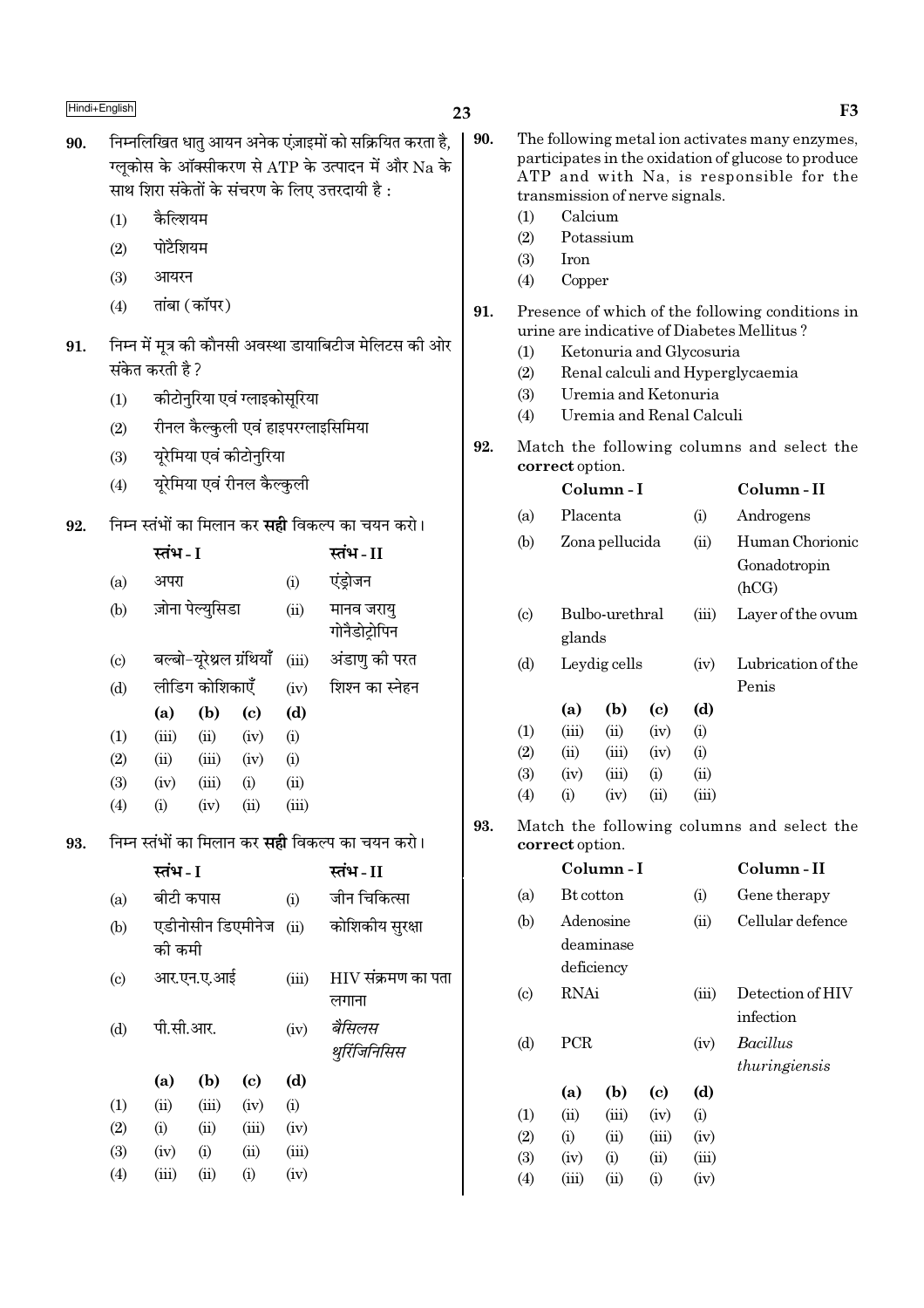90. निम्नलिखित धातु आयन अनेक एंज़ाइमों को सक्रियित करता है, ग्लूकोस के ऑक्सीकरण से ATP के उत्पादन में और Na के साथ शिरा संकेतों के संचरण के लिए उत्तरदायी है :

(1) कैल्शियम
(2) पोटैशियम
(3) आयरन
(4) तांबा (कॉपर)

91. निम्न में मूत्र की कौनसी अवस्था डायाबिटीज मेलिटस की ओर संकेत करती है ?

(1) कीटोनुरिया एवं ग्लाइकोसूरिया
(2) रीनल कैल्कुली एवं हाइपरग्लाइसिमिया
(3) यूरेमिया एवं कीटोनुरिया
(4) यूरेमिया एवं रीनल कैल्कुली

92. निम्न स्तंभों का मिलान कर **सही** विकल्प का चयन करो।

| | स्तंभ - I | | स्तंभ - II |
|---|---|---|---|
| (a) | अपरा | (i) | एंड्रोजन |
| (b) | ज़ोना पेल्युसिडा | (ii) | मानव जरायु गोनैडोट्रोपिन |
| (c) | बल्बो-यूरेथ्रल ग्रंथियाँ | (iii) | अंडाणु की परत |
| (d) | लीडिग कोशिकाएँ | (iv) | शिश्न का स्नेहन |

| | (a) | (b) | (c) | (d) |
|---|---|---|---|---|
| (1) | (iii) | (ii) | (iv) | (i) |
| (2) | (ii) | (iii) | (iv) | (i) |
| (3) | (iv) | (iii) | (i) | (ii) |
| (4) | (i) | (iv) | (ii) | (iii) |

93. निम्न स्तंभों का मिलान कर **सही** विकल्प का चयन करो।

| | स्तंभ - I | | स्तंभ - II |
|---|---|---|---|
| (a) | बीटी कपास | (i) | जीन चिकित्सा |
| (b) | एडीनोसीन डिएमीनेज की कमी | (ii) | कोशिकीय सुरक्षा |
| (c) | आर.एन.ए.आई | (iii) | HIV संक्रमण का पता लगाना |
| (d) | पी.सी.आर. | (iv) | *बैसिलस थुरिंजिनिसिस* |

| | (a) | (b) | (c) | (d) |
|---|---|---|---|---|
| (1) | (ii) | (iii) | (iv) | (i) |
| (2) | (i) | (ii) | (iii) | (iv) |
| (3) | (iv) | (i) | (ii) | (iii) |
| (4) | (iii) | (ii) | (i) | (iv) |

90. The following metal ion activates many enzymes, participates in the oxidation of glucose to produce ATP and with Na, is responsible for the transmission of nerve signals.

(1) Calcium
(2) Potassium
(3) Iron
(4) Copper

91. Presence of which of the following conditions in urine are indicative of Diabetes Mellitus ?

(1) Ketonuria and Glycosuria
(2) Renal calculi and Hyperglycaemia
(3) Uremia and Ketonuria
(4) Uremia and Renal Calculi

92. Match the following columns and select the **correct** option.

| | Column - I | | Column - II |
|---|---|---|---|
| (a) | Placenta | (i) | Androgens |
| (b) | Zona pellucida | (ii) | Human Chorionic Gonadotropin (hCG) |
| (c) | Bulbo-urethral glands | (iii) | Layer of the ovum |
| (d) | Leydig cells | (iv) | Lubrication of the Penis |

| | (a) | (b) | (c) | (d) |
|---|---|---|---|---|
| (1) | (iii) | (ii) | (iv) | (i) |
| (2) | (ii) | (iii) | (iv) | (i) |
| (3) | (iv) | (iii) | (i) | (ii) |
| (4) | (i) | (iv) | (ii) | (iii) |

93. Match the following columns and select the **correct** option.

| | Column - I | | Column - II |
|---|---|---|---|
| (a) | Bt cotton | (i) | Gene therapy |
| (b) | Adenosine deaminase deficiency | (ii) | Cellular defence |
| (c) | RNAi | (iii) | Detection of HIV infection |
| (d) | PCR | (iv) | *Bacillus thuringiensis* |

| | (a) | (b) | (c) | (d) |
|---|---|---|---|---|
| (1) | (ii) | (iii) | (iv) | (i) |
| (2) | (i) | (ii) | (iii) | (iv) |
| (3) | (iv) | (i) | (ii) | (iii) |
| (4) | (iii) | (ii) | (i) | (iv) |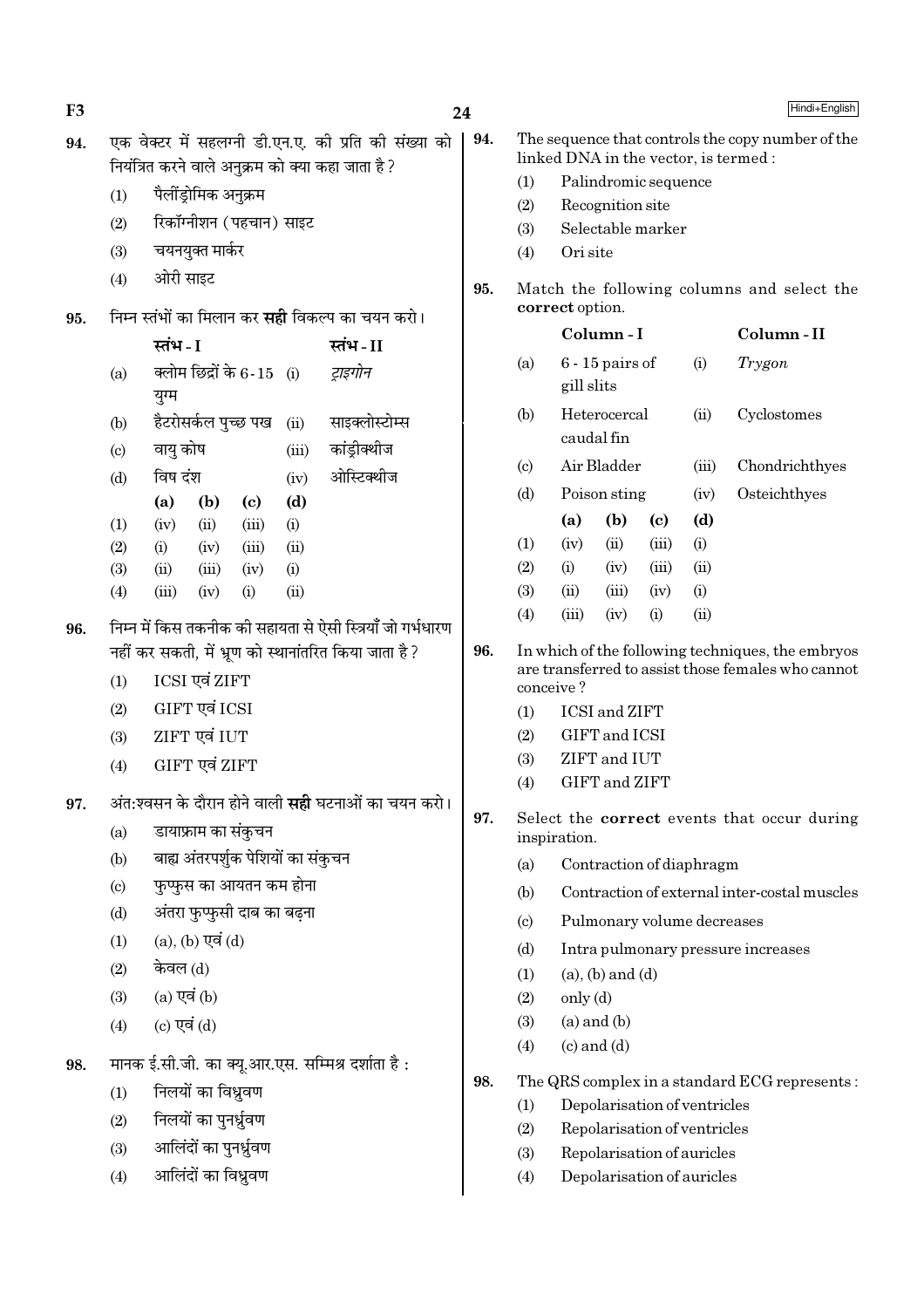94. एक वेक्टर में सहलग्नी डी.एन.ए. की प्रति की संख्या को नियंत्रित करने वाले अनुक्रम को क्या कहा जाता है ?

(1) पैलींड्रोमिक अनुक्रम

(2) रिकॉग्नीशन (पहचान) साइट

(3) चयनयुक्त मार्कर

(4) ओरी साइट

95. निम्न स्तंभों का मिलान कर **सही** विकल्प का चयन करो।

| | स्तंभ - I | | स्तंभ - II |
|---|---|---|---|
| (a) | क्लोम छिद्रों के 6-15 युग्म | (i) | *ट्राइगोन* |
| (b) | हैटरोसर्कल पुच्छ पख | (ii) | साइक्लोस्टोम्स |
| (c) | वायु कोष | (iii) | कांड्रीक्थीज |
| (d) | विष दंश | (iv) | ओस्टिक्थीज |

| | (a) | (b) | (c) | (d) |
|---|---|---|---|---|
| (1) | (iv) | (ii) | (iii) | (i) |
| (2) | (i) | (iv) | (iii) | (ii) |
| (3) | (ii) | (iii) | (iv) | (i) |
| (4) | (iii) | (iv) | (i) | (ii) |

96. निम्न में किस तकनीक की सहायता से ऐसी स्त्रियाँ जो गर्भधारण नहीं कर सकती, में भ्रूण को स्थानांतरित किया जाता है ?

(1) ICSI एवं ZIFT

(2) GIFT एवं ICSI

(3) ZIFT एवं IUT

(4) GIFT एवं ZIFT

97. अंतःश्वसन के दौरान होने वाली **सही** घटनाओं का चयन करो।

(a) डायाफ्राम का संकुचन

(b) बाह्य अंतरपर्शुक पेशियों का संकुचन

(c) फुप्फुस का आयतन कम होना

(d) अंतरा फुप्फुसी दाब का बढ़ना

(1) (a), (b) एवं (d)

(2) केवल (d)

(3) (a) एवं (b)

(4) (c) एवं (d)

98. मानक ई.सी.जी. का क्यू.आर.एस. सम्मिश्र दर्शाता है :

(1) निलयों का विध्रुवण

(2) निलयों का पुनर्ध्रुवण

(3) आलिंदों का पुनर्ध्रुवण

(4) आलिंदों का विध्रुवण

94. The sequence that controls the copy number of the linked DNA in the vector, is termed :

(1) Palindromic sequence

(2) Recognition site

(3) Selectable marker

(4) Ori site

95. Match the following columns and select the **correct** option.

| | Column - I | | Column - II |
|---|---|---|---|
| (a) | 6 - 15 pairs of gill slits | (i) | *Trygon* |
| (b) | Heterocercal caudal fin | (ii) | Cyclostomes |
| (c) | Air Bladder | (iii) | Chondrichthyes |
| (d) | Poison sting | (iv) | Osteichthyes |

| | (a) | (b) | (c) | (d) |
|---|---|---|---|---|
| (1) | (iv) | (ii) | (iii) | (i) |
| (2) | (i) | (iv) | (iii) | (ii) |
| (3) | (ii) | (iii) | (iv) | (i) |
| (4) | (iii) | (iv) | (i) | (ii) |

96. In which of the following techniques, the embryos are transferred to assist those females who cannot conceive ?

(1) ICSI and ZIFT

(2) GIFT and ICSI

(3) ZIFT and IUT

(4) GIFT and ZIFT

97. Select the **correct** events that occur during inspiration.

(a) Contraction of diaphragm

(b) Contraction of external inter-costal muscles

(c) Pulmonary volume decreases

(d) Intra pulmonary pressure increases

(1) (a), (b) and (d)

(2) only (d)

(3) (a) and (b)

(4) (c) and (d)

98. The QRS complex in a standard ECG represents :

(1) Depolarisation of ventricles

(2) Repolarisation of ventricles

(3) Repolarisation of auricles

(4) Depolarisation of auricles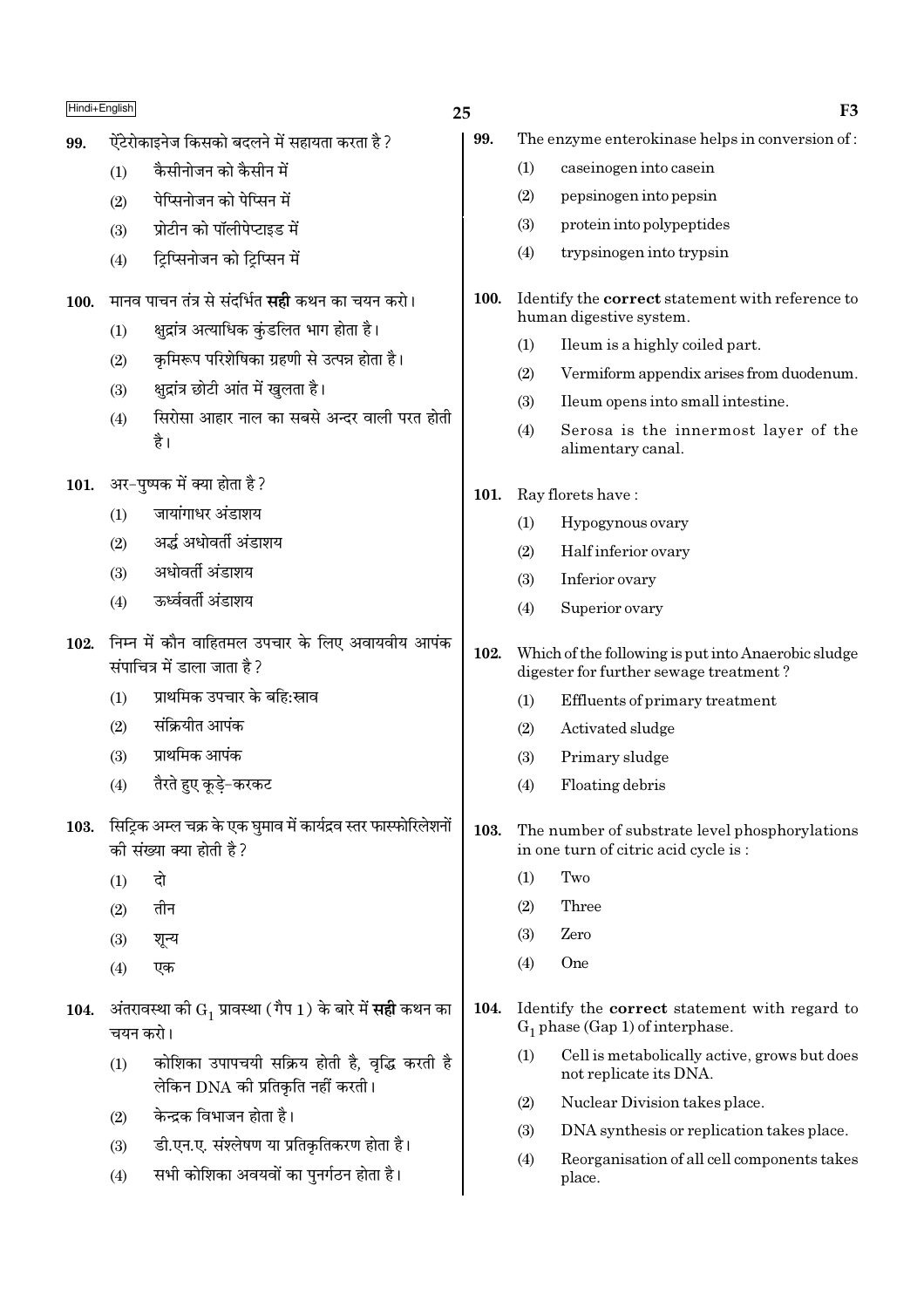99. ऐंटेरोकाइनेज किसको बदलने में सहायता करता है?

(1) कैसीनोजन को कैसीन में
(2) पेप्सिनोजन को पेप्सिन में
(3) प्रोटीन को पॉलीपेप्टाइड में
(4) ट्रिप्सिनोजन को ट्रिप्सिन में

100. मानव पाचन तंत्र से संदर्भित **सही** कथन का चयन करो।

(1) क्षुद्रांत्र अत्याधिक कुंडलित भाग होता है।
(2) कृमिरूप परिशेषिका ग्रहणी से उत्पन्न होता है।
(3) क्षुद्रांत्र छोटी आंत में खुलता है।
(4) सिरोसा आहार नाल का सबसे अन्दर वाली परत होती है।

101. अर-पुष्पक में क्या होता है?

(1) जायांगाधर अंडाशय
(2) अर्द्ध अधोवर्ती अंडाशय
(3) अधोवर्ती अंडाशय
(4) ऊर्ध्ववर्ती अंडाशय

102. निम्न में कौन वाहितमल उपचार के लिए अवायवीय आपंक संपाचित्र में डाला जाता है?

(1) प्राथमिक उपचार के बहिःस्राव
(2) संक्रियीत आपंक
(3) प्राथमिक आपंक
(4) तैरते हुए कूड़े-करकट

103. सिट्रिक अम्ल चक्र के एक घुमाव में कार्यद्रव स्तर फास्फोरिलेशनों की संख्या क्या होती है?

(1) दो
(2) तीन
(3) शून्य
(4) एक

104. अंतरावस्था की $G_1$ प्रावस्था (गैप 1) के बारे में **सही** कथन का चयन करो।

(1) कोशिका उपापचयी सक्रिय होती है, वृद्धि करती है लेकिन DNA की प्रतिकृति नहीं करती।
(2) केन्द्रक विभाजन होता है।
(3) डी.एन.ए. संश्लेषण या प्रतिकृतिकरण होता है।
(4) सभी कोशिका अवयवों का पुनर्गठन होता है।

99. The enzyme enterokinase helps in conversion of :

(1) caseinogen into casein
(2) pepsinogen into pepsin
(3) protein into polypeptides
(4) trypsinogen into trypsin

100. Identify the **correct** statement with reference to human digestive system.

(1) Ileum is a highly coiled part.
(2) Vermiform appendix arises from duodenum.
(3) Ileum opens into small intestine.
(4) Serosa is the innermost layer of the alimentary canal.

101. Ray florets have :

(1) Hypogynous ovary
(2) Half inferior ovary
(3) Inferior ovary
(4) Superior ovary

102. Which of the following is put into Anaerobic sludge digester for further sewage treatment?

(1) Effluents of primary treatment
(2) Activated sludge
(3) Primary sludge
(4) Floating debris

103. The number of substrate level phosphorylations in one turn of citric acid cycle is :

(1) Two
(2) Three
(3) Zero
(4) One

104. Identify the **correct** statement with regard to $G_1$ phase (Gap 1) of interphase.

(1) Cell is metabolically active, grows but does not replicate its DNA.
(2) Nuclear Division takes place.
(3) DNA synthesis or replication takes place.
(4) Reorganisation of all cell components takes place.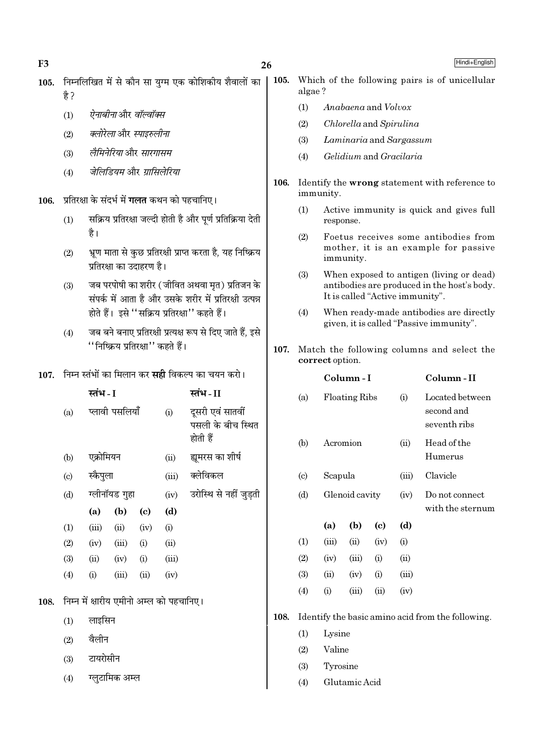105. निम्नलिखित में से कौन सा युग्म एक कोशिकीय शैवालों का है?

(1) *ऐनाबीना* और *वॉल्वॉक्स*

(2) *क्लोरेला* और *स्पाइरुलीना*

(3) *लैमिनेरिया* और *सारगासम*

(4) *जेलिडियम* और *ग्रासिलेरिया*

106. प्रतिरक्षा के संदर्भ में **गलत** कथन को पहचानिए।

(1) सक्रिय प्रतिरक्षा जल्दी होती है और पूर्ण प्रतिक्रिया देती है।

(2) भ्रूण माता से कुछ प्रतिरक्षी प्राप्त करता है, यह निष्क्रिय प्रतिरक्षा का उदाहरण है।

(3) जब परपोषी का शरीर (जीवित अथवा मृत) प्रतिजन के संपर्क में आता है और उसके शरीर में प्रतिरक्षी उत्पन्न होते हैं। इसे ''सक्रिय प्रतिरक्षा'' कहते हैं।

(4) जब बने बनाए प्रतिरक्षी प्रत्यक्ष रूप से दिए जाते हैं, इसे ''निष्क्रिय प्रतिरक्षा'' कहते हैं।

107. निम्न स्तंभों का मिलान कर **सही** विकल्प का चयन करो।

| | स्तंभ - I | | स्तंभ - II |
|---|---|---|---|
| (a) | प्लावी पसलियाँ | (i) | दूसरी एवं सातवीं पसली के बीच स्थित होती हैं |
| (b) | एक्रोमियन | (ii) | ह्यूमरस का शीर्ष |
| (c) | स्कैपुला | (iii) | क्लेविकल |
| (d) | ग्लीनॉयड गुहा | (iv) | उरोस्थि से नहीं जुड़ती |

| | (a) | (b) | (c) | (d) |
|---|---|---|---|---|
| (1) | (iii) | (ii) | (iv) | (i) |
| (2) | (iv) | (iii) | (i) | (ii) |
| (3) | (ii) | (iv) | (i) | (iii) |
| (4) | (i) | (iii) | (ii) | (iv) |

108. निम्न में क्षारीय एमीनो अम्ल को पहचानिए।

(1) लाइसिन

(2) वैलीन

(3) टायरोसीन

(4) ग्लुटामिक अम्ल

105. Which of the following pairs is of unicellular algae?

(1) *Anabaena* and *Volvox*

(2) *Chlorella* and *Spirulina*

(3) *Laminaria* and *Sargassum*

(4) *Gelidium* and *Gracilaria*

106. Identify the **wrong** statement with reference to immunity.

(1) Active immunity is quick and gives full response.

(2) Foetus receives some antibodies from mother, it is an example for passive immunity.

(3) When exposed to antigen (living or dead) antibodies are produced in the host's body. It is called "Active immunity".

(4) When ready-made antibodies are directly given, it is called "Passive immunity".

107. Match the following columns and select the **correct** option.

| | Column - I | | Column - II |
|---|---|---|---|
| (a) | Floating Ribs | (i) | Located between second and seventh ribs |
| (b) | Acromion | (ii) | Head of the Humerus |
| (c) | Scapula | (iii) | Clavicle |
| (d) | Glenoid cavity | (iv) | Do not connect with the sternum |

| | (a) | (b) | (c) | (d) |
|---|---|---|---|---|
| (1) | (iii) | (ii) | (iv) | (i) |
| (2) | (iv) | (iii) | (i) | (ii) |
| (3) | (ii) | (iv) | (i) | (iii) |
| (4) | (i) | (iii) | (ii) | (iv) |

108. Identify the basic amino acid from the following.

(1) Lysine

(2) Valine

(3) Tyrosine

(4) Glutamic Acid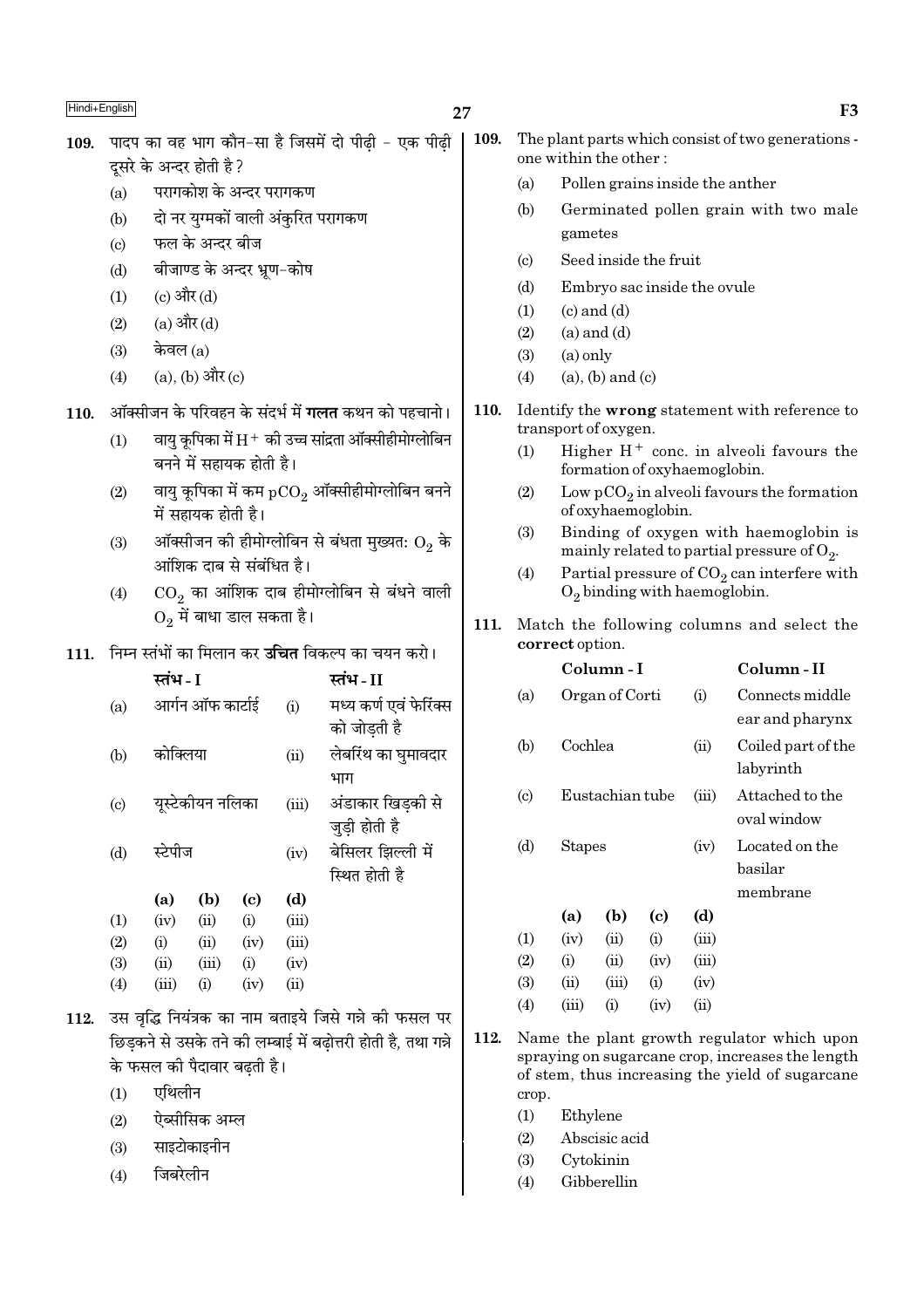109. पादप का वह भाग कौन-सा है जिसमें दो पीढ़ी - एक पीढ़ी दूसरे के अन्दर होती है ?

(a) परागकोश के अन्दर परागकण

(b) दो नर युग्मकों वाली अंकुरित परागकण

(c) फल के अन्दर बीज

(d) बीजाण्ड के अन्दर भ्रूण-कोष

(1) (c) और (d)

(2) (a) और (d)

(3) केवल (a)

(4) (a), (b) और (c)

110. ऑक्सीजन के परिवहन के संदर्भ में **गलत** कथन को पहचानो।

(1) वायु कूपिका में $H^+$ की उच्च सांद्रता ऑक्सीहीमोग्लोबिन बनने में सहायक होती है।

(2) वायु कूपिका में कम $pCO_2$ ऑक्सीहीमोग्लोबिन बनने में सहायक होती है।

(3) ऑक्सीजन की हीमोग्लोबिन से बंधता मुख्यत: $O_2$ के आंशिक दाब से संबंधित है।

(4) $CO_2$ का आंशिक दाब हीमोग्लोबिन से बंधने वाली $O_2$ में बाधा डाल सकता है।

111. निम्न स्तंभों का मिलान कर **उचित** विकल्प का चयन करो।

| | स्तंभ - I | | स्तंभ - II |
|---|---|---|---|
| (a) | आर्गन ऑफ कार्टाई | (i) | मध्य कर्ण एवं फेरिंक्स को जोड़ती है |
| (b) | कोक्लिया | (ii) | लेबरिंथ का घुमावदार भाग |
| (c) | यूस्टेकीयन नलिका | (iii) | अंडाकार खिड़की से जुड़ी होती है |
| (d) | स्टेपीज | (iv) | बेसिलर झिल्ली में स्थित होती है |

| | (a) | (b) | (c) | (d) |
|---|---|---|---|---|
| (1) | (iv) | (ii) | (i) | (iii) |
| (2) | (i) | (ii) | (iv) | (iii) |
| (3) | (ii) | (iii) | (i) | (iv) |
| (4) | (iii) | (i) | (iv) | (ii) |

112. उस वृद्धि नियंत्रक का नाम बताइये जिसे गन्ने की फसल पर छिड़कने से उसके तने की लम्बाई में बढ़ोत्तरी होती है, तथा गन्ने के फसल की पैदावार बढ़ती है।

(1) एथिलीन

(2) ऐब्सीसिक अम्ल

(3) साइटोकाइनीन

(4) जिबरेलीन

109. The plant parts which consist of two generations - one within the other :

(a) Pollen grains inside the anther

(b) Germinated pollen grain with two male gametes

(c) Seed inside the fruit

(d) Embryo sac inside the ovule

(1) (c) and (d)

(2) (a) and (d)

(3) (a) only

(4) (a), (b) and (c)

110. Identify the **wrong** statement with reference to transport of oxygen.

(1) Higher $H^+$ conc. in alveoli favours the formation of oxyhaemoglobin.

(2) Low $pCO_2$ in alveoli favours the formation of oxyhaemoglobin.

(3) Binding of oxygen with haemoglobin is mainly related to partial pressure of $O_2$.

(4) Partial pressure of $CO_2$ can interfere with $O_2$ binding with haemoglobin.

111. Match the following columns and select the **correct** option.

| | Column - I | | Column - II |
|---|---|---|---|
| (a) | Organ of Corti | (i) | Connects middle ear and pharynx |
| (b) | Cochlea | (ii) | Coiled part of the labyrinth |
| (c) | Eustachian tube | (iii) | Attached to the oval window |
| (d) | Stapes | (iv) | Located on the basilar membrane |

| | (a) | (b) | (c) | (d) |
|---|---|---|---|---|
| (1) | (iv) | (ii) | (i) | (iii) |
| (2) | (i) | (ii) | (iv) | (iii) |
| (3) | (ii) | (iii) | (i) | (iv) |
| (4) | (iii) | (i) | (iv) | (ii) |

112. Name the plant growth regulator which upon spraying on sugarcane crop, increases the length of stem, thus increasing the yield of sugarcane crop.

(1) Ethylene

(2) Abscisic acid

(3) Cytokinin

(4) Gibberellin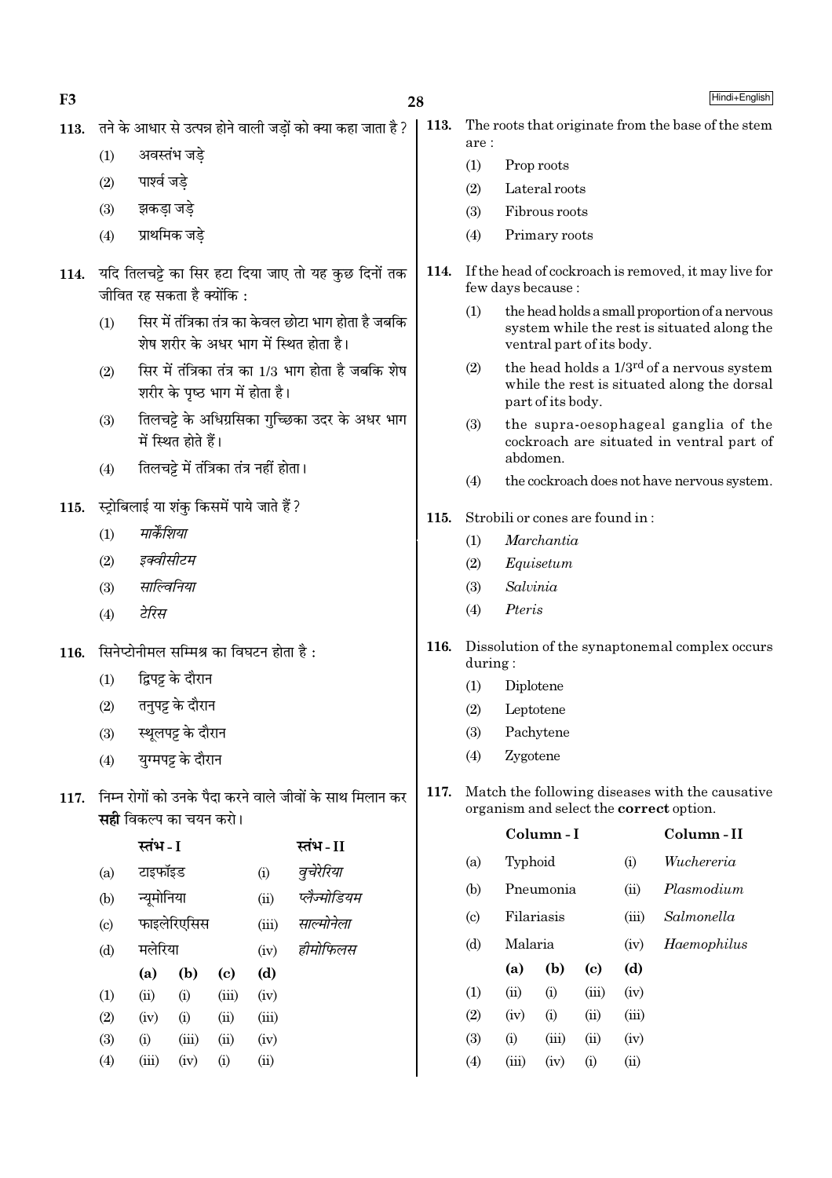113. तने के आधार से उत्पन्न होने वाली जड़ों को क्या कहा जाता है ?

(1) अवस्तंभ जड़े
(2) पार्श्व जड़े
(3) झकड़ा जड़े
(4) प्राथमिक जड़े

114. यदि तिलचट्टे का सिर हटा दिया जाए तो यह कुछ दिनों तक जीवित रह सकता है क्योंकि :

(1) सिर में तंत्रिका तंत्र का केवल छोटा भाग होता है जबकि शेष शरीर के अधर भाग में स्थित होता है।
(2) सिर में तंत्रिका तंत्र का 1/3 भाग होता है जबकि शेष शरीर के पृष्ठ भाग में होता है।
(3) तिलचट्टे के अधिग्रसिका गुच्छिका उदर के अधर भाग में स्थित होते हैं।
(4) तिलचट्टे में तंत्रिका तंत्र नहीं होता।

115. स्ट्रोबिलाई या शंकु किसमें पाये जाते हैं ?

(1) *मार्केशिया*
(2) *इक्वीसीटम*
(3) *साल्विनिया*
(4) *टेरिस*

116. सिनेप्टोनीमल सम्मिश्र का विघटन होता है :

(1) द्विपट्ट के दौरान
(2) तनुपट्ट के दौरान
(3) स्थूलपट्ट के दौरान
(4) युग्मपट्ट के दौरान

117. निम्न रोगों को उनके पैदा करने वाले जीवों के साथ मिलान कर **सही** विकल्प का चयन करो।

| | स्तंभ - I | | स्तंभ - II |
|---|---|---|---|
| (a) | टाइफॉइड | (i) | *वुचेरेरिया* |
| (b) | न्यूमोनिया | (ii) | *प्लैज्मोडियम* |
| (c) | फाइलेरिएसिस | (iii) | *साल्मोनेला* |
| (d) | मलेरिया | (iv) | *हीमोफिलस* |

| | (a) | (b) | (c) | (d) |
|---|---|---|---|---|
| (1) | (ii) | (i) | (iii) | (iv) |
| (2) | (iv) | (i) | (ii) | (iii) |
| (3) | (i) | (iii) | (ii) | (iv) |
| (4) | (iii) | (iv) | (i) | (ii) |

113. The roots that originate from the base of the stem are :

(1) Prop roots
(2) Lateral roots
(3) Fibrous roots
(4) Primary roots

114. If the head of cockroach is removed, it may live for few days because :

(1) the head holds a small proportion of a nervous system while the rest is situated along the ventral part of its body.
(2) the head holds a 1/3rd of a nervous system while the rest is situated along the dorsal part of its body.
(3) the supra-oesophageal ganglia of the cockroach are situated in ventral part of abdomen.
(4) the cockroach does not have nervous system.

115. Strobili or cones are found in :

(1) *Marchantia*
(2) *Equisetum*
(3) *Salvinia*
(4) *Pteris*

116. Dissolution of the synaptonemal complex occurs during :

(1) Diplotene
(2) Leptotene
(3) Pachytene
(4) Zygotene

117. Match the following diseases with the causative organism and select the **correct** option.

| | Column - I | | Column - II |
|---|---|---|---|
| (a) | Typhoid | (i) | *Wuchereria* |
| (b) | Pneumonia | (ii) | *Plasmodium* |
| (c) | Filariasis | (iii) | *Salmonella* |
| (d) | Malaria | (iv) | *Haemophilus* |

| | (a) | (b) | (c) | (d) |
|---|---|---|---|---|
| (1) | (ii) | (i) | (iii) | (iv) |
| (2) | (iv) | (i) | (ii) | (iii) |
| (3) | (i) | (iii) | (ii) | (iv) |
| (4) | (iii) | (iv) | (i) | (ii) |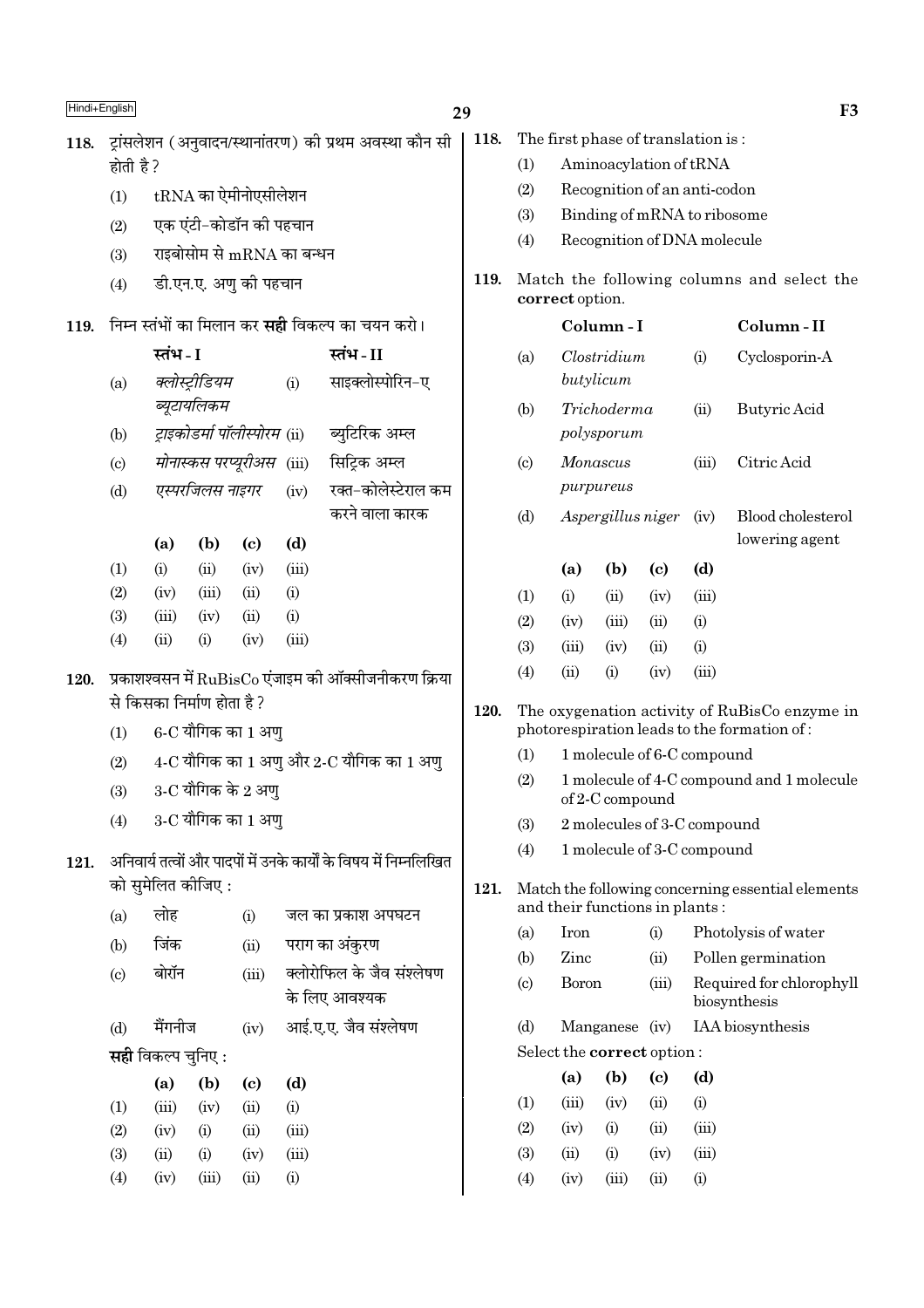118. ट्रांसलेशन (अनुवादन/स्थानांतरण) की प्रथम अवस्था कौन सी होती है ?

(1) tRNA का ऐमीनोएसीलेशन
(2) एक एंटी-कोडॉन की पहचान
(3) राइबोसोम से mRNA का बन्धन
(4) डी.एन.ए. अणु की पहचान

119. निम्न स्तंभों का मिलान कर **सही** विकल्प का चयन करो।

| | स्तंभ - I | | स्तंभ - II |
|---|---|---|---|
| (a) | *क्लोस्ट्रीडियम ब्यूटायलिकम* | (i) | साइक्लोस्पोरिन-ए |
| (b) | *ट्राइकोडर्मा पॉलीस्पोरम* | (ii) | ब्युटिरिक अम्ल |
| (c) | *मोनास्कस परप्यूरीअस* | (iii) | सिट्रिक अम्ल |
| (d) | *एस्परजिलस नाइगर* | (iv) | रक्त-कोलेस्टेराल कम करने वाला कारक |

| | (a) | (b) | (c) | (d) |
|---|---|---|---|---|
| (1) | (i) | (ii) | (iv) | (iii) |
| (2) | (iv) | (iii) | (ii) | (i) |
| (3) | (iii) | (iv) | (ii) | (i) |
| (4) | (ii) | (i) | (iv) | (iii) |

120. प्रकाशश्वसन में RuBisCo एंजाइम की ऑक्सीजनीकरण क्रिया से किसका निर्माण होता है ?

(1) 6-C यौगिक का 1 अणु
(2) 4-C यौगिक का 1 अणु और 2-C यौगिक का 1 अणु
(3) 3-C यौगिक के 2 अणु
(4) 3-C यौगिक का 1 अणु

121. अनिवार्य तत्वों और पादपों में उनके कार्यों के विषय में निम्नलिखित को सुमेलित कीजिए :

| | | | |
|---|---|---|---|
| (a) | लोह | (i) | जल का प्रकाश अपघटन |
| (b) | जिंक | (ii) | पराग का अंकुरण |
| (c) | बोरॉन | (iii) | क्लोरोफिल के जैव संश्लेषण के लिए आवश्यक |
| (d) | मैंगनीज | (iv) | आई.ए.ए. जैव संश्लेषण |

**सही** विकल्प चुनिए :

| | (a) | (b) | (c) | (d) |
|---|---|---|---|---|
| (1) | (iii) | (iv) | (ii) | (i) |
| (2) | (iv) | (i) | (ii) | (iii) |
| (3) | (ii) | (i) | (iv) | (iii) |
| (4) | (iv) | (iii) | (ii) | (i) |

118. The first phase of translation is :

(1) Aminoacylation of tRNA
(2) Recognition of an anti-codon
(3) Binding of mRNA to ribosome
(4) Recognition of DNA molecule

119. Match the following columns and select the **correct** option.

| | Column - I | | Column - II |
|---|---|---|---|
| (a) | *Clostridium butylicum* | (i) | Cyclosporin-A |
| (b) | *Trichoderma polysporum* | (ii) | Butyric Acid |
| (c) | *Monascus purpureus* | (iii) | Citric Acid |
| (d) | *Aspergillus niger* | (iv) | Blood cholesterol lowering agent |

| | (a) | (b) | (c) | (d) |
|---|---|---|---|---|
| (1) | (i) | (ii) | (iv) | (iii) |
| (2) | (iv) | (iii) | (ii) | (i) |
| (3) | (iii) | (iv) | (ii) | (i) |
| (4) | (ii) | (i) | (iv) | (iii) |

120. The oxygenation activity of RuBisCo enzyme in photorespiration leads to the formation of :

(1) 1 molecule of 6-C compound
(2) 1 molecule of 4-C compound and 1 molecule of 2-C compound
(3) 2 molecules of 3-C compound
(4) 1 molecule of 3-C compound

121. Match the following concerning essential elements and their functions in plants :

| | | | |
|---|---|---|---|
| (a) | Iron | (i) | Photolysis of water |
| (b) | Zinc | (ii) | Pollen germination |
| (c) | Boron | (iii) | Required for chlorophyll biosynthesis |
| (d) | Manganese | (iv) | IAA biosynthesis |

Select the **correct** option :

| | (a) | (b) | (c) | (d) |
|---|---|---|---|---|
| (1) | (iii) | (iv) | (ii) | (i) |
| (2) | (iv) | (i) | (ii) | (iii) |
| (3) | (ii) | (i) | (iv) | (iii) |
| (4) | (iv) | (iii) | (ii) | (i) |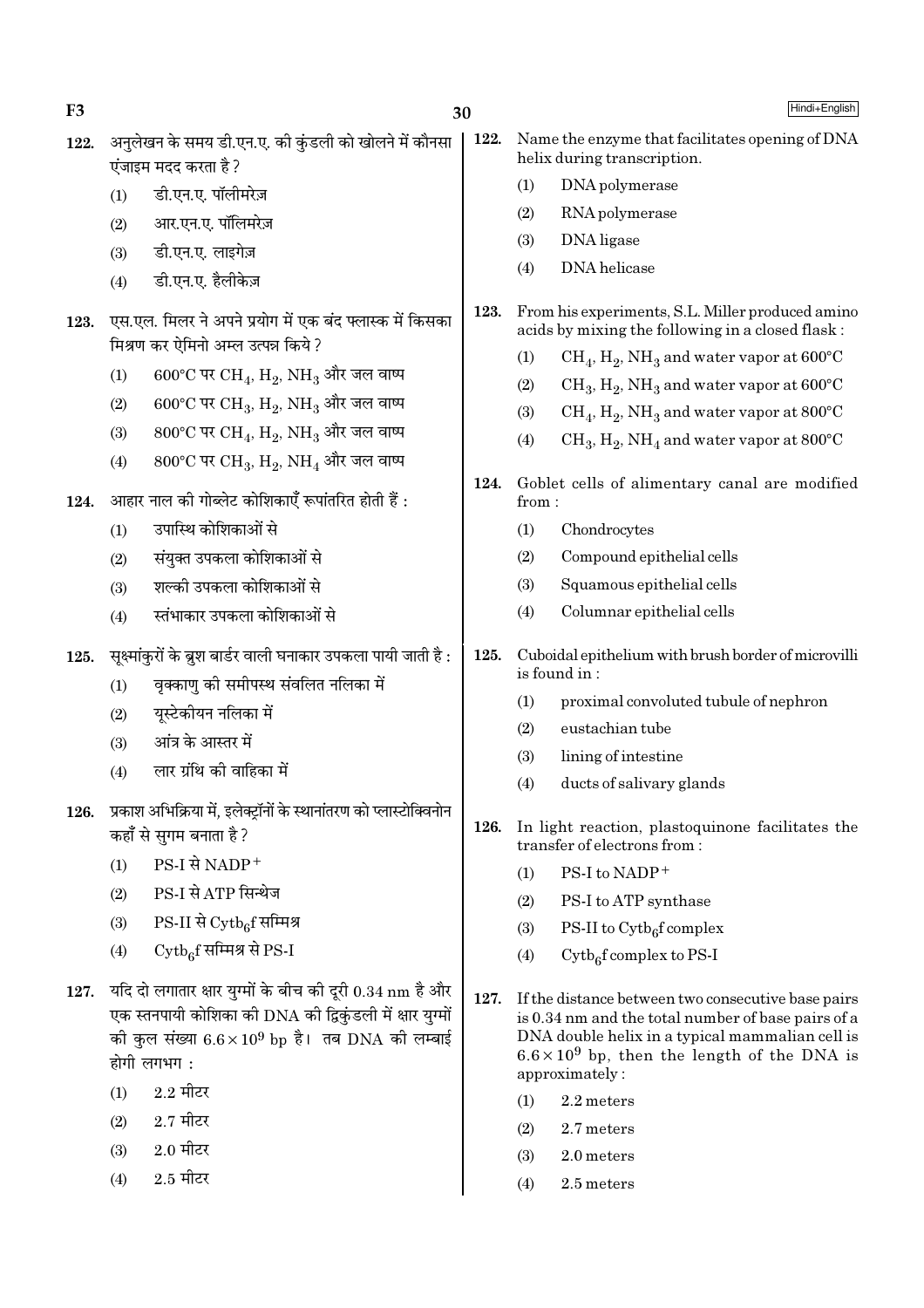122. अनुलेखन के समय डी.एन.ए. की कुंडली को खोलने में कौनसा एंजाइम मदद करता है ?

(1) डी.एन.ए. पॉलीमरेज़
(2) आर.एन.ए. पॉलिमरेज़
(3) डी.एन.ए. लाइगेज़
(4) डी.एन.ए. हैलीकेज़

123. एस.एल. मिलर ने अपने प्रयोग में एक बंद फ्लास्क में किसका मिश्रण कर ऐमिनो अम्ल उत्पन्न किये ?

(1) 600°C पर $CH_4$, $H_2$, $NH_3$ और जल वाष्प
(2) 600°C पर $CH_3$, $H_2$, $NH_3$ और जल वाष्प
(3) 800°C पर $CH_4$, $H_2$, $NH_3$ और जल वाष्प
(4) 800°C पर $CH_3$, $H_2$, $NH_4$ और जल वाष्प

124. आहार नाल की गोब्लेट कोशिकाएँ रूपांतरित होती हैं :

(1) उपास्थि कोशिकाओं से
(2) संयुक्त उपकला कोशिकाओं से
(3) शल्की उपकला कोशिकाओं से
(4) स्तंभाकार उपकला कोशिकाओं से

125. सूक्ष्मांकुरों के ब्रुश बार्डर वाली घनाकार उपकला पायी जाती है :

(1) वृक्काणु की समीपस्थ संवलित नलिका में
(2) यूस्टेकीयन नलिका में
(3) आंत्र के आस्तर में
(4) लार ग्रंथि की वाहिका में

126. प्रकाश अभिक्रिया में, इलेक्ट्रॉनों के स्थानांतरण को प्लास्टोक्विनोन कहाँ से सुगम बनाता है ?

(1) PS-I से $NADP^+$
(2) PS-I से ATP सिन्थेज
(3) PS-II से $Cytb_6f$ सम्मिश्र
(4) $Cytb_6f$ सम्मिश्र से PS-I

127. यदि दो लगातार क्षार युग्मों के बीच की दूरी 0.34 nm है और एक स्तनपायी कोशिका की DNA की द्विकुंडली में क्षार युग्मों की कुल संख्या $6.6 \times 10^9$ bp है। तब DNA की लम्बाई होगी लगभग :

(1) 2.2 मीटर
(2) 2.7 मीटर
(3) 2.0 मीटर
(4) 2.5 मीटर

122. Name the enzyme that facilitates opening of DNA helix during transcription.

(1) DNA polymerase
(2) RNA polymerase
(3) DNA ligase
(4) DNA helicase

123. From his experiments, S.L. Miller produced amino acids by mixing the following in a closed flask :

(1) $CH_4$, $H_2$, $NH_3$ and water vapor at 600°C
(2) $CH_3$, $H_2$, $NH_3$ and water vapor at 600°C
(3) $CH_4$, $H_2$, $NH_3$ and water vapor at 800°C
(4) $CH_3$, $H_2$, $NH_4$ and water vapor at 800°C

124. Goblet cells of alimentary canal are modified from :

(1) Chondrocytes
(2) Compound epithelial cells
(3) Squamous epithelial cells
(4) Columnar epithelial cells

125. Cuboidal epithelium with brush border of microvilli is found in :

(1) proximal convoluted tubule of nephron
(2) eustachian tube
(3) lining of intestine
(4) ducts of salivary glands

126. In light reaction, plastoquinone facilitates the transfer of electrons from :

(1) PS-I to $NADP^+$
(2) PS-I to ATP synthase
(3) PS-II to $Cytb_6f$ complex
(4) $Cytb_6f$ complex to PS-I

127. If the distance between two consecutive base pairs is 0.34 nm and the total number of base pairs of a DNA double helix in a typical mammalian cell is $6.6 \times 10^9$ bp, then the length of the DNA is approximately :

(1) 2.2 meters
(2) 2.7 meters
(3) 2.0 meters
(4) 2.5 meters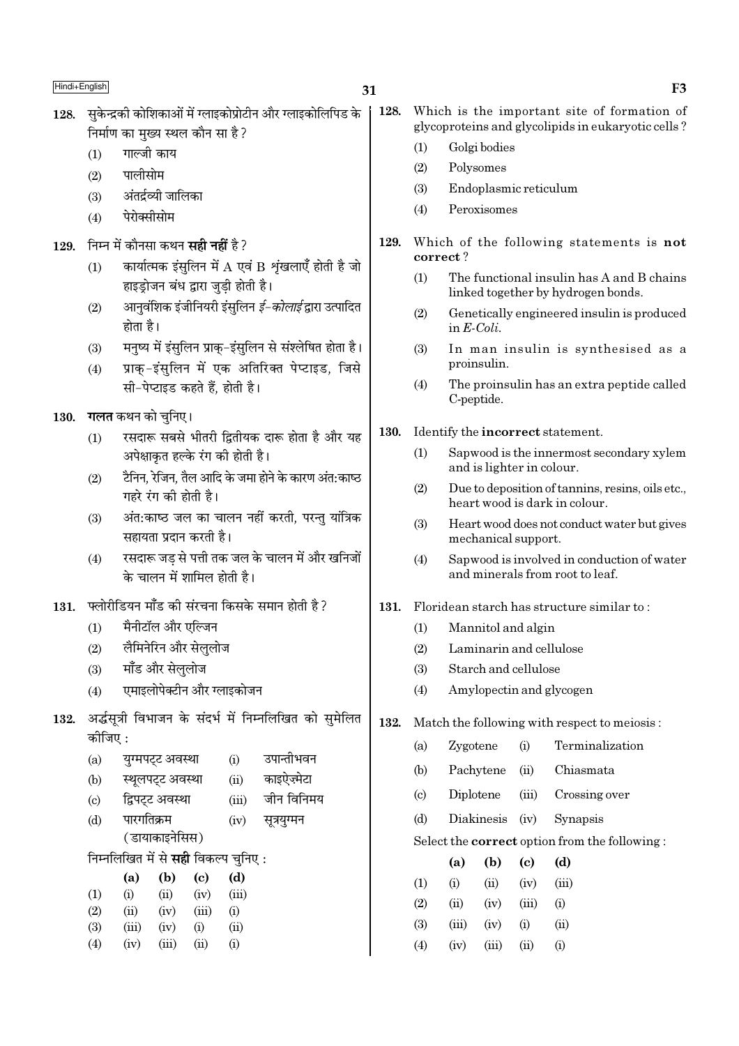128. सुकेन्द्रकी कोशिकाओं में ग्लाइकोप्रोटीन और ग्लाइकोलिपिड के निर्माण का मुख्य स्थल कौन सा है?

(1) गाल्जी काय

(2) पालीसोम

(3) अंतर्द्रव्यी जालिका

(4) पेरोक्सीसोम

129. निम्न में कौनसा कथन **सही नहीं** है?

(1) कार्यात्मक इंसुलिन में A एवं B शृंखलाएँ होती है जो हाइड्रोजन बंध द्वारा जुड़ी होती है।

(2) आनुवंशिक इंजीनियरी इंसुलिन *ई-कोलाई* द्वारा उत्पादित होता है।

(3) मनुष्य में इंसुलिन प्राक्-इंसुलिन से संश्लेषित होता है।

(4) प्राक्-इंसुलिन में एक अतिरिक्त पेप्टाइड, जिसे सी-पेप्टाइड कहते हैं, होती है।

130. **गलत** कथन को चुनिए।

(1) रसदारू सबसे भीतरी द्वितीयक दारू होता है और यह अपेक्षाकृत हल्के रंग की होती है।

(2) टैनिन, रेजिन, तैल आदि के जमा होने के कारण अंत:काष्ठ गहरे रंग की होती है।

(3) अंत:काष्ठ जल का चालन नहीं करती, परन्तु यांत्रिक सहायता प्रदान करती है।

(4) रसदारू जड़ से पत्ती तक जल के चालन में और खनिजों के चालन में शामिल होती है।

131. फ्लोरीडियन मॉंड की संरचना किसके समान होती है?

(1) मैनीटॉल और एल्जिन

(2) लैमिनेरिन और सेलुलोज

(3) मॉंड और सेलुलोज

(4) एमाइलोपेक्टीन और ग्लाइकोजन

132. अर्द्धसूत्री विभाजन के संदर्भ में निम्नलिखित को सुमेलित कीजिए :

| | | | |
|---|---|---|---|
| (a) | युग्मपट्ट अवस्था | (i) | उपान्तीभवन |
| (b) | स्थूलपट्ट अवस्था | (ii) | काइऐज़्मेटा |
| (c) | द्विपट्ट अवस्था | (iii) | जीन विनिमय |
| (d) | पारगतिक्रम (डायाकाइनेसिस) | (iv) | सूत्रयुग्मन |

निम्नलिखित में से **सही** विकल्प चुनिए :

| | (a) | (b) | (c) | (d) |
|---|---|---|---|---|
| (1) | (i) | (ii) | (iv) | (iii) |
| (2) | (ii) | (iv) | (iii) | (i) |
| (3) | (iii) | (iv) | (i) | (ii) |
| (4) | (iv) | (iii) | (ii) | (i) |

128. Which is the important site of formation of glycoproteins and glycolipids in eukaryotic cells?

(1) Golgi bodies

(2) Polysomes

(3) Endoplasmic reticulum

(4) Peroxisomes

129. Which of the following statements is **not correct**?

(1) The functional insulin has A and B chains linked together by hydrogen bonds.

(2) Genetically engineered insulin is produced in *E-Coli*.

(3) In man insulin is synthesised as a proinsulin.

(4) The proinsulin has an extra peptide called C-peptide.

130. Identify the **incorrect** statement.

(1) Sapwood is the innermost secondary xylem and is lighter in colour.

(2) Due to deposition of tannins, resins, oils etc., heart wood is dark in colour.

(3) Heart wood does not conduct water but gives mechanical support.

(4) Sapwood is involved in conduction of water and minerals from root to leaf.

131. Floridean starch has structure similar to :

(1) Mannitol and algin

(2) Laminarin and cellulose

(3) Starch and cellulose

(4) Amylopectin and glycogen

132. Match the following with respect to meiosis :

| | | | |
|---|---|---|---|
| (a) | Zygotene | (i) | Terminalization |
| (b) | Pachytene | (ii) | Chiasmata |
| (c) | Diplotene | (iii) | Crossing over |
| (d) | Diakinesis | (iv) | Synapsis |

Select the **correct** option from the following :

| | (a) | (b) | (c) | (d) |
|---|---|---|---|---|
| (1) | (i) | (ii) | (iv) | (iii) |
| (2) | (ii) | (iv) | (iii) | (i) |
| (3) | (iii) | (iv) | (i) | (ii) |
| (4) | (iv) | (iii) | (ii) | (i) |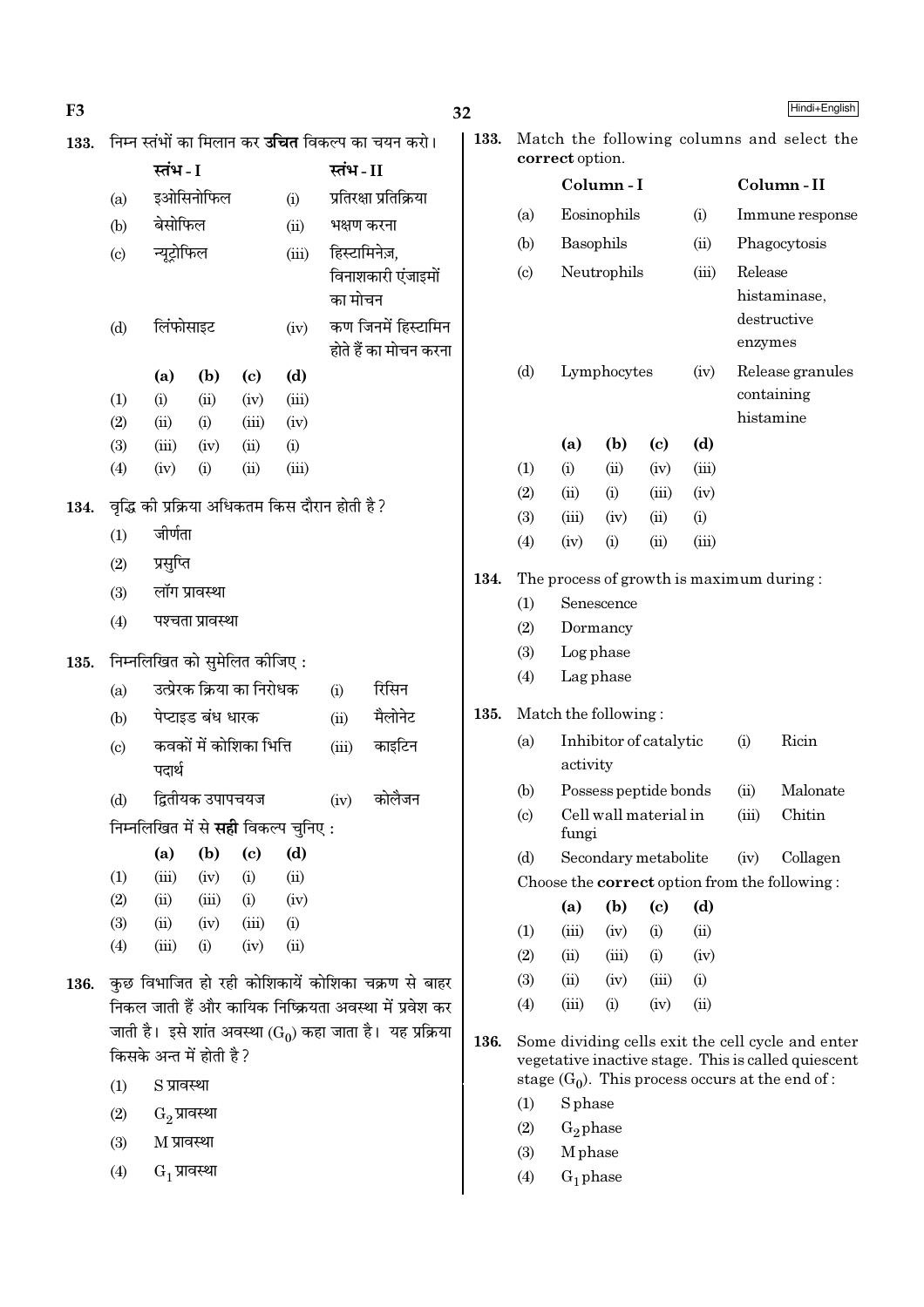133. निम्न स्तंभों का मिलान कर **उचित** विकल्प का चयन करो।

| | स्तंभ - I | | स्तंभ - II |
|---|---|---|---|
| (a) | इओसिनोफिल | (i) | प्रतिरक्षा प्रतिक्रिया |
| (b) | बेसोफिल | (ii) | भक्षण करना |
| (c) | न्यूट्रोफिल | (iii) | हिस्टामिनेज़, विनाशकारी एंजाइमों का मोचन |
| (d) | लिंफोसाइट | (iv) | कण जिनमें हिस्टामिन होते हैं का मोचन करना |

| | (a) | (b) | (c) | (d) |
|---|---|---|---|---|
| (1) | (i) | (ii) | (iv) | (iii) |
| (2) | (ii) | (i) | (iii) | (iv) |
| (3) | (iii) | (iv) | (ii) | (i) |
| (4) | (iv) | (i) | (ii) | (iii) |

134. वृद्धि की प्रक्रिया अधिकतम किस दौरान होती है?

(1) जीर्णता

(2) प्रसुप्ति

(3) लॉग प्रावस्था

(4) पश्चता प्रावस्था

135. निम्नलिखित को सुमेलित कीजिए :

| (a) | उत्प्रेरक क्रिया का निरोधक | (i) | रिसिन |
|---|---|---|---|
| (b) | पेप्टाइड बंध धारक | (ii) | मैलोनेट |
| (c) | कवकों में कोशिका भित्ति पदार्थ | (iii) | काइटिन |
| (d) | द्वितीयक उपापचयज | (iv) | कोलैजन |

निम्नलिखित में से **सही** विकल्प चुनिए :

| | (a) | (b) | (c) | (d) |
|---|---|---|---|---|
| (1) | (iii) | (iv) | (i) | (ii) |
| (2) | (ii) | (iii) | (i) | (iv) |
| (3) | (ii) | (iv) | (iii) | (i) |
| (4) | (iii) | (i) | (iv) | (ii) |

136. कुछ विभाजित हो रही कोशिकायें कोशिका चक्रण से बाहर निकल जाती हैं और कायिक निष्क्रियता अवस्था में प्रवेश कर जाती है। इसे शांत अवस्था ($G_0$) कहा जाता है। यह प्रक्रिया किसके अन्त में होती है?

(1) S प्रावस्था

(2) $G_2$ प्रावस्था

(3) M प्रावस्था

(4) $G_1$ प्रावस्था

133. Match the following columns and select the **correct** option.

| | Column - I | | Column - II |
|---|---|---|---|
| (a) | Eosinophils | (i) | Immune response |
| (b) | Basophils | (ii) | Phagocytosis |
| (c) | Neutrophils | (iii) | Release histaminase, destructive enzymes |
| (d) | Lymphocytes | (iv) | Release granules containing histamine |

| | (a) | (b) | (c) | (d) |
|---|---|---|---|---|
| (1) | (i) | (ii) | (iv) | (iii) |
| (2) | (ii) | (i) | (iii) | (iv) |
| (3) | (iii) | (iv) | (ii) | (i) |
| (4) | (iv) | (i) | (ii) | (iii) |

134. The process of growth is maximum during :

(1) Senescence

(2) Dormancy

(3) Log phase

(4) Lag phase

135. Match the following :

| (a) | Inhibitor of catalytic activity | (i) | Ricin |
|---|---|---|---|
| (b) | Possess peptide bonds | (ii) | Malonate |
| (c) | Cell wall material in fungi | (iii) | Chitin |
| (d) | Secondary metabolite | (iv) | Collagen |

Choose the **correct** option from the following :

| | (a) | (b) | (c) | (d) |
|---|---|---|---|---|
| (1) | (iii) | (iv) | (i) | (ii) |
| (2) | (ii) | (iii) | (i) | (iv) |
| (3) | (ii) | (iv) | (iii) | (i) |
| (4) | (iii) | (i) | (iv) | (ii) |

136. Some dividing cells exit the cell cycle and enter vegetative inactive stage. This is called quiescent stage ($G_0$). This process occurs at the end of :

(1) S phase

(2) $G_2$ phase

(3) M phase

(4) $G_1$ phase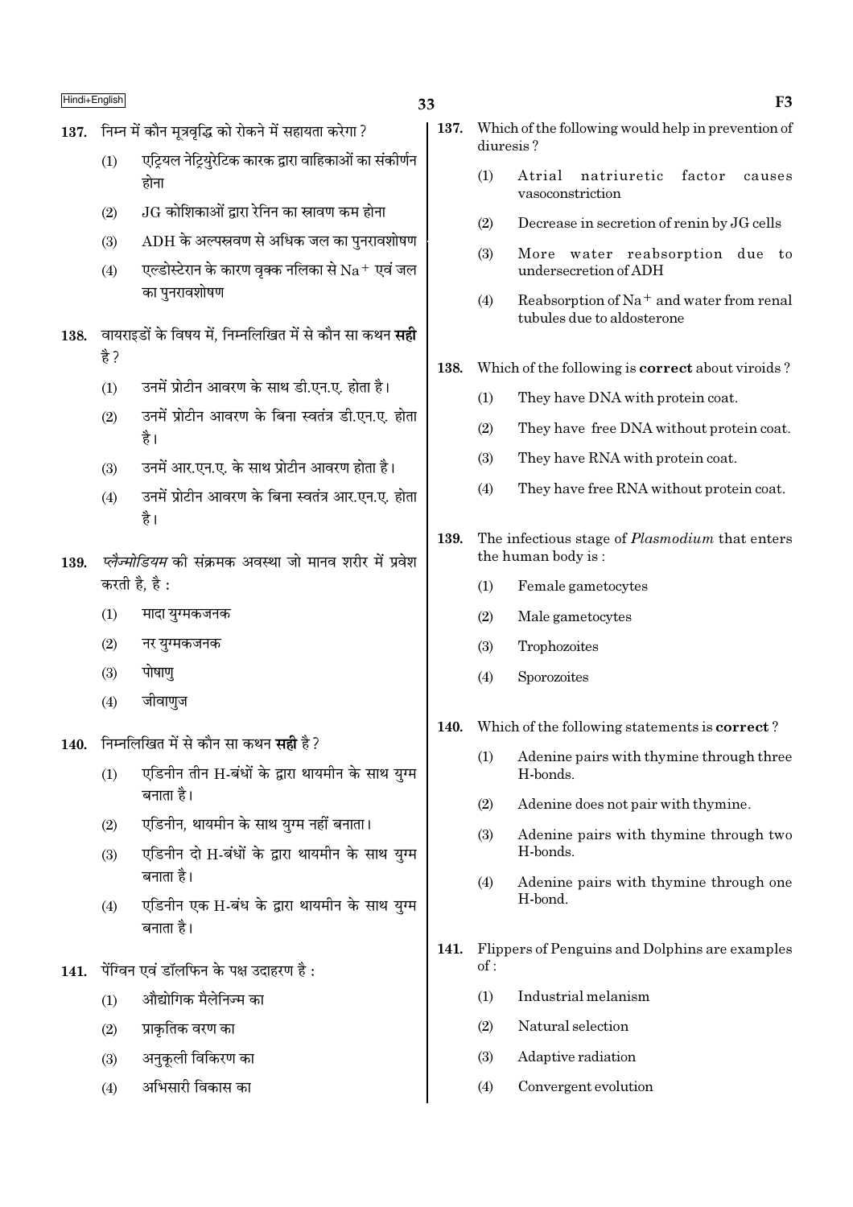137. निम्न में कौन मूत्रवृद्धि को रोकने में सहायता करेगा ?

(1) एट्रियल नेट्रियुरेटिक कारक द्वारा वाहिकाओं का संकीर्णन होना

(2) JG कोशिकाओं द्वारा रेनिन का स्रावण कम होना

(3) ADH के अल्पस्रवण से अधिक जल का पुनरावशोषण

(4) एल्डोस्टेरान के कारण वृक्क नलिका से $Na^+$ एवं जल का पुनरावशोषण

138. वायराइडों के विषय में, निम्नलिखित में से कौन सा कथन **सही** है ?

(1) उनमें प्रोटीन आवरण के साथ डी.एन.ए. होता है।

(2) उनमें प्रोटीन आवरण के बिना स्वतंत्र डी.एन.ए. होता है।

(3) उनमें आर.एन.ए. के साथ प्रोटीन आवरण होता है।

(4) उनमें प्रोटीन आवरण के बिना स्वतंत्र आर.एन.ए. होता है।

139. *प्लैज्मोडियम* की संक्रमक अवस्था जो मानव शरीर में प्रवेश करती है, है :

(1) मादा युग्मकजनक

(2) नर युग्मकजनक

(3) पोषाणु

(4) जीवाणुज

140. निम्नलिखित में से कौन सा कथन **सही** है ?

(1) एडिनीन तीन H-बंधों के द्वारा थायमीन के साथ युग्म बनाता है।

(2) एडिनीन, थायमीन के साथ युग्म नहीं बनाता।

(3) एडिनीन दो H-बंधों के द्वारा थायमीन के साथ युग्म बनाता है।

(4) एडिनीन एक H-बंध के द्वारा थायमीन के साथ युग्म बनाता है।

141. पेंग्विन एवं डॉलफिन के पक्ष उदाहरण है :

(1) औद्योगिक मैलेनिज्म का

(2) प्राकृतिक वरण का

(3) अनुकूली विकिरण का

(4) अभिसारी विकास का

137. Which of the following would help in prevention of diuresis ?

(1) Atrial natriuretic factor causes vasoconstriction

(2) Decrease in secretion of renin by JG cells

(3) More water reabsorption due to undersecretion of ADH

(4) Reabsorption of $Na^+$ and water from renal tubules due to aldosterone

138. Which of the following is **correct** about viroids ?

(1) They have DNA with protein coat.

(2) They have free DNA without protein coat.

(3) They have RNA with protein coat.

(4) They have free RNA without protein coat.

139. The infectious stage of *Plasmodium* that enters the human body is :

(1) Female gametocytes

(2) Male gametocytes

(3) Trophozoites

(4) Sporozoites

140. Which of the following statements is **correct** ?

(1) Adenine pairs with thymine through three H-bonds.

(2) Adenine does not pair with thymine.

(3) Adenine pairs with thymine through two H-bonds.

(4) Adenine pairs with thymine through one H-bond.

141. Flippers of Penguins and Dolphins are examples of :

(1) Industrial melanism

(2) Natural selection

(3) Adaptive radiation

(4) Convergent evolution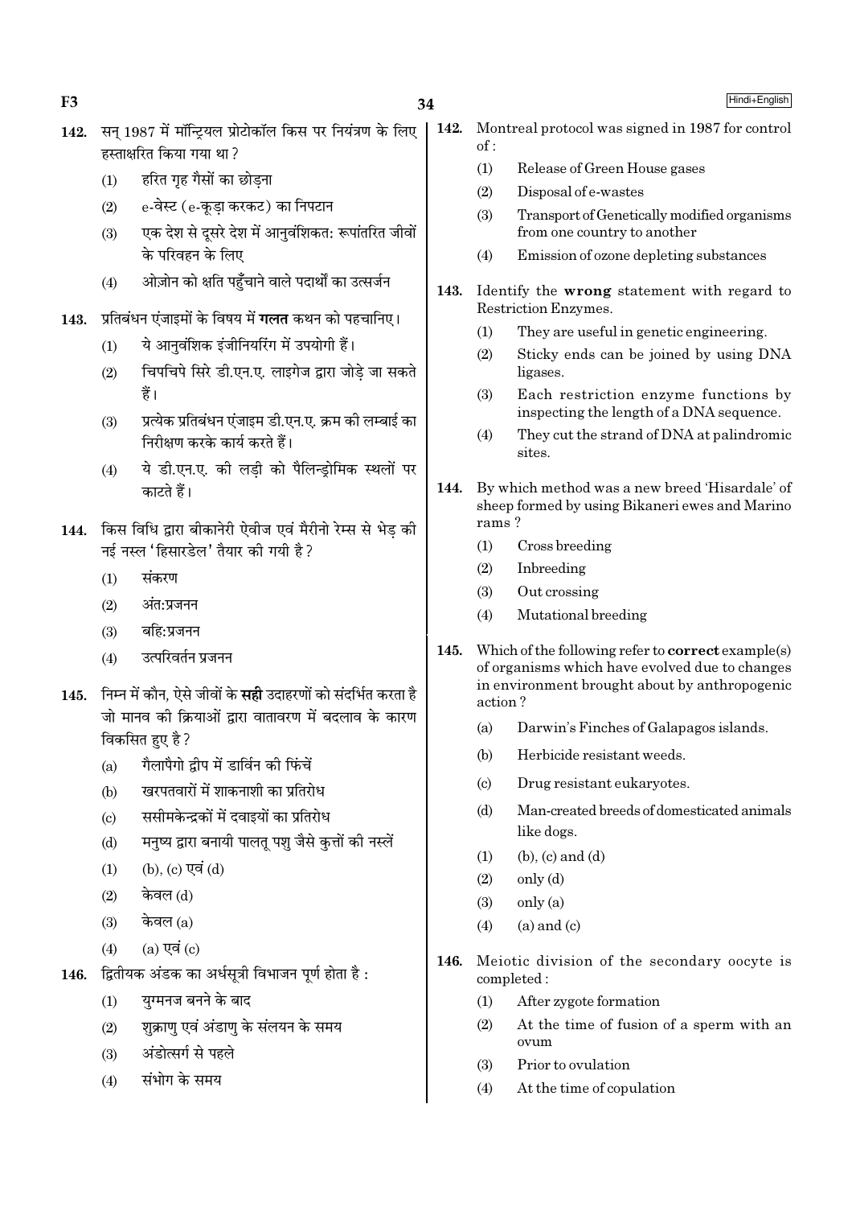142. सन् 1987 में मॉन्ट्रियल प्रोटोकॉल किस पर नियंत्रण के लिए हस्ताक्षरित किया गया था ?

(1) हरित गृह गैसों का छोड़ना

(2) e-वेस्ट (e-कूड़ा करकट) का निपटान

(3) एक देश से दूसरे देश में आनुवंशिकत: रूपांतरित जीवों के परिवहन के लिए

(4) ओज़ोन को क्षति पहुँचाने वाले पदार्थों का उत्सर्जन

143. प्रतिबंधन एंजाइमों के विषय में **गलत** कथन को पहचानिए।

(1) ये आनुवंशिक इंजीनियरिंग में उपयोगी हैं।

(2) चिपचिपे सिरे डी.एन.ए. लाइगेज द्वारा जोड़े जा सकते हैं।

(3) प्रत्येक प्रतिबंधन एंजाइम डी.एन.ए. क्रम की लम्बाई का निरीक्षण करके कार्य करते हैं।

(4) ये डी.एन.ए. की लड़ी को पैलिन्ड्रोमिक स्थलों पर काटते हैं।

144. किस विधि द्वारा बीकानेरी ऐवीज एवं मैरीनो रेम्स से भेड़ की नई नस्ल 'हिसारडेल' तैयार की गयी है ?

(1) संकरण

(2) अंत:प्रजनन

(3) बहि:प्रजनन

(4) उत्परिवर्तन प्रजनन

145. निम्न में कौन, ऐसे जीवों के **सही** उदाहरणों को संदर्भित करता है जो मानव की क्रियाओं द्वारा वातावरण में बदलाव के कारण विकसित हुए है ?

(a) गैलापैगो द्वीप में डार्विन की फिंचें

(b) खरपतवारों में शाकनाशी का प्रतिरोध

(c) ससीमकेन्द्रकों में दवाइयों का प्रतिरोध

(d) मनुष्य द्वारा बनायी पालतू पशु जैसे कुत्तों की नस्लें

(1) (b), (c) एवं (d)

(2) केवल (d)

(3) केवल (a)

(4) (a) एवं (c)

146. द्वितीयक अंडक का अर्धसूत्री विभाजन पूर्ण होता है :

(1) युग्मनज बनने के बाद

(2) शुक्राणु एवं अंडाणु के संलयन के समय

(3) अंडोत्सर्ग से पहले

(4) संभोग के समय

142. Montreal protocol was signed in 1987 for control of :

(1) Release of Green House gases

(2) Disposal of e-wastes

(3) Transport of Genetically modified organisms from one country to another

(4) Emission of ozone depleting substances

143. Identify the **wrong** statement with regard to Restriction Enzymes.

(1) They are useful in genetic engineering.

(2) Sticky ends can be joined by using DNA ligases.

(3) Each restriction enzyme functions by inspecting the length of a DNA sequence.

(4) They cut the strand of DNA at palindromic sites.

144. By which method was a new breed 'Hisardale' of sheep formed by using Bikaneri ewes and Marino rams ?

(1) Cross breeding

(2) Inbreeding

(3) Out crossing

(4) Mutational breeding

145. Which of the following refer to **correct** example(s) of organisms which have evolved due to changes in environment brought about by anthropogenic action ?

(a) Darwin's Finches of Galapagos islands.

(b) Herbicide resistant weeds.

(c) Drug resistant eukaryotes.

(d) Man-created breeds of domesticated animals like dogs.

(1) (b), (c) and (d)

(2) only (d)

(3) only (a)

(4) (a) and (c)

146. Meiotic division of the secondary oocyte is completed :

(1) After zygote formation

(2) At the time of fusion of a sperm with an ovum

(3) Prior to ovulation

(4) At the time of copulation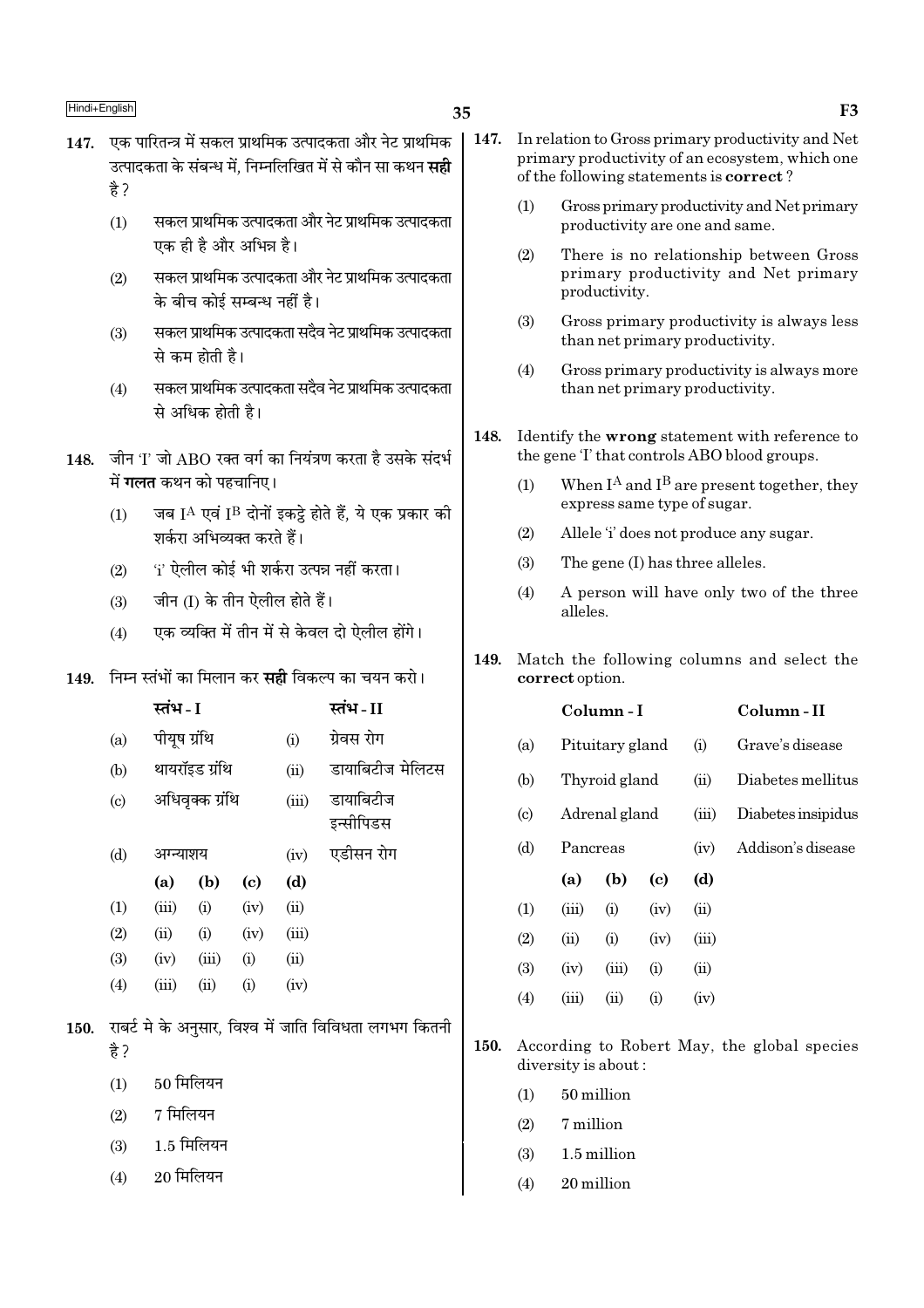147. एक पारितन्त्र में सकल प्राथमिक उत्पादकता और नेट प्राथमिक उत्पादकता के संबन्ध में, निम्नलिखित में से कौन सा कथन **सही** है ?

(1) सकल प्राथमिक उत्पादकता और नेट प्राथमिक उत्पादकता एक ही है और अभिन्न है।

(2) सकल प्राथमिक उत्पादकता और नेट प्राथमिक उत्पादकता के बीच कोई सम्बन्ध नहीं है।

(3) सकल प्राथमिक उत्पादकता सदैव नेट प्राथमिक उत्पादकता से कम होती है।

(4) सकल प्राथमिक उत्पादकता सदैव नेट प्राथमिक उत्पादकता से अधिक होती है।

148. जीन 'I' जो ABO रक्त वर्ग का नियंत्रण करता है उसके संदर्भ में **गलत** कथन को पहचानिए।

(1) जब $I^A$ एवं $I^B$ दोनों इकट्ठे होते हैं, ये एक प्रकार की शर्करा अभिव्यक्त करते हैं।

(2) 'i' ऐलील कोई भी शर्करा उत्पन्न नहीं करता।

(3) जीन (I) के तीन ऐलील होते हैं।

(4) एक व्यक्ति में तीन में से केवल दो ऐलील होंगे।

149. निम्न स्तंभों का मिलान कर **सही** विकल्प का चयन करो।

| | स्तंभ - I | | स्तंभ - II |
|---|---|---|---|
| (a) | पीयूष ग्रंथि | (i) | ग्रेवस रोग |
| (b) | थायरॉइड ग्रंथि | (ii) | डायाबिटीज मेलिटस |
| (c) | अधिवृक्क ग्रंथि | (iii) | डायाबिटीज इन्सीपिडस |
| (d) | अग्न्याशय | (iv) | एडीसन रोग |

| | (a) | (b) | (c) | (d) |
|---|---|---|---|---|
| (1) | (iii) | (i) | (iv) | (ii) |
| (2) | (ii) | (i) | (iv) | (iii) |
| (3) | (iv) | (iii) | (i) | (ii) |
| (4) | (iii) | (ii) | (i) | (iv) |

150. राबर्ट मे के अनुसार, विश्व में जाति विविधता लगभग कितनी है ?

(1) 50 मिलियन

(2) 7 मिलियन

(3) 1.5 मिलियन

(4) 20 मिलियन

147. In relation to Gross primary productivity and Net primary productivity of an ecosystem, which one of the following statements is **correct** ?

(1) Gross primary productivity and Net primary productivity are one and same.

(2) There is no relationship between Gross primary productivity and Net primary productivity.

(3) Gross primary productivity is always less than net primary productivity.

(4) Gross primary productivity is always more than net primary productivity.

148. Identify the **wrong** statement with reference to the gene 'I' that controls ABO blood groups.

(1) When $I^A$ and $I^B$ are present together, they express same type of sugar.

(2) Allele 'i' does not produce any sugar.

(3) The gene (I) has three alleles.

(4) A person will have only two of the three alleles.

149. Match the following columns and select the **correct** option.

| | Column - I | | Column - II |
|---|---|---|---|
| (a) | Pituitary gland | (i) | Grave's disease |
| (b) | Thyroid gland | (ii) | Diabetes mellitus |
| (c) | Adrenal gland | (iii) | Diabetes insipidus |
| (d) | Pancreas | (iv) | Addison's disease |

| | (a) | (b) | (c) | (d) |
|---|---|---|---|---|
| (1) | (iii) | (i) | (iv) | (ii) |
| (2) | (ii) | (i) | (iv) | (iii) |
| (3) | (iv) | (iii) | (i) | (ii) |
| (4) | (iii) | (ii) | (i) | (iv) |

150. According to Robert May, the global species diversity is about :

(1) 50 million

(2) 7 million

(3) 1.5 million

(4) 20 million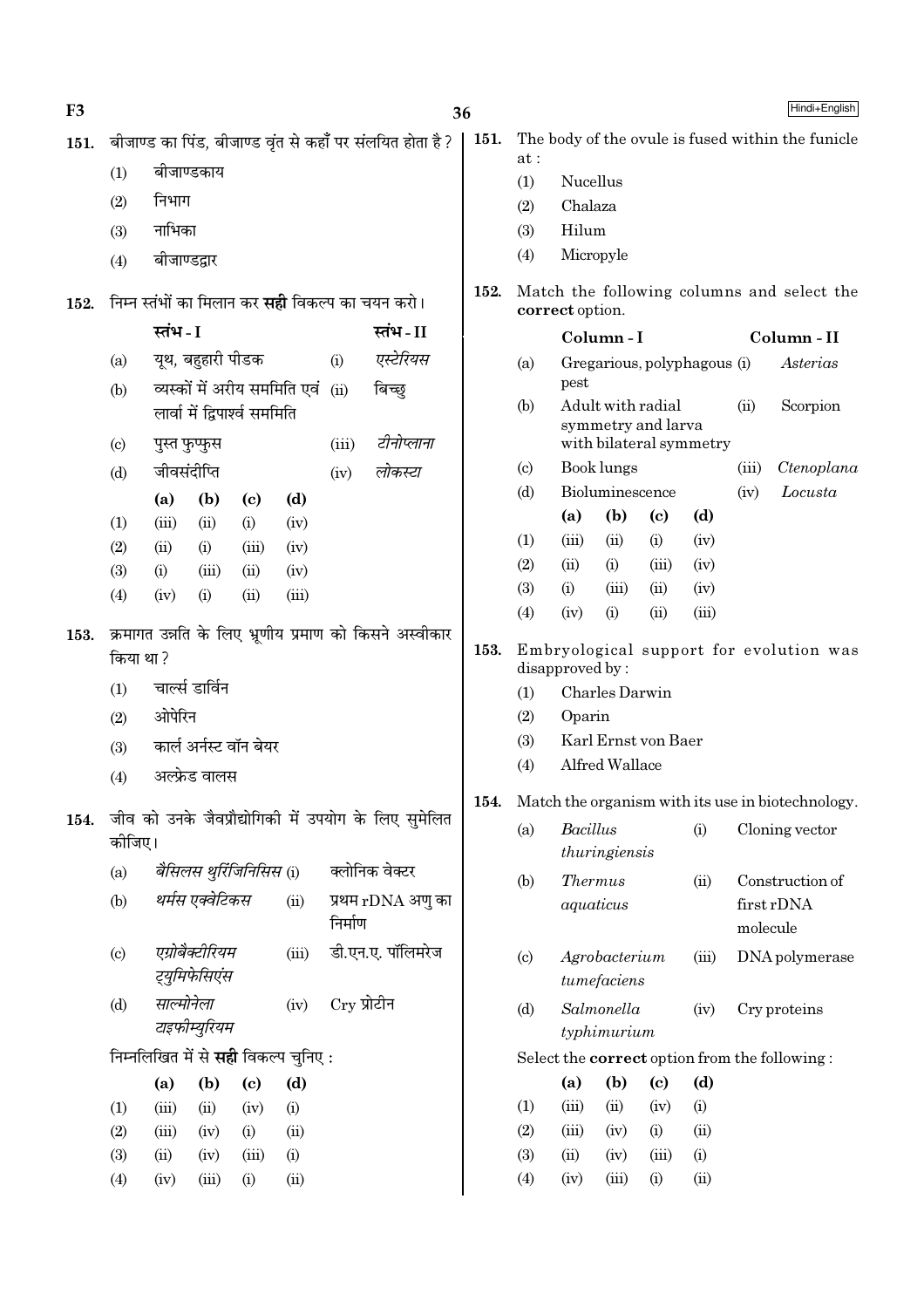151. बीजाण्ड का पिंड, बीजाण्ड वृंत से कहाँ पर संलयित होता है ?

(1) बीजाण्डकाय
(2) निभाग
(3) नाभिका
(4) बीजाण्डद्वार

152. निम्न स्तंभों का मिलान कर **सही** विकल्प का चयन करो।

| | स्तंभ - I | | स्तंभ - II |
|---|---|---|---|
| (a) | यूथ, बहुहारी पीडक | (i) | *एस्टेरियस* |
| (b) | व्यस्कों में अरीय सममिति एवं लार्वा में द्विपार्श्व सममिति | (ii) | बिच्छु |
| (c) | पुस्त फुप्फुस | (iii) | *टीनोप्लाना* |
| (d) | जीवसंदीप्ति | (iv) | *लोकस्टा* |

| | (a) | (b) | (c) | (d) |
|---|---|---|---|---|
| (1) | (iii) | (ii) | (i) | (iv) |
| (2) | (ii) | (i) | (iii) | (iv) |
| (3) | (i) | (iii) | (ii) | (iv) |
| (4) | (iv) | (i) | (ii) | (iii) |

153. क्रमागत उन्नति के लिए भ्रूणीय प्रमाण को किसने अस्वीकार किया था ?

(1) चार्ल्स डार्विन
(2) ओपेरिन
(3) कार्ल अर्नस्ट वॉन बेयर
(4) अल्फ्रेड वालस

154. जीव को उनके जैवप्रौद्योगिकी में उपयोग के लिए सुमेलित कीजिए।

| | | | |
|---|---|---|---|
| (a) | *बैसिलस थुरिंजिनिसिस* | (i) | क्लोनिक वेक्टर |
| (b) | *थर्मस एक्वेटिकस* | (ii) | प्रथम rDNA अणु का निर्माण |
| (c) | *एग्रोबैक्टीरियम ट्युमिफेसिएंस* | (iii) | डी.एन.ए. पॉलिमरेज |
| (d) | *साल्मोनेला टाइफीम्युरियम* | (iv) | Cry प्रोटीन |

निम्नलिखित में से **सही** विकल्प चुनिए :

| | (a) | (b) | (c) | (d) |
|---|---|---|---|---|
| (1) | (iii) | (ii) | (iv) | (i) |
| (2) | (iii) | (iv) | (i) | (ii) |
| (3) | (ii) | (iv) | (iii) | (i) |
| (4) | (iv) | (iii) | (i) | (ii) |

151. The body of the ovule is fused within the funicle at :

(1) Nucellus
(2) Chalaza
(3) Hilum
(4) Micropyle

152. Match the following columns and select the **correct** option.

| | Column - I | | Column - II |
|---|---|---|---|
| (a) | Gregarious, polyphagous pest | (i) | *Asterias* |
| (b) | Adult with radial symmetry and larva with bilateral symmetry | (ii) | Scorpion |
| (c) | Book lungs | (iii) | *Ctenoplana* |
| (d) | Bioluminescence | (iv) | *Locusta* |

| | (a) | (b) | (c) | (d) |
|---|---|---|---|---|
| (1) | (iii) | (ii) | (i) | (iv) |
| (2) | (ii) | (i) | (iii) | (iv) |
| (3) | (i) | (iii) | (ii) | (iv) |
| (4) | (iv) | (i) | (ii) | (iii) |

153. Embryological support for evolution was disapproved by :

(1) Charles Darwin
(2) Oparin
(3) Karl Ernst von Baer
(4) Alfred Wallace

154. Match the organism with its use in biotechnology.

| | | | |
|---|---|---|---|
| (a) | *Bacillus thuringiensis* | (i) | Cloning vector |
| (b) | *Thermus aquaticus* | (ii) | Construction of first rDNA molecule |
| (c) | *Agrobacterium tumefaciens* | (iii) | DNA polymerase |
| (d) | *Salmonella typhimurium* | (iv) | Cry proteins |

Select the **correct** option from the following :

| | (a) | (b) | (c) | (d) |
|---|---|---|---|---|
| (1) | (iii) | (ii) | (iv) | (i) |
| (2) | (iii) | (iv) | (i) | (ii) |
| (3) | (ii) | (iv) | (iii) | (i) |
| (4) | (iv) | (iii) | (i) | (ii) |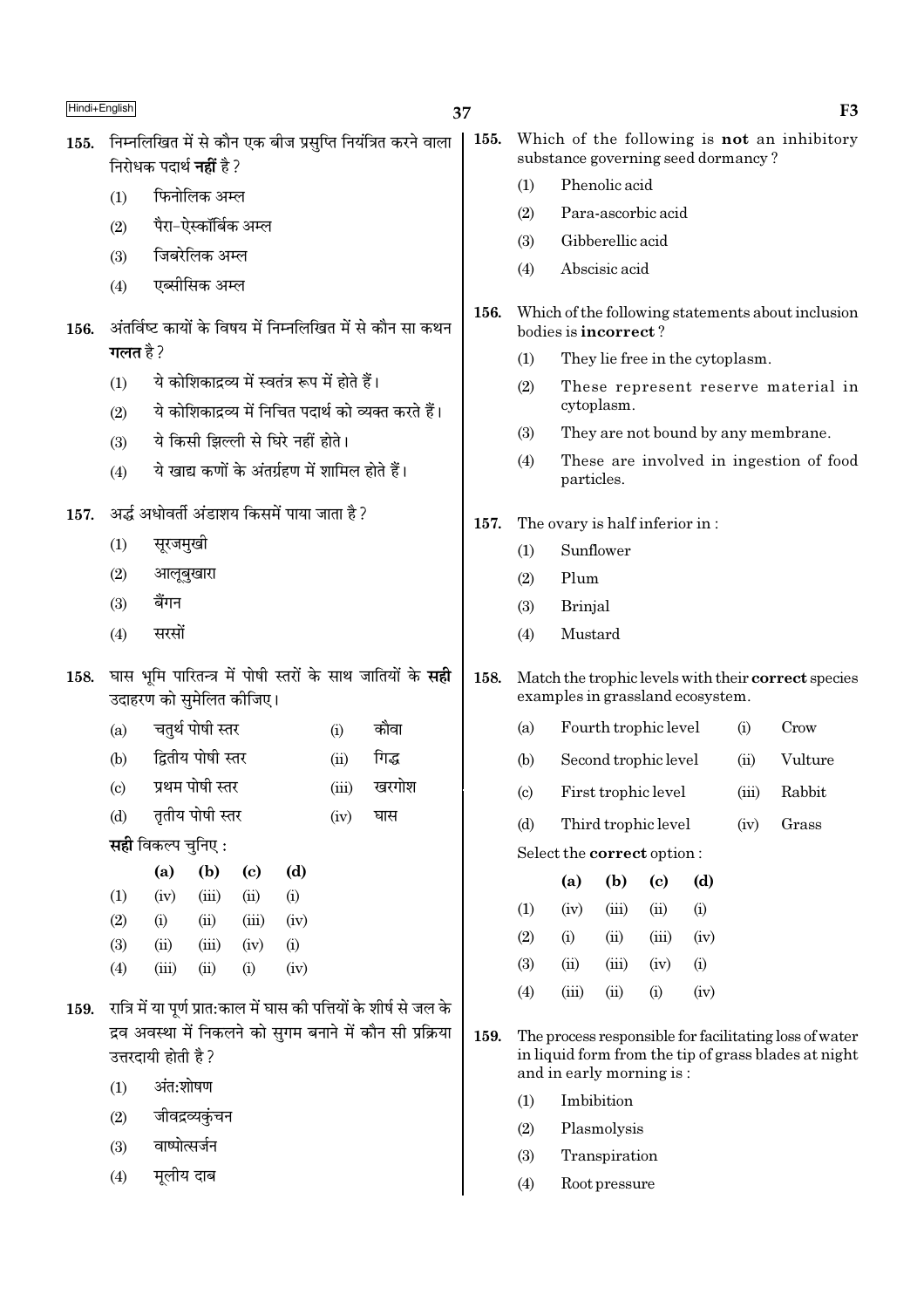155. निम्नलिखित में से कौन एक बीज प्रसुप्ति नियंत्रित करने वाला निरोधक पदार्थ **नहीं** है ?

(1) फिनोलिक अम्ल
(2) पैरा-ऐस्कॉर्बिक अम्ल
(3) जिबरेलिक अम्ल
(4) एब्सीसिक अम्ल

156. अंतर्विष्ट कायों के विषय में निम्नलिखित में से कौन सा कथन **गलत** है ?

(1) ये कोशिकाद्रव्य में स्वतंत्र रूप में होते हैं।
(2) ये कोशिकाद्रव्य में निचित पदार्थ को व्यक्त करते हैं।
(3) ये किसी झिल्ली से घिरे नहीं होते।
(4) ये खाद्य कणों के अंतर्ग्रहण में शामिल होते हैं।

157. अर्द्ध अधोवर्ती अंडाशय किसमें पाया जाता है ?

(1) सूरजमुखी
(2) आलूबुखारा
(3) बैंगन
(4) सरसों

158. घास भूमि पारितन्त्र में पोषी स्तरों के साथ जातियों के **सही** उदाहरण को सुमेलित कीजिए।

| | | | |
|---|---|---|---|
| (a) | चतुर्थ पोषी स्तर | (i) | कौवा |
| (b) | द्वितीय पोषी स्तर | (ii) | गिद्ध |
| (c) | प्रथम पोषी स्तर | (iii) | खरगोश |
| (d) | तृतीय पोषी स्तर | (iv) | घास |

**सही** विकल्प चुनिए :

| | (a) | (b) | (c) | (d) |
|---|---|---|---|---|
| (1) | (iv) | (iii) | (ii) | (i) |
| (2) | (i) | (ii) | (iii) | (iv) |
| (3) | (ii) | (iii) | (iv) | (i) |
| (4) | (iii) | (ii) | (i) | (iv) |

159. रात्रि में या पूर्ण प्रात:काल में घास की पत्तियों के शीर्ष से जल के द्रव अवस्था में निकलने को सुगम बनाने में कौन सी प्रक्रिया उत्तरदायी होती है ?

(1) अंत:शोषण
(2) जीवद्रव्यकुंचन
(3) वाष्पोत्सर्जन
(4) मूलीय दाब

155. Which of the following is **not** an inhibitory substance governing seed dormancy ?

(1) Phenolic acid
(2) Para-ascorbic acid
(3) Gibberellic acid
(4) Abscisic acid

156. Which of the following statements about inclusion bodies is **incorrect** ?

(1) They lie free in the cytoplasm.
(2) These represent reserve material in cytoplasm.
(3) They are not bound by any membrane.
(4) These are involved in ingestion of food particles.

157. The ovary is half inferior in :

(1) Sunflower
(2) Plum
(3) Brinjal
(4) Mustard

158. Match the trophic levels with their **correct** species examples in grassland ecosystem.

| | | | |
|---|---|---|---|
| (a) | Fourth trophic level | (i) | Crow |
| (b) | Second trophic level | (ii) | Vulture |
| (c) | First trophic level | (iii) | Rabbit |
| (d) | Third trophic level | (iv) | Grass |

Select the **correct** option :

| | (a) | (b) | (c) | (d) |
|---|---|---|---|---|
| (1) | (iv) | (iii) | (ii) | (i) |
| (2) | (i) | (ii) | (iii) | (iv) |
| (3) | (ii) | (iii) | (iv) | (i) |
| (4) | (iii) | (ii) | (i) | (iv) |

159. The process responsible for facilitating loss of water in liquid form from the tip of grass blades at night and in early morning is :

(1) Imbibition
(2) Plasmolysis
(3) Transpiration
(4) Root pressure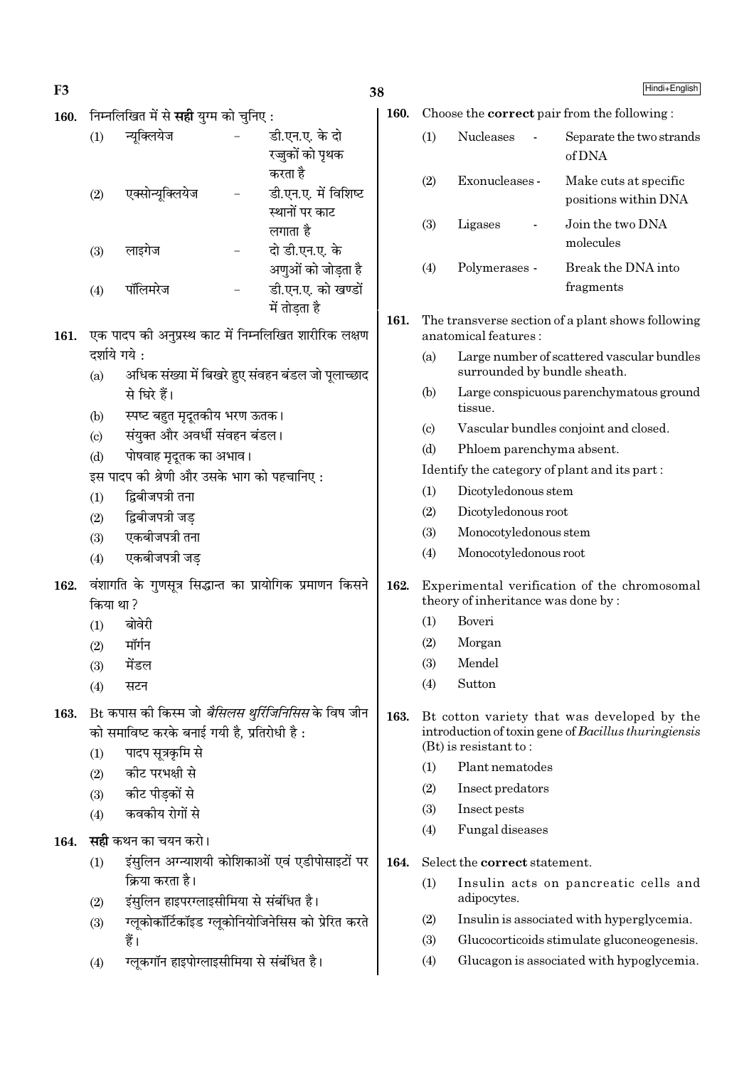**160.** निम्नलिखित में से **सही** युग्म को चुनिए :

(1) न्यूक्लियेज – डी.एन.ए. के दो रज्जुकों को पृथक करता है

(2) एक्सोन्यूक्लियेज – डी.एन.ए. में विशिष्ट स्थानों पर काट लगाता है

(3) लाइगेज – दो डी.एन.ए. के अणुओं को जोड़ता है

(4) पॉलिमरेज – डी.एन.ए. को खण्डों में तोड़ता है

**161.** एक पादप की अनुप्रस्थ काट में निम्नलिखित शारीरिक लक्षण दर्शाये गये :

(a) अधिक संख्या में बिखरे हुए संवहन बंडल जो पूलाच्छाद से घिरे हैं।

(b) स्पष्ट बहुत मृदूतकीय भरण ऊतक।

(c) संयुक्त और अवर्धी संवहन बंडल।

(d) पोषवाह मृदूतक का अभाव।

इस पादप की श्रेणी और उसके भाग को पहचानिए :

(1) द्विबीजपत्री तना

(2) द्विबीजपत्री जड़

(3) एकबीजपत्री तना

(4) एकबीजपत्री जड़

**162.** वंशागति के गुणसूत्र सिद्धान्त का प्रायोगिक प्रमाणन किसने किया था ?

(1) बोवेरी

(2) मॉर्गन

(3) मेंडल

(4) सटन

**163.** Bt कपास की किस्म जो *बैसिलस थुरिंजिनिसिस* के विष जीन को समाविष्ट करके बनाई गयी है, प्रतिरोधी है :

(1) पादप सूत्रकृमि से

(2) कीट परभक्षी से

(3) कीट पीड़कों से

(4) कवकीय रोगों से

**164.** **सही** कथन का चयन करो।

(1) इंसुलिन अग्न्याशयी कोशिकाओं एवं एडीपोसाइटों पर क्रिया करता है।

(2) इंसुलिन हाइपरग्लाइसीमिया से संबंधित है।

(3) ग्लूकोकॉर्टिकॉइड ग्लूकोनियोजिनेसिस को प्रेरित करते हैं।

(4) ग्लूकगॉन हाइपोग्लाइसीमिया से संबंधित है।

**160.** Choose the **correct** pair from the following :

(1) Nucleases - Separate the two strands of DNA

(2) Exonucleases - Make cuts at specific positions within DNA

(3) Ligases - Join the two DNA molecules

(4) Polymerases - Break the DNA into fragments

**161.** The transverse section of a plant shows following anatomical features :

(a) Large number of scattered vascular bundles surrounded by bundle sheath.

(b) Large conspicuous parenchymatous ground tissue.

(c) Vascular bundles conjoint and closed.

(d) Phloem parenchyma absent.

Identify the category of plant and its part :

(1) Dicotyledonous stem

(2) Dicotyledonous root

(3) Monocotyledonous stem

(4) Monocotyledonous root

**162.** Experimental verification of the chromosomal theory of inheritance was done by :

(1) Boveri

(2) Morgan

(3) Mendel

(4) Sutton

**163.** Bt cotton variety that was developed by the introduction of toxin gene of *Bacillus thuringiensis* (Bt) is resistant to :

(1) Plant nematodes

(2) Insect predators

(3) Insect pests

(4) Fungal diseases

**164.** Select the **correct** statement.

(1) Insulin acts on pancreatic cells and adipocytes.

(2) Insulin is associated with hyperglycemia.

(3) Glucocorticoids stimulate gluconeogenesis.

(4) Glucagon is associated with hypoglycemia.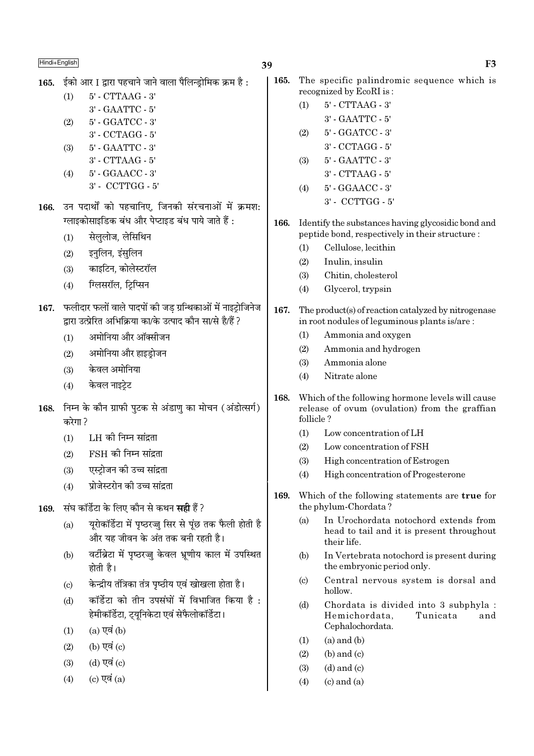165. ईको आर I द्वारा पहचाने जाने वाला पैलिन्ड्रोमिक क्रम है :

(1) 5' - CTTAAG - 3'
3' - GAATTC - 5'

(2) 5' - GGATCC - 3'
3' - CCTAGG - 5'

(3) 5' - GAATTC - 3'
3' - CTTAAG - 5'

(4) 5' - GGAACC - 3'
3' - CCTTGG - 5'

166. उन पदार्थों को पहचानिए, जिनकी संरचनाओं में क्रमशः ग्लाइकोसाइडिक बंध और पेप्टाइड बंध पाये जाते हैं :

(1) सेलुलोज, लेसिथिन
(2) इनुलिन, इंसुलिन
(3) काइटिन, कोलेस्टरॉल
(4) ग्लिसरॉल, ट्रिप्सिन

167. फलीदार फलों वाले पादपों की जड़ ग्रन्थिकाओं में नाइट्रोजिनेज द्वारा उत्प्रेरित अभिक्रिया का/के उत्पाद कौन सा/से है/हैं ?

(1) अमोनिया और ऑक्सीजन
(2) अमोनिया और हाइड्रोजन
(3) केवल अमोनिया
(4) केवल नाइट्रेट

168. निम्न के कौन ग्राफी पुटक से अंडाणु का मोचन (अंडोत्सर्ग) करेगा ?

(1) LH की निम्न सांद्रता
(2) FSH की निम्न सांद्रता
(3) एस्ट्रोजन की उच्च सांद्रता
(4) प्रोजेस्टरोन की उच्च सांद्रता

169. संघ कॉर्डेटा के लिए कौन से कथन **सही** हैं ?

(a) यूरोकॉर्डेटा में पृष्ठरज्जु सिर से पूंछ तक फैली होती है और यह जीवन के अंत तक बनी रहती है।
(b) वर्टीब्रेटा में पृष्ठरज्जु केवल भ्रूणीय काल में उपस्थित होती है।
(c) केन्द्रीय तंत्रिका तंत्र पृष्ठीय एवं खोखला होता है।
(d) कॉर्डेटा को तीन उपसंघों में विभाजित किया है : हेमीकॉर्डेटा, ट्यूनिकेटा एवं सेफैलोकॉर्डेटा।

(1) (a) एवं (b)
(2) (b) एवं (c)
(3) (d) एवं (c)
(4) (c) एवं (a)

165. The specific palindromic sequence which is recognized by EcoRI is :

(1) 5' - CTTAAG - 3'
3' - GAATTC - 5'

(2) 5' - GGATCC - 3'
3' - CCTAGG - 5'

(3) 5' - GAATTC - 3'
3' - CTTAAG - 5'

(4) 5' - GGAACC - 3'
3' - CCTTGG - 5'

166. Identify the substances having glycosidic bond and peptide bond, respectively in their structure :

(1) Cellulose, lecithin
(2) Inulin, insulin
(3) Chitin, cholesterol
(4) Glycerol, trypsin

167. The product(s) of reaction catalyzed by nitrogenase in root nodules of leguminous plants is/are :

(1) Ammonia and oxygen
(2) Ammonia and hydrogen
(3) Ammonia alone
(4) Nitrate alone

168. Which of the following hormone levels will cause release of ovum (ovulation) from the graffian follicle ?

(1) Low concentration of LH
(2) Low concentration of FSH
(3) High concentration of Estrogen
(4) High concentration of Progesterone

169. Which of the following statements are **true** for the phylum-Chordata ?

(a) In Urochordata notochord extends from head to tail and it is present throughout their life.
(b) In Vertebrata notochord is present during the embryonic period only.
(c) Central nervous system is dorsal and hollow.
(d) Chordata is divided into 3 subphyla : Hemichordata, Tunicata and Cephalochordata.

(1) (a) and (b)
(2) (b) and (c)
(3) (d) and (c)
(4) (c) and (a)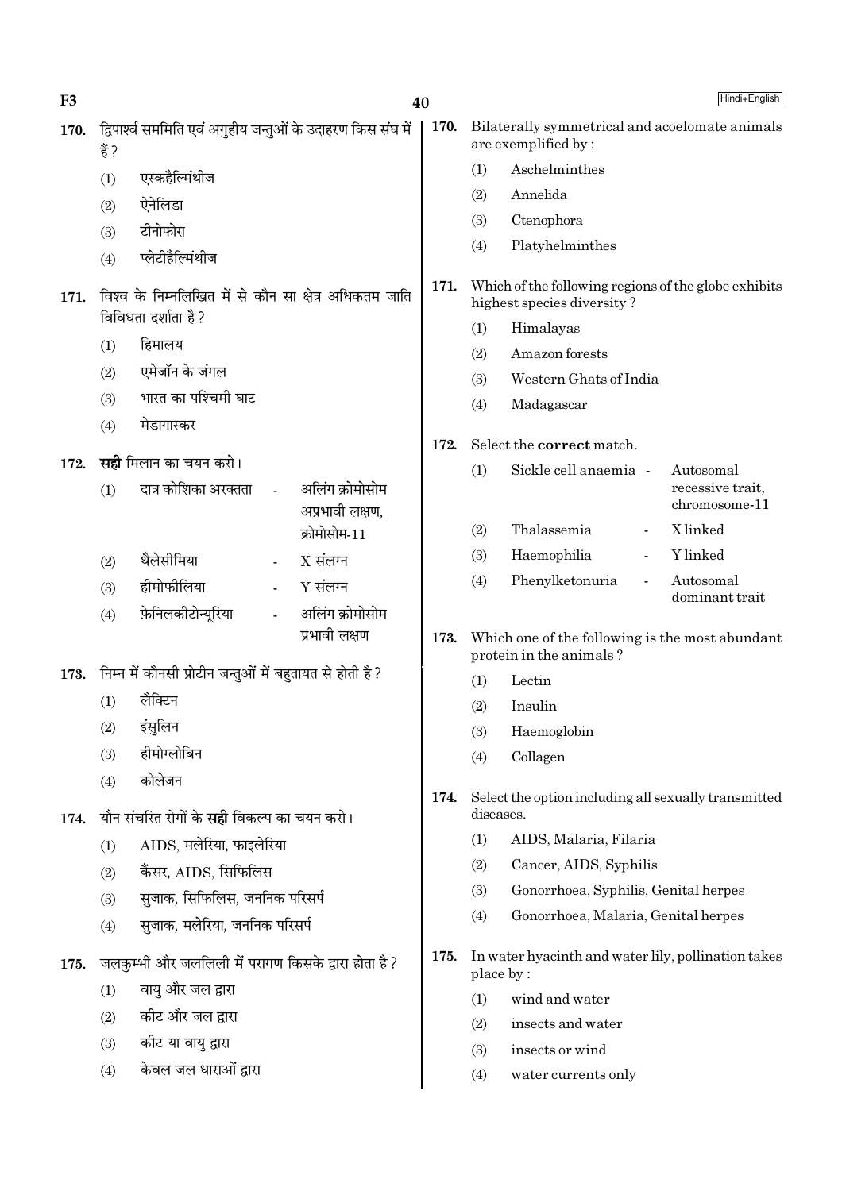170. द्विपार्श्व सममिति एवं अगुहीय जन्तुओं के उदाहरण किस संघ में हैं ?

(1) एस्कहैल्मिंथीज
(2) ऐनेलिडा
(3) टीनोफोरा
(4) प्लेटीहैल्मिंथीज

171. विश्व के निम्नलिखित में से कौन सा क्षेत्र अधिकतम जाति विविधता दर्शाता है ?

(1) हिमालय
(2) एमेजॉन के जंगल
(3) भारत का पश्चिमी घाट
(4) मेडागास्कर

172. **सही** मिलान का चयन करो।

(1) दात्र कोशिका अरक्तता - अलिंग क्रोमोसोम अप्रभावी लक्षण, क्रोमोसोम-11
(2) थैलेसीमिया - X संलग्न
(3) हीमोफीलिया - Y संलग्न
(4) फ़ेनिलकीटोन्यूरिया - अलिंग क्रोमोसोम प्रभावी लक्षण

173. निम्न में कौनसी प्रोटीन जन्तुओं में बहुतायत से होती है ?

(1) लैक्टिन
(2) इंसुलिन
(3) हीमोग्लोबिन
(4) कोलेजन

174. यौन संचरित रोगों के **सही** विकल्प का चयन करो।

(1) AIDS, मलेरिया, फाइलेरिया
(2) कैंसर, AIDS, सिफिलिस
(3) सुजाक, सिफिलिस, जननिक परिसर्प
(4) सुजाक, मलेरिया, जननिक परिसर्प

175. जलकुम्भी और जललिली में परागण किसके द्वारा होता है ?

(1) वायु और जल द्वारा
(2) कीट और जल द्वारा
(3) कीट या वायु द्वारा
(4) केवल जल धाराओं द्वारा

170. Bilaterally symmetrical and acoelomate animals are exemplified by :

(1) Aschelminthes
(2) Annelida
(3) Ctenophora
(4) Platyhelminthes

171. Which of the following regions of the globe exhibits highest species diversity ?

(1) Himalayas
(2) Amazon forests
(3) Western Ghats of India
(4) Madagascar

172. Select the **correct** match.

(1) Sickle cell anaemia - Autosomal recessive trait, chromosome-11
(2) Thalassemia - X linked
(3) Haemophilia - Y linked
(4) Phenylketonuria - Autosomal dominant trait

173. Which one of the following is the most abundant protein in the animals ?

(1) Lectin
(2) Insulin
(3) Haemoglobin
(4) Collagen

174. Select the option including all sexually transmitted diseases.

(1) AIDS, Malaria, Filaria
(2) Cancer, AIDS, Syphilis
(3) Gonorrhoea, Syphilis, Genital herpes
(4) Gonorrhoea, Malaria, Genital herpes

175. In water hyacinth and water lily, pollination takes place by :

(1) wind and water
(2) insects and water
(3) insects or wind
(4) water currents only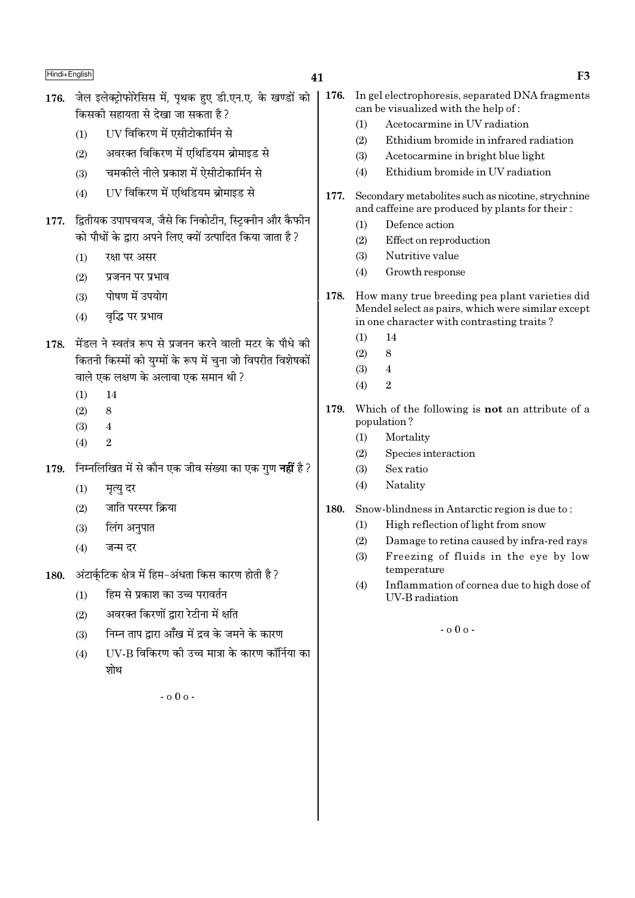176. जेल इलेक्ट्रोफोरेसिस में, पृथक हुए डी.एन.ए. के खण्डों को किसकी सहायता से देखा जा सकता है ?

(1) UV विकिरण में एसीटोकार्मिन से

(2) अवरक्त विकिरण में एथिडियम ब्रोमाइड से

(3) चमकीले नीले प्रकाश में ऐसीटोकार्मिन से

(4) UV विकिरण में एथिडियम ब्रोमाइड से

177. द्वितीयक उपापचयज, जैसे कि निकोटीन, स्ट्रिक्नीन और कैफीन को पौधों के द्वारा अपने लिए क्यों उत्पादित किया जाता है ?

(1) रक्षा पर असर

(2) प्रजनन पर प्रभाव

(3) पोषण में उपयोग

(4) वृद्धि पर प्रभाव

178. मेंडल ने स्वतंत्र रूप से प्रजनन करने वाली मटर के पौधे की कितनी किस्मों को युग्मों के रूप में चुना जो विपरीत विशेषकों वाले एक लक्षण के अलावा एक समान थी ?

(1) 14

(2) 8

(3) 4

(4) 2

179. निम्नलिखित में से कौन एक जीव संख्या का एक गुण **नहीं** है ?

(1) मृत्यु दर

(2) जाति परस्पर क्रिया

(3) लिंग अनुपात

(4) जन्म दर

180. अंटार्कटिक क्षेत्र में हिम-अंधता किस कारण होती है ?

(1) हिम से प्रकाश का उच्च परावर्तन

(2) अवरक्त किरणों द्वारा रेटीना में क्षति

(3) निम्न ताप द्वारा आँख में द्रव के जमने के कारण

(4) UV-B विकिरण की उच्च मात्रा के कारण कॉर्निया का शोथ

- o 0 o -

176. In gel electrophoresis, separated DNA fragments can be visualized with the help of :

(1) Acetocarmine in UV radiation

(2) Ethidium bromide in infrared radiation

(3) Acetocarmine in bright blue light

(4) Ethidium bromide in UV radiation

177. Secondary metabolites such as nicotine, strychnine and caffeine are produced by plants for their :

(1) Defence action

(2) Effect on reproduction

(3) Nutritive value

(4) Growth response

178. How many true breeding pea plant varieties did Mendel select as pairs, which were similar except in one character with contrasting traits ?

(1) 14

(2) 8

(3) 4

(4) 2

179. Which of the following is **not** an attribute of a population ?

(1) Mortality

(2) Species interaction

(3) Sex ratio

(4) Natality

180. Snow-blindness in Antarctic region is due to :

(1) High reflection of light from snow

(2) Damage to retina caused by infra-red rays

(3) Freezing of fluids in the eye by low temperature

(4) Inflammation of cornea due to high dose of UV-B radiation

- o 0 o -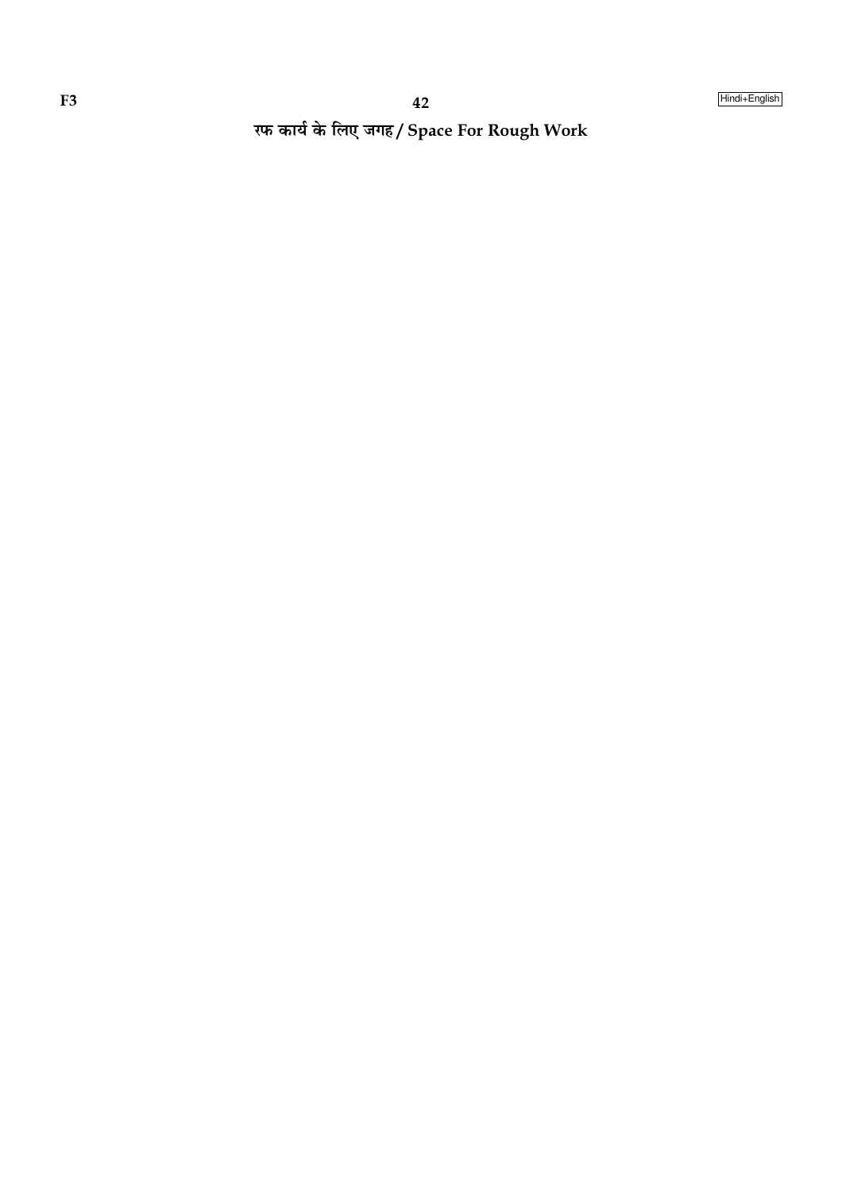रफ कार्य के लिए जगह / Space For Rough Work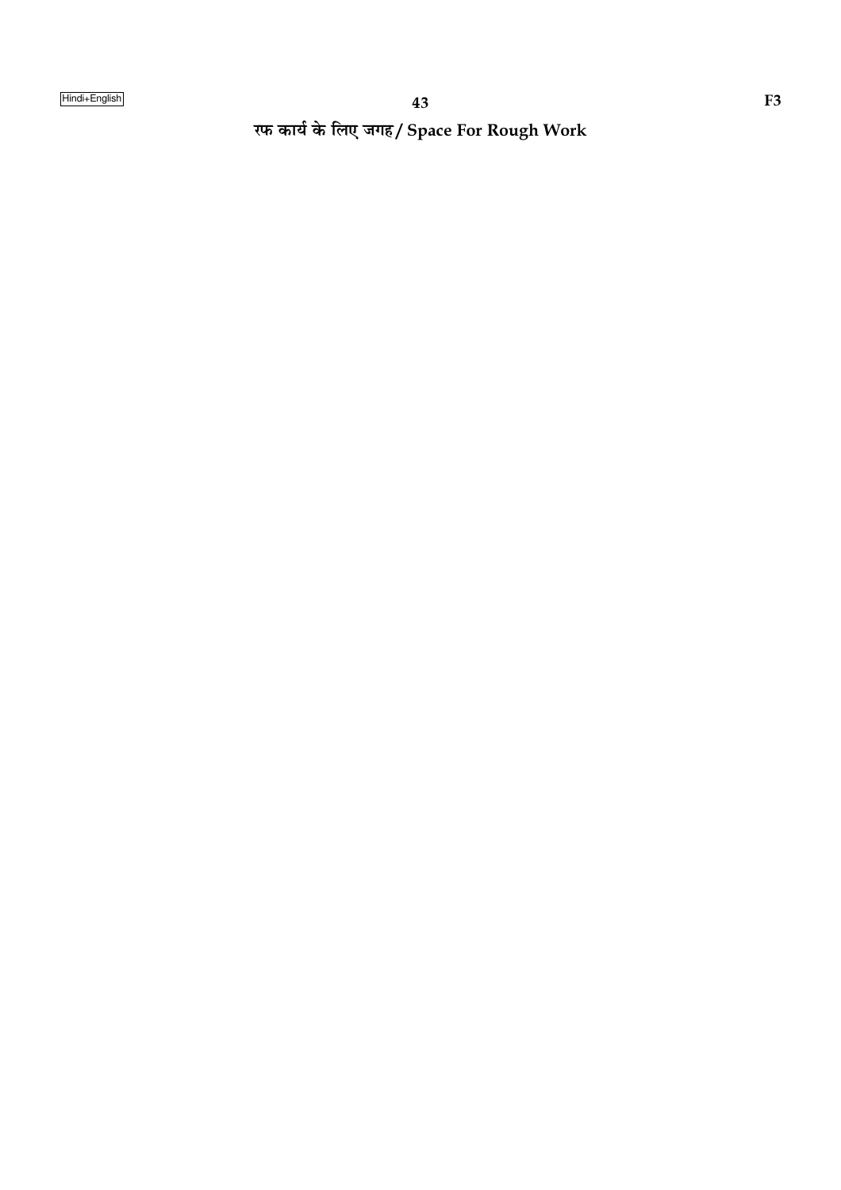रफ कार्य के लिए जगह / Space For Rough Work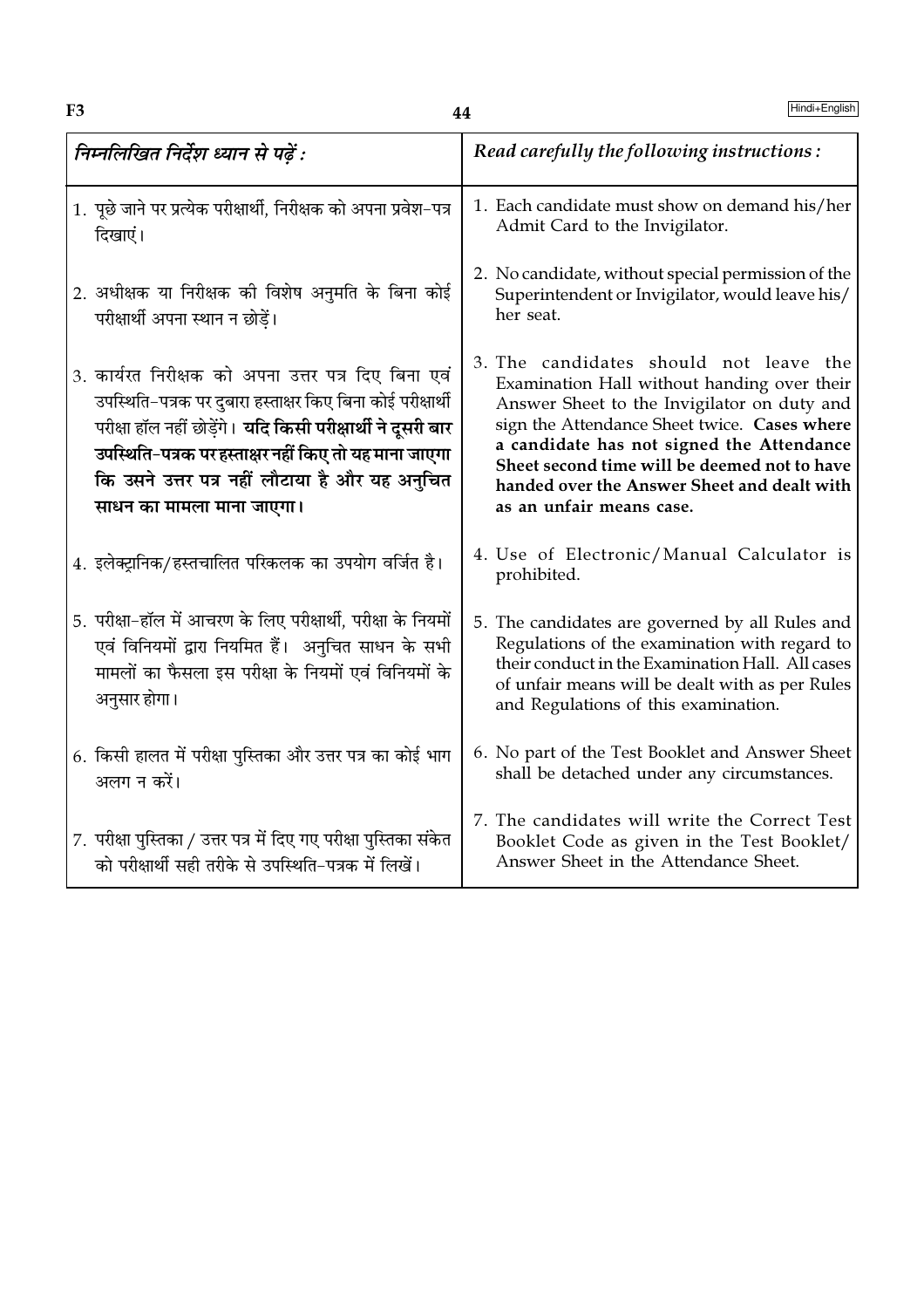| *निम्नलिखित निर्देश ध्यान से पढ़ें :* | *Read carefully the following instructions :* |
|---|---|
| 1. पूछे जाने पर प्रत्येक परीक्षार्थी, निरीक्षक को अपना प्रवेश-पत्र दिखाएं। | 1. Each candidate must show on demand his/her Admit Card to the Invigilator. |
| 2. अधीक्षक या निरीक्षक की विशेष अनुमति के बिना कोई परीक्षार्थी अपना स्थान न छोड़ें। | 2. No candidate, without special permission of the Superintendent or Invigilator, would leave his/her seat. |
| 3. कार्यरत निरीक्षक को अपना उत्तर पत्र दिए बिना एवं उपस्थिति-पत्रक पर दुबारा हस्ताक्षर किए बिना कोई परीक्षार्थी परीक्षा हॉल नहीं छोड़ेंगे। **यदि किसी परीक्षार्थी ने दूसरी बार उपस्थिति-पत्रक पर हस्ताक्षर नहीं किए तो यह माना जाएगा कि उसने उत्तर पत्र नहीं लौटाया है और यह अनुचित साधन का मामला माना जाएगा।** | 3. The candidates should not leave the Examination Hall without handing over their Answer Sheet to the Invigilator on duty and sign the Attendance Sheet twice. **Cases where a candidate has not signed the Attendance Sheet second time will be deemed not to have handed over the Answer Sheet and dealt with as an unfair means case.** |
| 4. इलेक्ट्रानिक/हस्तचालित परिकलक का उपयोग वर्जित है। | 4. Use of Electronic/Manual Calculator is prohibited. |
| 5. परीक्षा-हॉल में आचरण के लिए परीक्षार्थी, परीक्षा के नियमों एवं विनियमों द्वारा नियमित हैं। अनुचित साधन के सभी मामलों का फैसला इस परीक्षा के नियमों एवं विनियमों के अनुसार होगा। | 5. The candidates are governed by all Rules and Regulations of the examination with regard to their conduct in the Examination Hall. All cases of unfair means will be dealt with as per Rules and Regulations of this examination. |
| 6. किसी हालत में परीक्षा पुस्तिका और उत्तर पत्र का कोई भाग अलग न करें। | 6. No part of the Test Booklet and Answer Sheet shall be detached under any circumstances. |
| 7. परीक्षा पुस्तिका / उत्तर पत्र में दिए गए परीक्षा पुस्तिका संकेत को परीक्षार्थी सही तरीके से उपस्थिति-पत्रक में लिखें। | 7. The candidates will write the Correct Test Booklet Code as given in the Test Booklet/ Answer Sheet in the Attendance Sheet. |